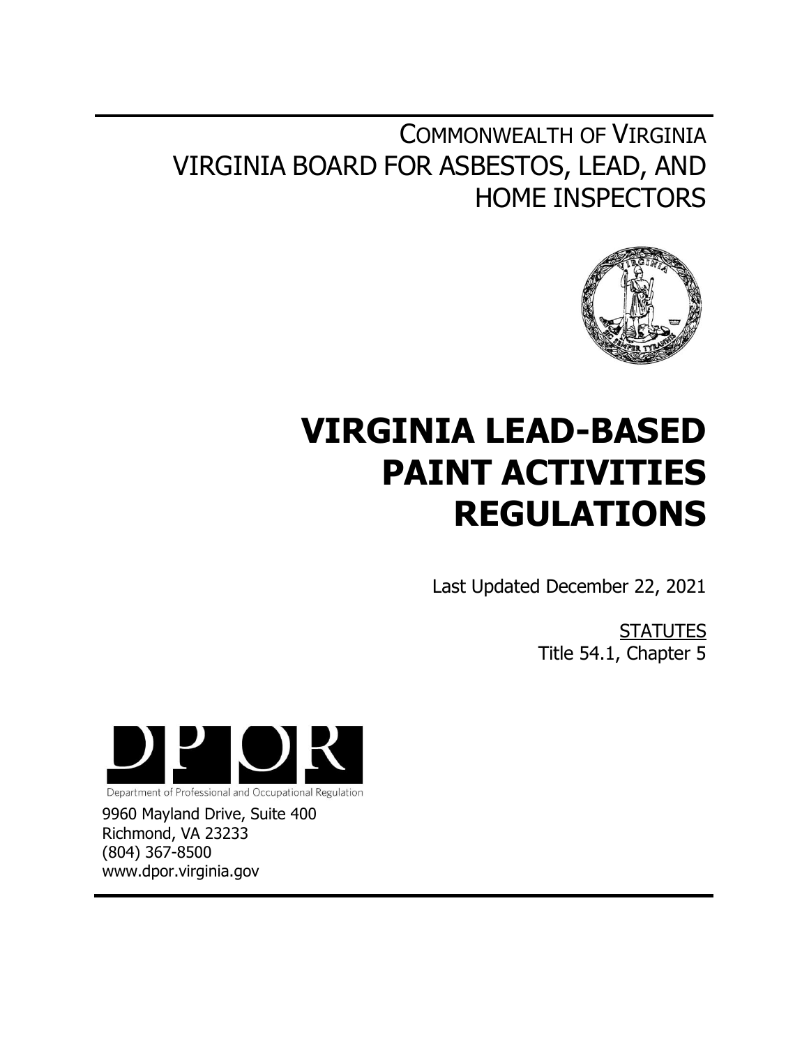COMMONWEALTH OF VIRGINIA
VIRGINIA BOARD FOR ASBESTOS, LEAD, AND HOME INSPECTORS

# VIRGINIA LEAD-BASED PAINT ACTIVITIES REGULATIONS

Last Updated December 22, 2021

STATUTES
Title 54.1, Chapter 5

DPOR
Department of Professional and Occupational Regulation

9960 Mayland Drive, Suite 400
Richmond, VA 23233
(804) 367-8500
www.dpor.virginia.gov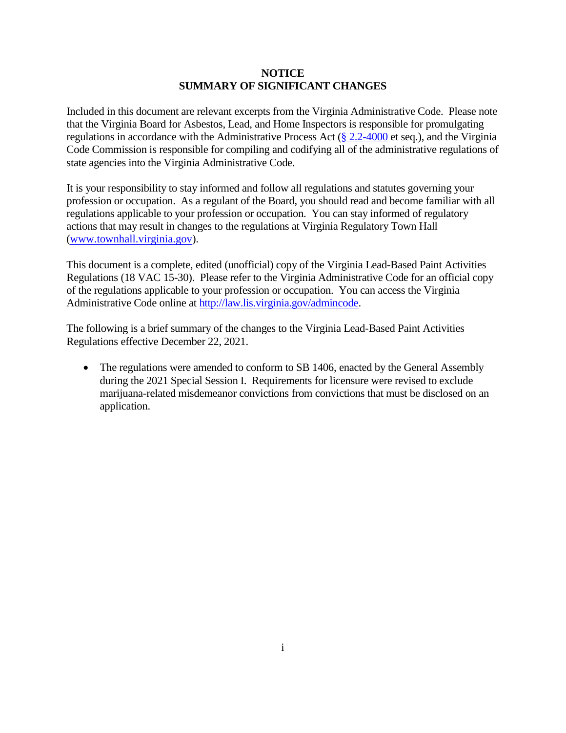# NOTICE
# SUMMARY OF SIGNIFICANT CHANGES

Included in this document are relevant excerpts from the Virginia Administrative Code. Please note that the Virginia Board for Asbestos, Lead, and Home Inspectors is responsible for promulgating regulations in accordance with the Administrative Process Act ([§ 2.2-4000](#) et seq.), and the Virginia Code Commission is responsible for compiling and codifying all of the administrative regulations of state agencies into the Virginia Administrative Code.

It is your responsibility to stay informed and follow all regulations and statutes governing your profession or occupation. As a regulant of the Board, you should read and become familiar with all regulations applicable to your profession or occupation. You can stay informed of regulatory actions that may result in changes to the regulations at Virginia Regulatory Town Hall ([www.townhall.virginia.gov](http://www.townhall.virginia.gov)).

This document is a complete, edited (unofficial) copy of the Virginia Lead-Based Paint Activities Regulations (18 VAC 15-30). Please refer to the Virginia Administrative Code for an official copy of the regulations applicable to your profession or occupation. You can access the Virginia Administrative Code online at [http://law.lis.virginia.gov/admincode](http://law.lis.virginia.gov/admincode).

The following is a brief summary of the changes to the Virginia Lead-Based Paint Activities Regulations effective December 22, 2021.

- The regulations were amended to conform to SB 1406, enacted by the General Assembly during the 2021 Special Session I. Requirements for licensure were revised to exclude marijuana-related misdemeanor convictions from convictions that must be disclosed on an application.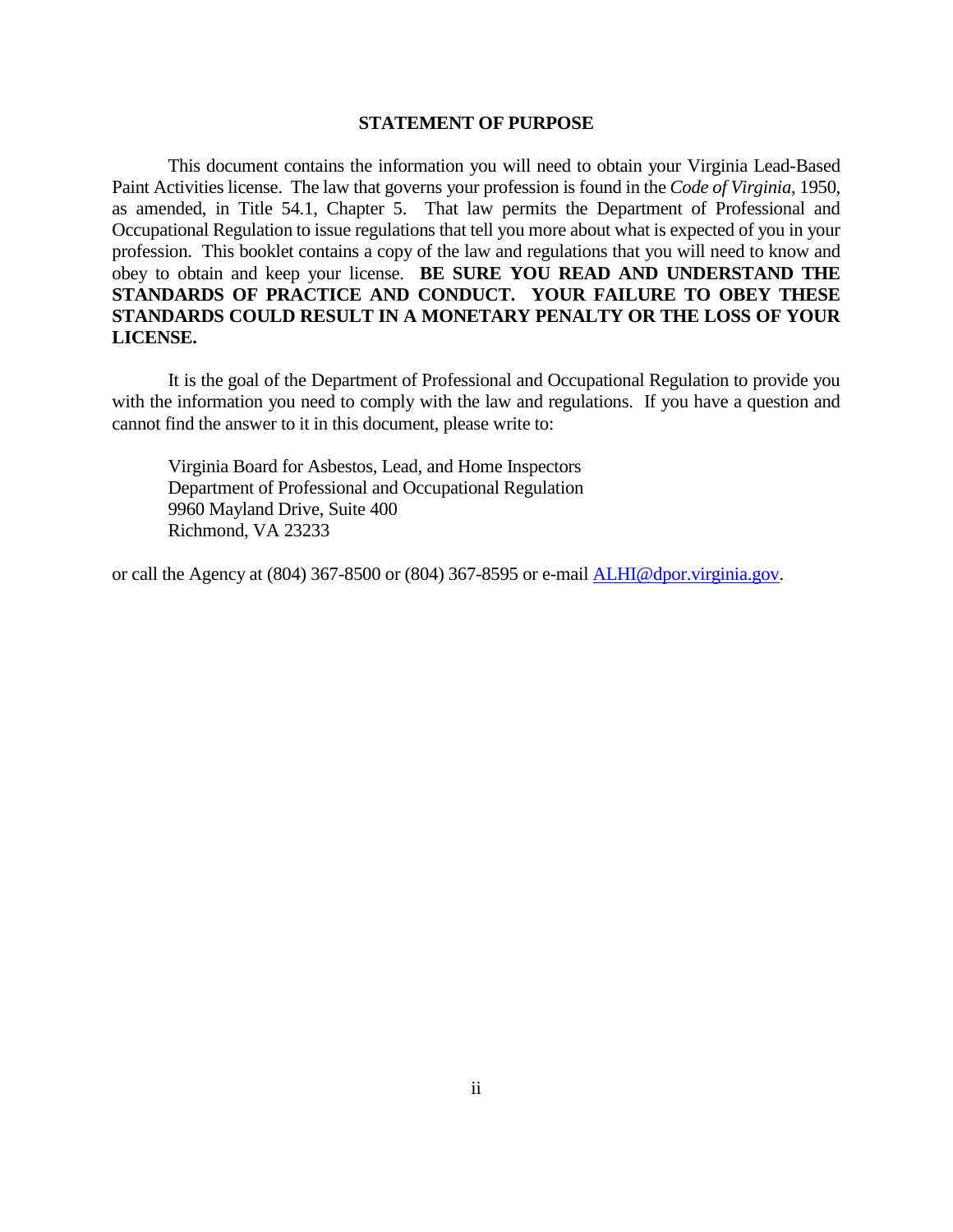## STATEMENT OF PURPOSE

This document contains the information you will need to obtain your Virginia Lead-Based Paint Activities license. The law that governs your profession is found in the *Code of Virginia*, 1950, as amended, in Title 54.1, Chapter 5. That law permits the Department of Professional and Occupational Regulation to issue regulations that tell you more about what is expected of you in your profession. This booklet contains a copy of the law and regulations that you will need to know and obey to obtain and keep your license. **BE SURE YOU READ AND UNDERSTAND THE STANDARDS OF PRACTICE AND CONDUCT. YOUR FAILURE TO OBEY THESE STANDARDS COULD RESULT IN A MONETARY PENALTY OR THE LOSS OF YOUR LICENSE.**

It is the goal of the Department of Professional and Occupational Regulation to provide you with the information you need to comply with the law and regulations. If you have a question and cannot find the answer to it in this document, please write to:

Virginia Board for Asbestos, Lead, and Home Inspectors
Department of Professional and Occupational Regulation
9960 Mayland Drive, Suite 400
Richmond, VA 23233

or call the Agency at (804) 367-8500 or (804) 367-8595 or e-mail ALHI@dpor.virginia.gov.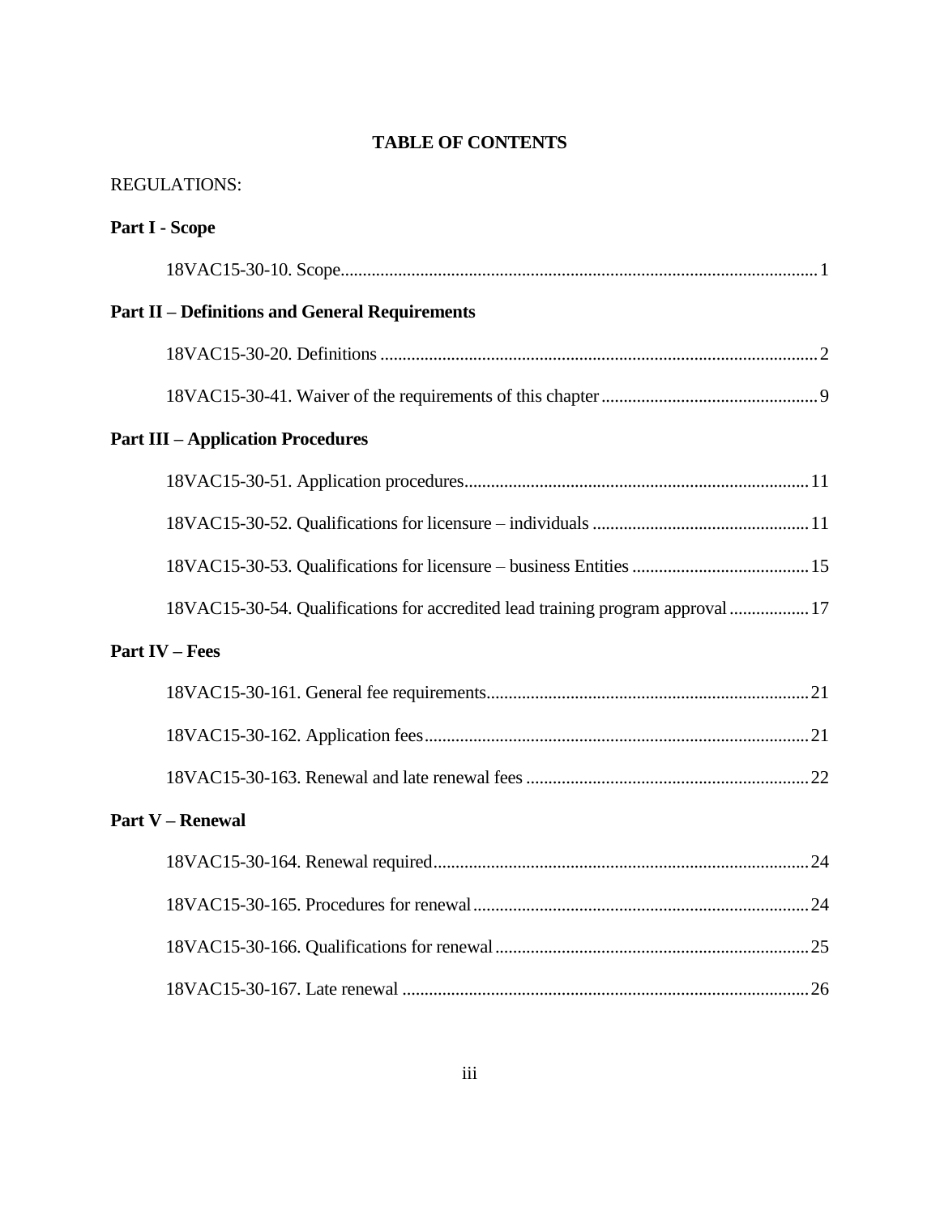# TABLE OF CONTENTS

REGULATIONS:

**Part I - Scope**

18VAC15-30-10. Scope ........ 1

**Part II – Definitions and General Requirements**

18VAC15-30-20. Definitions ........ 2

18VAC15-30-41. Waiver of the requirements of this chapter ........ 9

**Part III – Application Procedures**

18VAC15-30-51. Application procedures ........ 11

18VAC15-30-52. Qualifications for licensure – individuals ........ 11

18VAC15-30-53. Qualifications for licensure – business Entities ........ 15

18VAC15-30-54. Qualifications for accredited lead training program approval ........ 17

**Part IV – Fees**

18VAC15-30-161. General fee requirements ........ 21

18VAC15-30-162. Application fees ........ 21

18VAC15-30-163. Renewal and late renewal fees ........ 22

**Part V – Renewal**

18VAC15-30-164. Renewal required ........ 24

18VAC15-30-165. Procedures for renewal ........ 24

18VAC15-30-166. Qualifications for renewal ........ 25

18VAC15-30-167. Late renewal ........ 26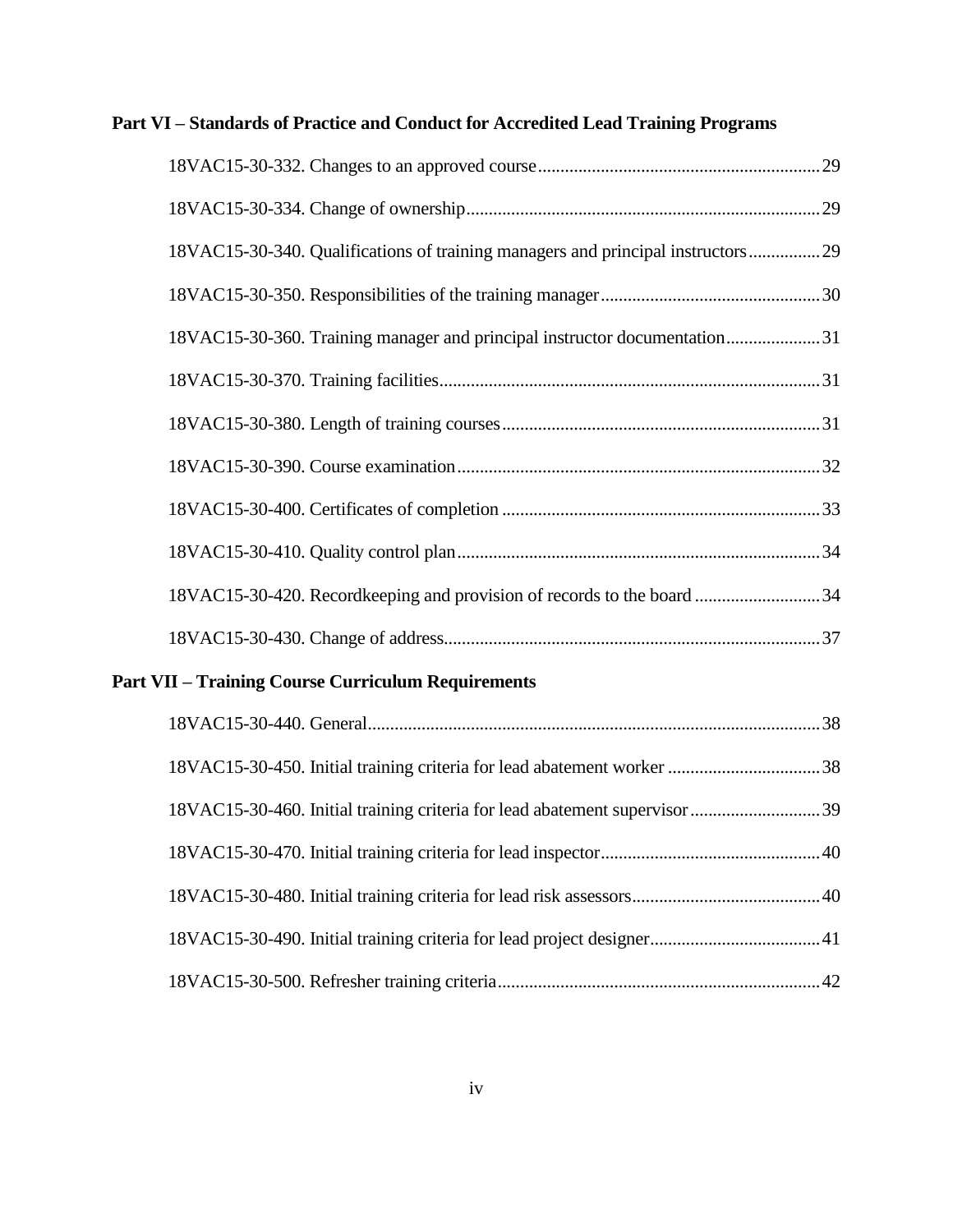**Part VI – Standards of Practice and Conduct for Accredited Lead Training Programs**

18VAC15-30-332. Changes to an approved course....29

18VAC15-30-334. Change of ownership....29

18VAC15-30-340. Qualifications of training managers and principal instructors....29

18VAC15-30-350. Responsibilities of the training manager....30

18VAC15-30-360. Training manager and principal instructor documentation....31

18VAC15-30-370. Training facilities....31

18VAC15-30-380. Length of training courses....31

18VAC15-30-390. Course examination....32

18VAC15-30-400. Certificates of completion....33

18VAC15-30-410. Quality control plan....34

18VAC15-30-420. Recordkeeping and provision of records to the board....34

18VAC15-30-430. Change of address....37

**Part VII – Training Course Curriculum Requirements**

18VAC15-30-440. General....38

18VAC15-30-450. Initial training criteria for lead abatement worker....38

18VAC15-30-460. Initial training criteria for lead abatement supervisor....39

18VAC15-30-470. Initial training criteria for lead inspector....40

18VAC15-30-480. Initial training criteria for lead risk assessors....40

18VAC15-30-490. Initial training criteria for lead project designer....41

18VAC15-30-500. Refresher training criteria....42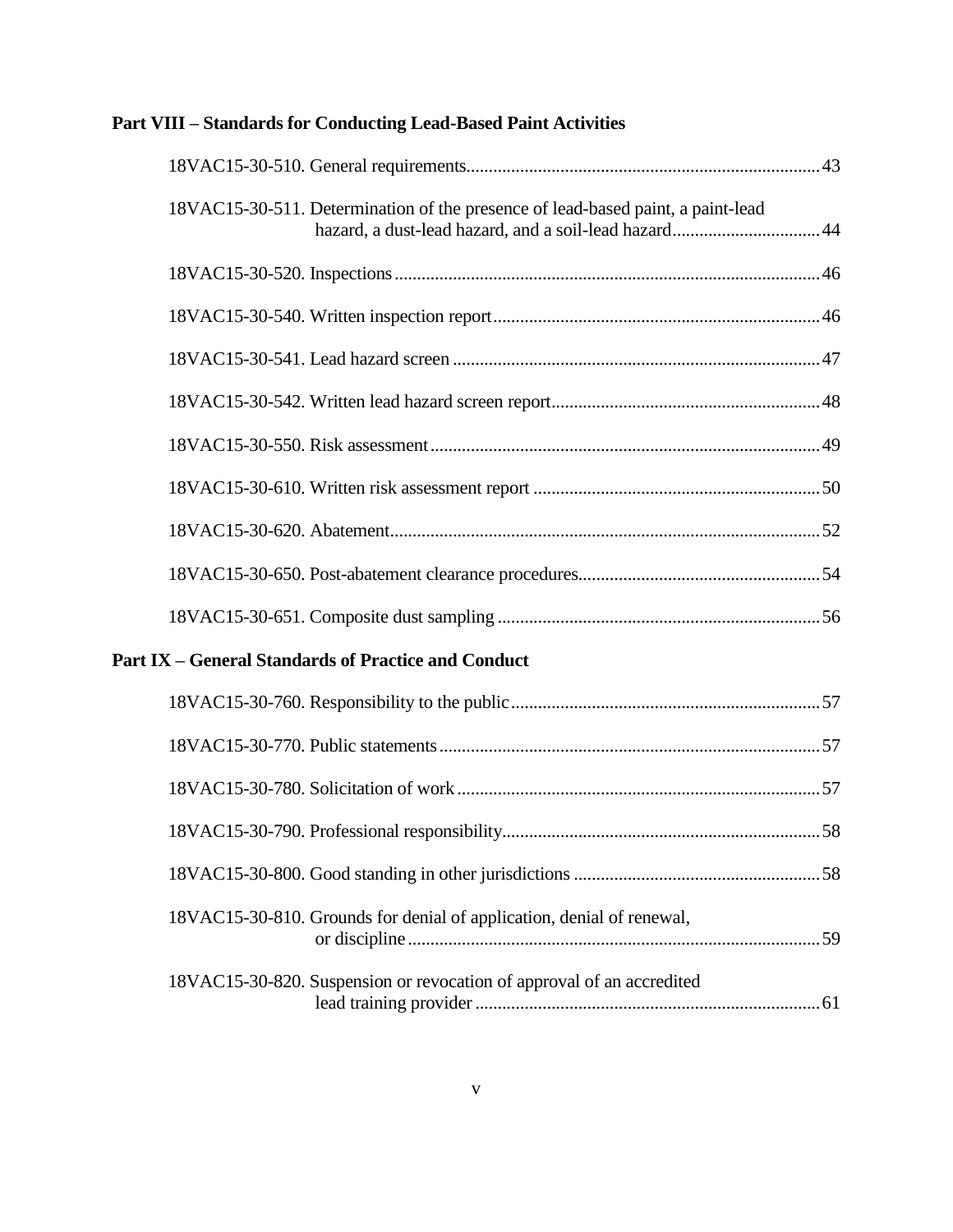## Part VIII – Standards for Conducting Lead-Based Paint Activities

18VAC15-30-510. General requirements.............................................................................43

18VAC15-30-511. Determination of the presence of lead-based paint, a paint-lead hazard, a dust-lead hazard, and a soil-lead hazard.................................44

18VAC15-30-520. Inspections.............................................................................................46

18VAC15-30-540. Written inspection report........................................................................46

18VAC15-30-541. Lead hazard screen ................................................................................47

18VAC15-30-542. Written lead hazard screen report...........................................................48

18VAC15-30-550. Risk assessment.....................................................................................49

18VAC15-30-610. Written risk assessment report ...............................................................50

18VAC15-30-620. Abatement..............................................................................................52

18VAC15-30-650. Post-abatement clearance procedures.....................................................54

18VAC15-30-651. Composite dust sampling .......................................................................56

## Part IX – General Standards of Practice and Conduct

18VAC15-30-760. Responsibility to the public....................................................................57

18VAC15-30-770. Public statements....................................................................................57

18VAC15-30-780. Solicitation of work ................................................................................57

18VAC15-30-790. Professional responsibility......................................................................58

18VAC15-30-800. Good standing in other jurisdictions ......................................................58

18VAC15-30-810. Grounds for denial of application, denial of renewal, or discipline...........................................................................................59

18VAC15-30-820. Suspension or revocation of approval of an accredited lead training provider ............................................................................61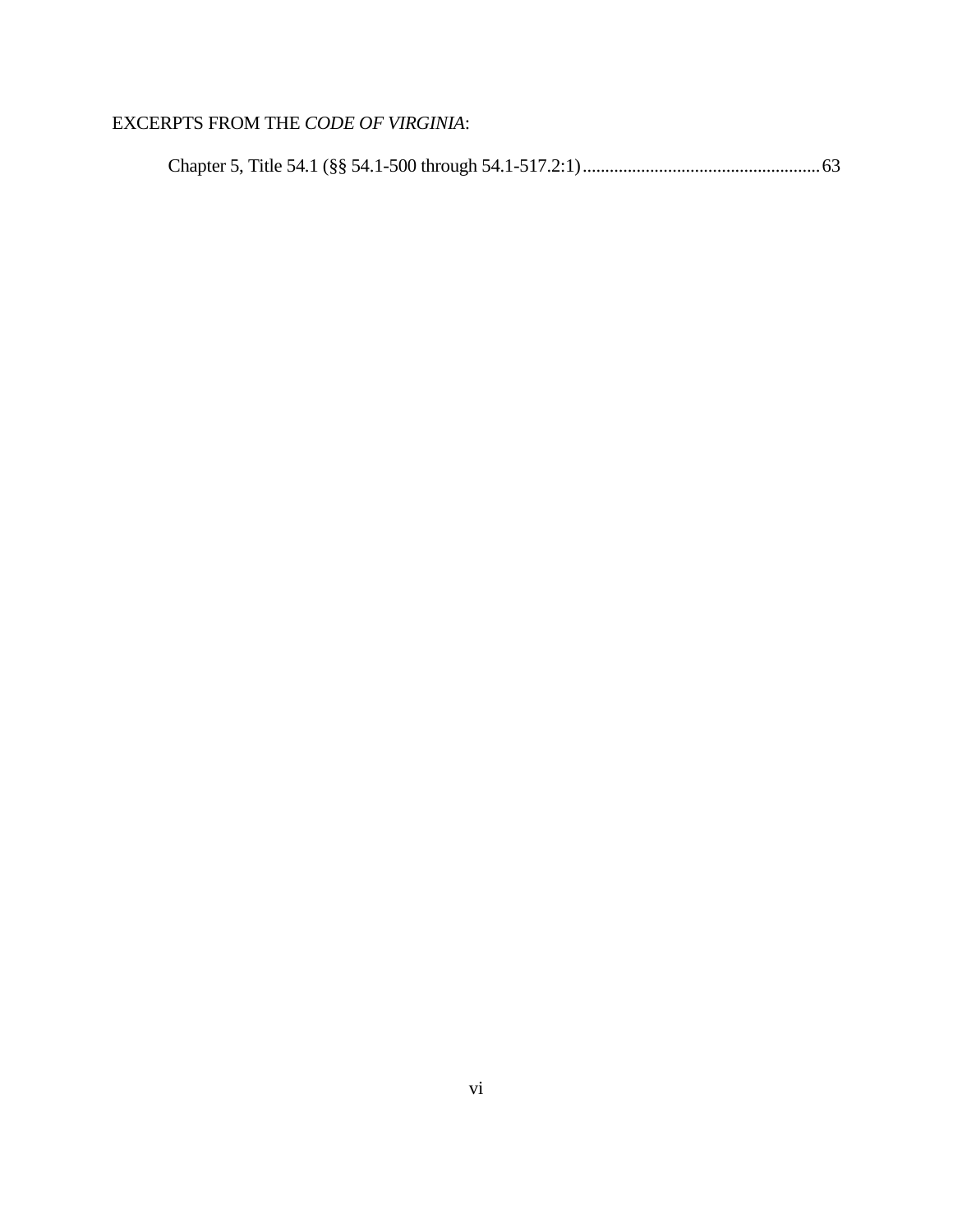EXCERPTS FROM THE *CODE OF VIRGINIA*:

Chapter 5, Title 54.1 (§§ 54.1-500 through 54.1-517.2:1) .................................................... 63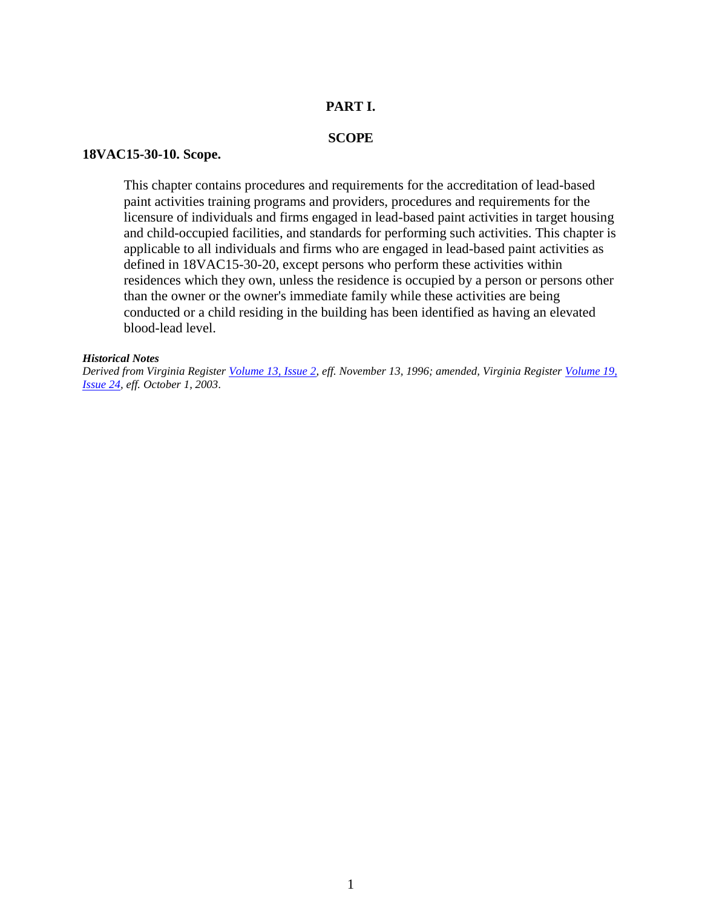# PART I.

# SCOPE

### 18VAC15-30-10. Scope.

This chapter contains procedures and requirements for the accreditation of lead-based paint activities training programs and providers, procedures and requirements for the licensure of individuals and firms engaged in lead-based paint activities in target housing and child-occupied facilities, and standards for performing such activities. This chapter is applicable to all individuals and firms who are engaged in lead-based paint activities as defined in 18VAC15-30-20, except persons who perform these activities within residences which they own, unless the residence is occupied by a person or persons other than the owner or the owner's immediate family while these activities are being conducted or a child residing in the building has been identified as having an elevated blood-lead level.

***Historical Notes***

*Derived from Virginia Register Volume 13, Issue 2, eff. November 13, 1996; amended, Virginia Register Volume 19, Issue 24, eff. October 1, 2003.*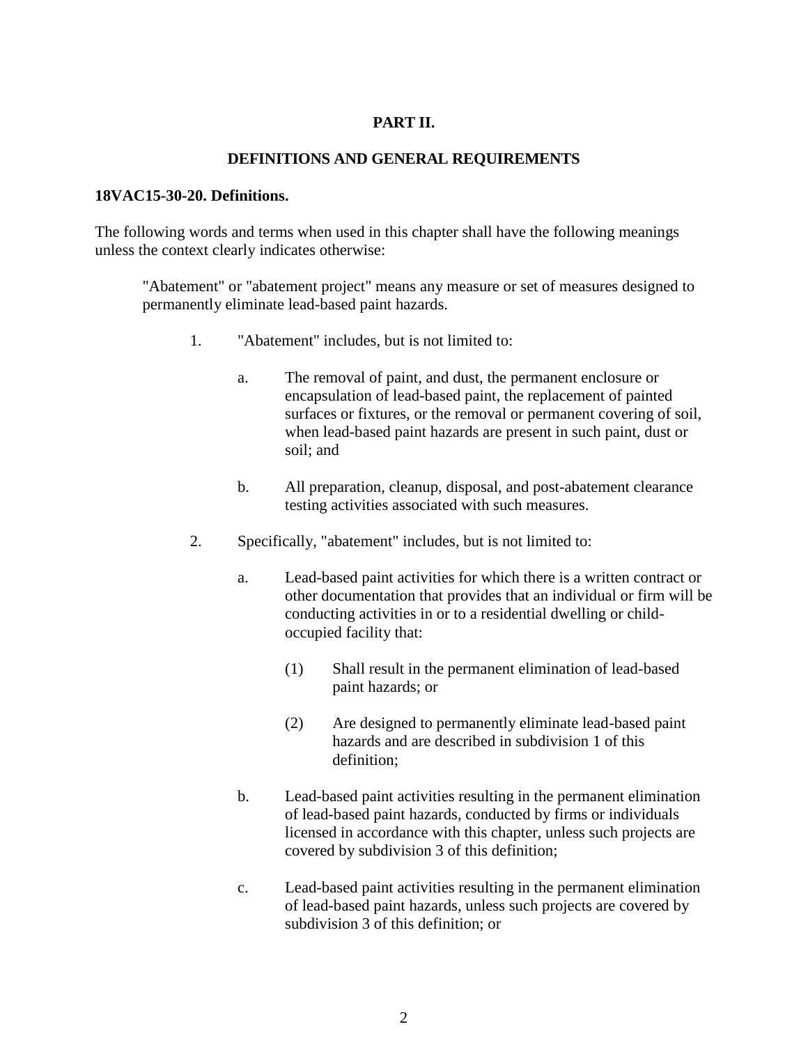## PART II.

## DEFINITIONS AND GENERAL REQUIREMENTS

**18VAC15-30-20. Definitions.**

The following words and terms when used in this chapter shall have the following meanings unless the context clearly indicates otherwise:

"Abatement" or "abatement project" means any measure or set of measures designed to permanently eliminate lead-based paint hazards.

1. "Abatement" includes, but is not limited to:

   a. The removal of paint, and dust, the permanent enclosure or encapsulation of lead-based paint, the replacement of painted surfaces or fixtures, or the removal or permanent covering of soil, when lead-based paint hazards are present in such paint, dust or soil; and

   b. All preparation, cleanup, disposal, and post-abatement clearance testing activities associated with such measures.

2. Specifically, "abatement" includes, but is not limited to:

   a. Lead-based paint activities for which there is a written contract or other documentation that provides that an individual or firm will be conducting activities in or to a residential dwelling or child-occupied facility that:

      (1) Shall result in the permanent elimination of lead-based paint hazards; or

      (2) Are designed to permanently eliminate lead-based paint hazards and are described in subdivision 1 of this definition;

   b. Lead-based paint activities resulting in the permanent elimination of lead-based paint hazards, conducted by firms or individuals licensed in accordance with this chapter, unless such projects are covered by subdivision 3 of this definition;

   c. Lead-based paint activities resulting in the permanent elimination of lead-based paint hazards, unless such projects are covered by subdivision 3 of this definition; or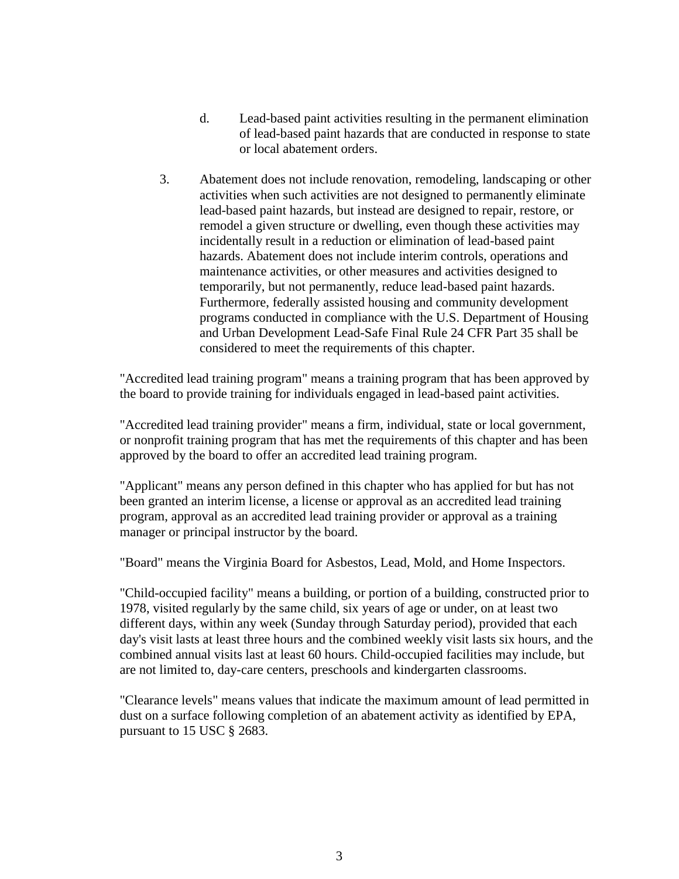d. Lead-based paint activities resulting in the permanent elimination of lead-based paint hazards that are conducted in response to state or local abatement orders.

3. Abatement does not include renovation, remodeling, landscaping or other activities when such activities are not designed to permanently eliminate lead-based paint hazards, but instead are designed to repair, restore, or remodel a given structure or dwelling, even though these activities may incidentally result in a reduction or elimination of lead-based paint hazards. Abatement does not include interim controls, operations and maintenance activities, or other measures and activities designed to temporarily, but not permanently, reduce lead-based paint hazards. Furthermore, federally assisted housing and community development programs conducted in compliance with the U.S. Department of Housing and Urban Development Lead-Safe Final Rule 24 CFR Part 35 shall be considered to meet the requirements of this chapter.

"Accredited lead training program" means a training program that has been approved by the board to provide training for individuals engaged in lead-based paint activities.

"Accredited lead training provider" means a firm, individual, state or local government, or nonprofit training program that has met the requirements of this chapter and has been approved by the board to offer an accredited lead training program.

"Applicant" means any person defined in this chapter who has applied for but has not been granted an interim license, a license or approval as an accredited lead training program, approval as an accredited lead training provider or approval as a training manager or principal instructor by the board.

"Board" means the Virginia Board for Asbestos, Lead, Mold, and Home Inspectors.

"Child-occupied facility" means a building, or portion of a building, constructed prior to 1978, visited regularly by the same child, six years of age or under, on at least two different days, within any week (Sunday through Saturday period), provided that each day's visit lasts at least three hours and the combined weekly visit lasts six hours, and the combined annual visits last at least 60 hours. Child-occupied facilities may include, but are not limited to, day-care centers, preschools and kindergarten classrooms.

"Clearance levels" means values that indicate the maximum amount of lead permitted in dust on a surface following completion of an abatement activity as identified by EPA, pursuant to 15 USC § 2683.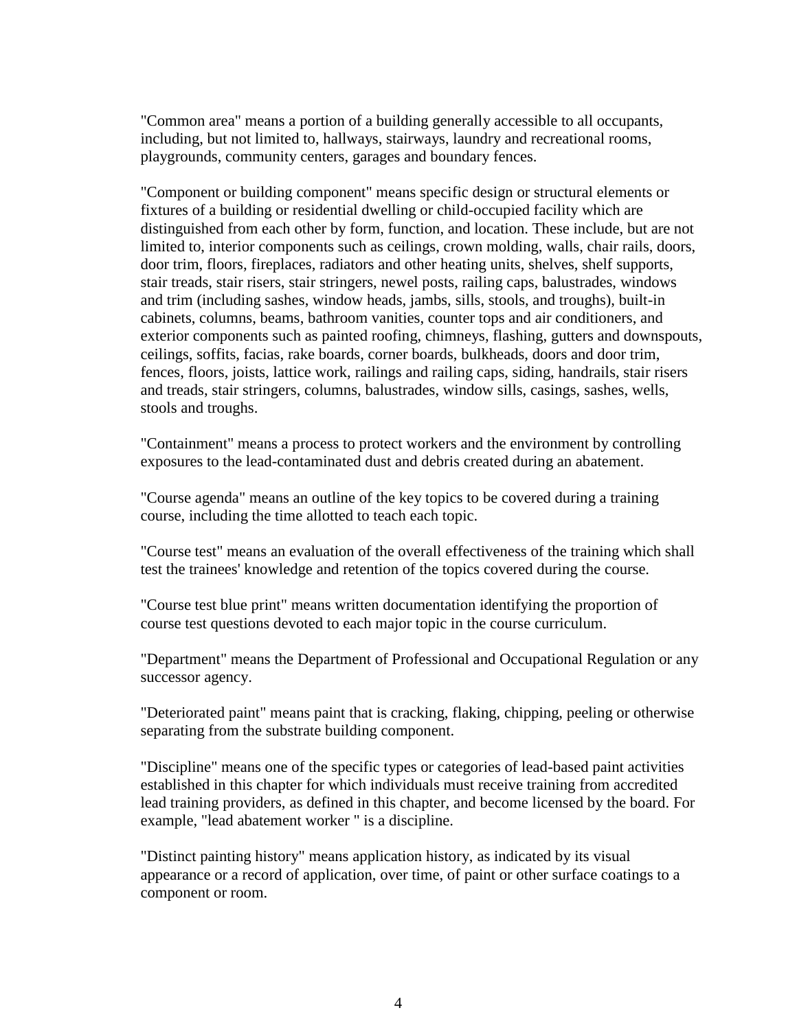"Common area" means a portion of a building generally accessible to all occupants, including, but not limited to, hallways, stairways, laundry and recreational rooms, playgrounds, community centers, garages and boundary fences.

"Component or building component" means specific design or structural elements or fixtures of a building or residential dwelling or child-occupied facility which are distinguished from each other by form, function, and location. These include, but are not limited to, interior components such as ceilings, crown molding, walls, chair rails, doors, door trim, floors, fireplaces, radiators and other heating units, shelves, shelf supports, stair treads, stair risers, stair stringers, newel posts, railing caps, balustrades, windows and trim (including sashes, window heads, jambs, sills, stools, and troughs), built-in cabinets, columns, beams, bathroom vanities, counter tops and air conditioners, and exterior components such as painted roofing, chimneys, flashing, gutters and downspouts, ceilings, soffits, facias, rake boards, corner boards, bulkheads, doors and door trim, fences, floors, joists, lattice work, railings and railing caps, siding, handrails, stair risers and treads, stair stringers, columns, balustrades, window sills, casings, sashes, wells, stools and troughs.

"Containment" means a process to protect workers and the environment by controlling exposures to the lead-contaminated dust and debris created during an abatement.

"Course agenda" means an outline of the key topics to be covered during a training course, including the time allotted to teach each topic.

"Course test" means an evaluation of the overall effectiveness of the training which shall test the trainees' knowledge and retention of the topics covered during the course.

"Course test blue print" means written documentation identifying the proportion of course test questions devoted to each major topic in the course curriculum.

"Department" means the Department of Professional and Occupational Regulation or any successor agency.

"Deteriorated paint" means paint that is cracking, flaking, chipping, peeling or otherwise separating from the substrate building component.

"Discipline" means one of the specific types or categories of lead-based paint activities established in this chapter for which individuals must receive training from accredited lead training providers, as defined in this chapter, and become licensed by the board. For example, "lead abatement worker " is a discipline.

"Distinct painting history" means application history, as indicated by its visual appearance or a record of application, over time, of paint or other surface coatings to a component or room.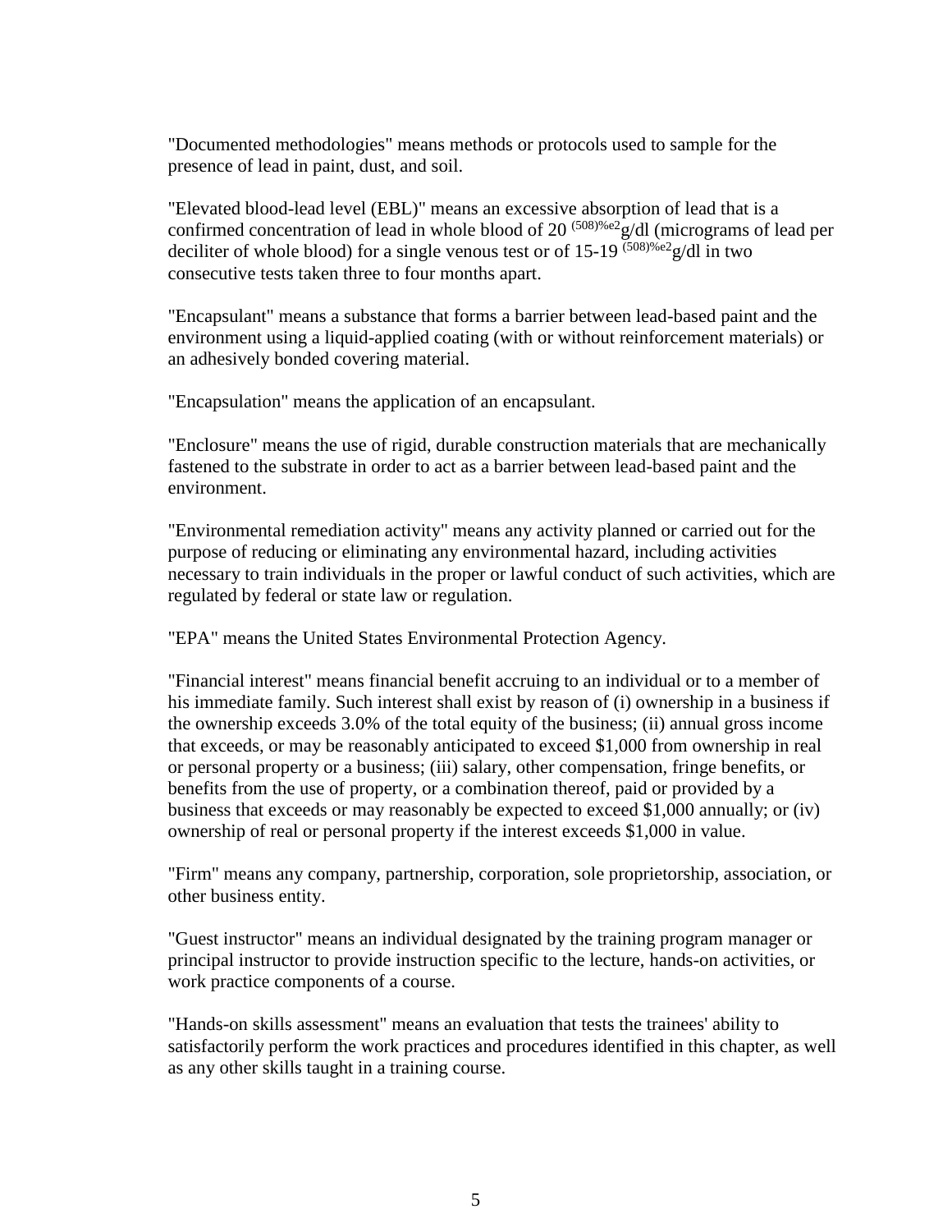"Documented methodologies" means methods or protocols used to sample for the presence of lead in paint, dust, and soil.

"Elevated blood-lead level (EBL)" means an excessive absorption of lead that is a confirmed concentration of lead in whole blood of 20 (508)%e2g/dl (micrograms of lead per deciliter of whole blood) for a single venous test or of 15-19 (508)%e2g/dl in two consecutive tests taken three to four months apart.

"Encapsulant" means a substance that forms a barrier between lead-based paint and the environment using a liquid-applied coating (with or without reinforcement materials) or an adhesively bonded covering material.

"Encapsulation" means the application of an encapsulant.

"Enclosure" means the use of rigid, durable construction materials that are mechanically fastened to the substrate in order to act as a barrier between lead-based paint and the environment.

"Environmental remediation activity" means any activity planned or carried out for the purpose of reducing or eliminating any environmental hazard, including activities necessary to train individuals in the proper or lawful conduct of such activities, which are regulated by federal or state law or regulation.

"EPA" means the United States Environmental Protection Agency.

"Financial interest" means financial benefit accruing to an individual or to a member of his immediate family. Such interest shall exist by reason of (i) ownership in a business if the ownership exceeds 3.0% of the total equity of the business; (ii) annual gross income that exceeds, or may be reasonably anticipated to exceed $1,000 from ownership in real or personal property or a business; (iii) salary, other compensation, fringe benefits, or benefits from the use of property, or a combination thereof, paid or provided by a business that exceeds or may reasonably be expected to exceed $1,000 annually; or (iv) ownership of real or personal property if the interest exceeds $1,000 in value.

"Firm" means any company, partnership, corporation, sole proprietorship, association, or other business entity.

"Guest instructor" means an individual designated by the training program manager or principal instructor to provide instruction specific to the lecture, hands-on activities, or work practice components of a course.

"Hands-on skills assessment" means an evaluation that tests the trainees' ability to satisfactorily perform the work practices and procedures identified in this chapter, as well as any other skills taught in a training course.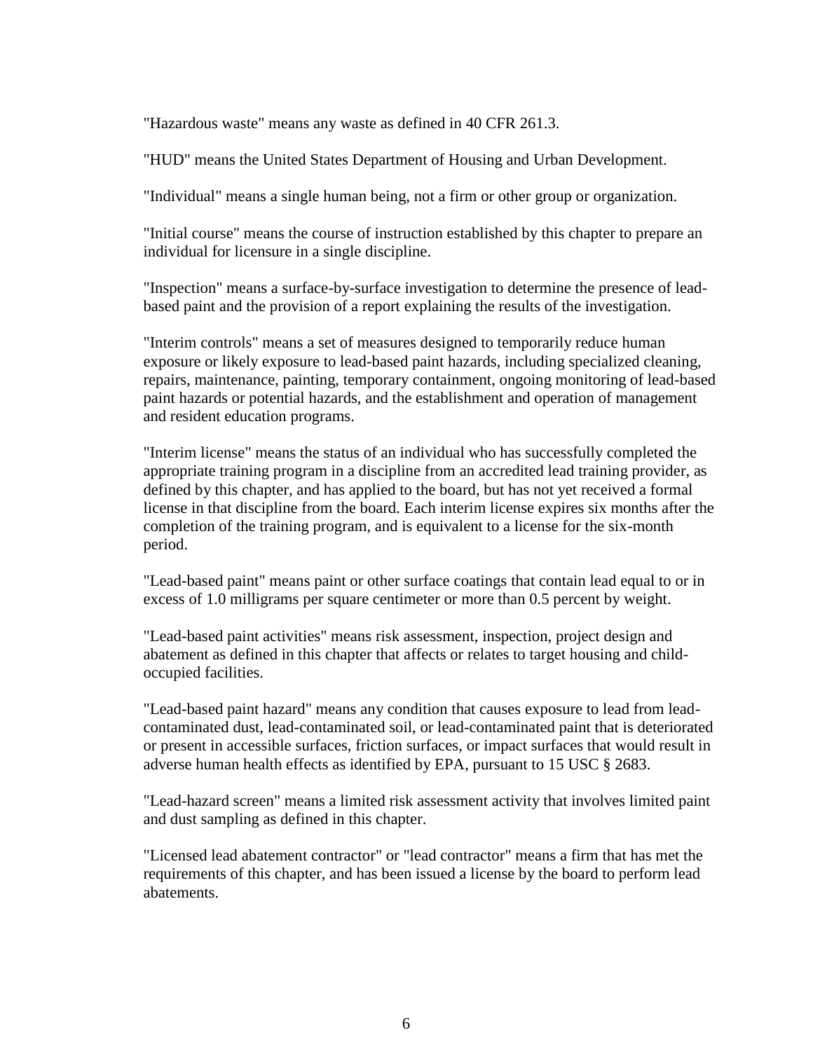"Hazardous waste" means any waste as defined in 40 CFR 261.3.

"HUD" means the United States Department of Housing and Urban Development.

"Individual" means a single human being, not a firm or other group or organization.

"Initial course" means the course of instruction established by this chapter to prepare an individual for licensure in a single discipline.

"Inspection" means a surface-by-surface investigation to determine the presence of lead-based paint and the provision of a report explaining the results of the investigation.

"Interim controls" means a set of measures designed to temporarily reduce human exposure or likely exposure to lead-based paint hazards, including specialized cleaning, repairs, maintenance, painting, temporary containment, ongoing monitoring of lead-based paint hazards or potential hazards, and the establishment and operation of management and resident education programs.

"Interim license" means the status of an individual who has successfully completed the appropriate training program in a discipline from an accredited lead training provider, as defined by this chapter, and has applied to the board, but has not yet received a formal license in that discipline from the board. Each interim license expires six months after the completion of the training program, and is equivalent to a license for the six-month period.

"Lead-based paint" means paint or other surface coatings that contain lead equal to or in excess of 1.0 milligrams per square centimeter or more than 0.5 percent by weight.

"Lead-based paint activities" means risk assessment, inspection, project design and abatement as defined in this chapter that affects or relates to target housing and child-occupied facilities.

"Lead-based paint hazard" means any condition that causes exposure to lead from lead-contaminated dust, lead-contaminated soil, or lead-contaminated paint that is deteriorated or present in accessible surfaces, friction surfaces, or impact surfaces that would result in adverse human health effects as identified by EPA, pursuant to 15 USC § 2683.

"Lead-hazard screen" means a limited risk assessment activity that involves limited paint and dust sampling as defined in this chapter.

"Licensed lead abatement contractor" or "lead contractor" means a firm that has met the requirements of this chapter, and has been issued a license by the board to perform lead abatements.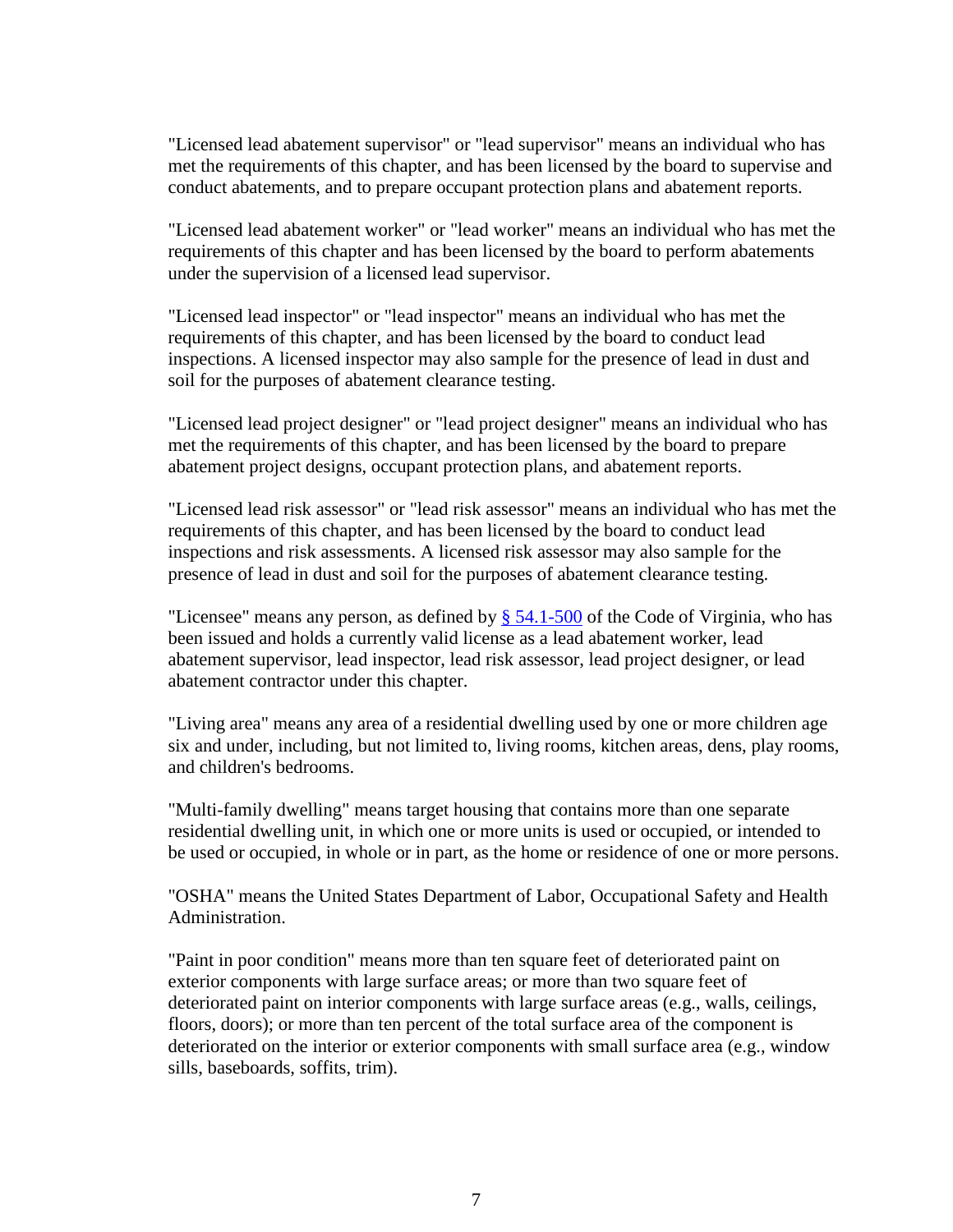"Licensed lead abatement supervisor" or "lead supervisor" means an individual who has met the requirements of this chapter, and has been licensed by the board to supervise and conduct abatements, and to prepare occupant protection plans and abatement reports.

"Licensed lead abatement worker" or "lead worker" means an individual who has met the requirements of this chapter and has been licensed by the board to perform abatements under the supervision of a licensed lead supervisor.

"Licensed lead inspector" or "lead inspector" means an individual who has met the requirements of this chapter, and has been licensed by the board to conduct lead inspections. A licensed inspector may also sample for the presence of lead in dust and soil for the purposes of abatement clearance testing.

"Licensed lead project designer" or "lead project designer" means an individual who has met the requirements of this chapter, and has been licensed by the board to prepare abatement project designs, occupant protection plans, and abatement reports.

"Licensed lead risk assessor" or "lead risk assessor" means an individual who has met the requirements of this chapter, and has been licensed by the board to conduct lead inspections and risk assessments. A licensed risk assessor may also sample for the presence of lead in dust and soil for the purposes of abatement clearance testing.

"Licensee" means any person, as defined by § 54.1-500 of the Code of Virginia, who has been issued and holds a currently valid license as a lead abatement worker, lead abatement supervisor, lead inspector, lead risk assessor, lead project designer, or lead abatement contractor under this chapter.

"Living area" means any area of a residential dwelling used by one or more children age six and under, including, but not limited to, living rooms, kitchen areas, dens, play rooms, and children's bedrooms.

"Multi-family dwelling" means target housing that contains more than one separate residential dwelling unit, in which one or more units is used or occupied, or intended to be used or occupied, in whole or in part, as the home or residence of one or more persons.

"OSHA" means the United States Department of Labor, Occupational Safety and Health Administration.

"Paint in poor condition" means more than ten square feet of deteriorated paint on exterior components with large surface areas; or more than two square feet of deteriorated paint on interior components with large surface areas (e.g., walls, ceilings, floors, doors); or more than ten percent of the total surface area of the component is deteriorated on the interior or exterior components with small surface area (e.g., window sills, baseboards, soffits, trim).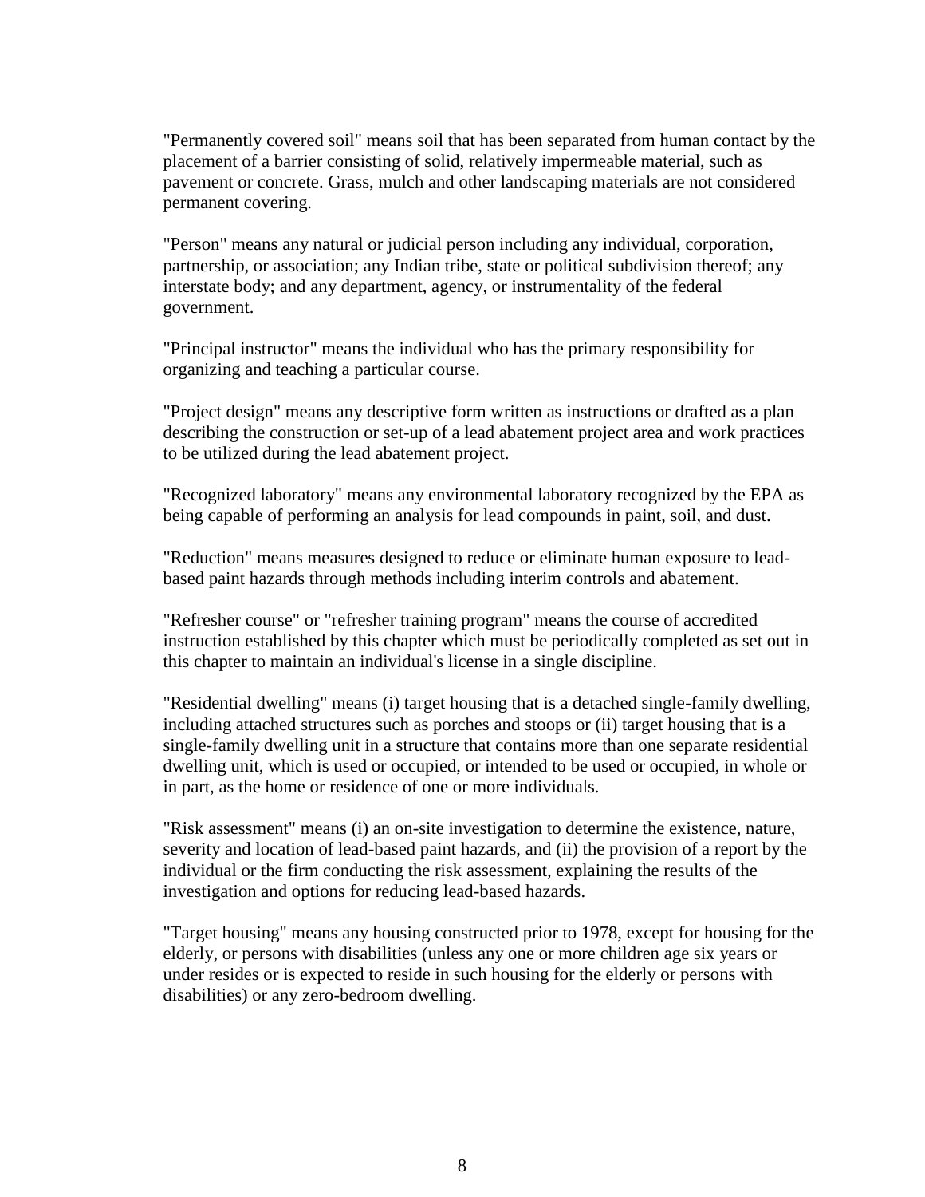"Permanently covered soil" means soil that has been separated from human contact by the placement of a barrier consisting of solid, relatively impermeable material, such as pavement or concrete. Grass, mulch and other landscaping materials are not considered permanent covering.

"Person" means any natural or judicial person including any individual, corporation, partnership, or association; any Indian tribe, state or political subdivision thereof; any interstate body; and any department, agency, or instrumentality of the federal government.

"Principal instructor" means the individual who has the primary responsibility for organizing and teaching a particular course.

"Project design" means any descriptive form written as instructions or drafted as a plan describing the construction or set-up of a lead abatement project area and work practices to be utilized during the lead abatement project.

"Recognized laboratory" means any environmental laboratory recognized by the EPA as being capable of performing an analysis for lead compounds in paint, soil, and dust.

"Reduction" means measures designed to reduce or eliminate human exposure to lead-based paint hazards through methods including interim controls and abatement.

"Refresher course" or "refresher training program" means the course of accredited instruction established by this chapter which must be periodically completed as set out in this chapter to maintain an individual's license in a single discipline.

"Residential dwelling" means (i) target housing that is a detached single-family dwelling, including attached structures such as porches and stoops or (ii) target housing that is a single-family dwelling unit in a structure that contains more than one separate residential dwelling unit, which is used or occupied, or intended to be used or occupied, in whole or in part, as the home or residence of one or more individuals.

"Risk assessment" means (i) an on-site investigation to determine the existence, nature, severity and location of lead-based paint hazards, and (ii) the provision of a report by the individual or the firm conducting the risk assessment, explaining the results of the investigation and options for reducing lead-based hazards.

"Target housing" means any housing constructed prior to 1978, except for housing for the elderly, or persons with disabilities (unless any one or more children age six years or under resides or is expected to reside in such housing for the elderly or persons with disabilities) or any zero-bedroom dwelling.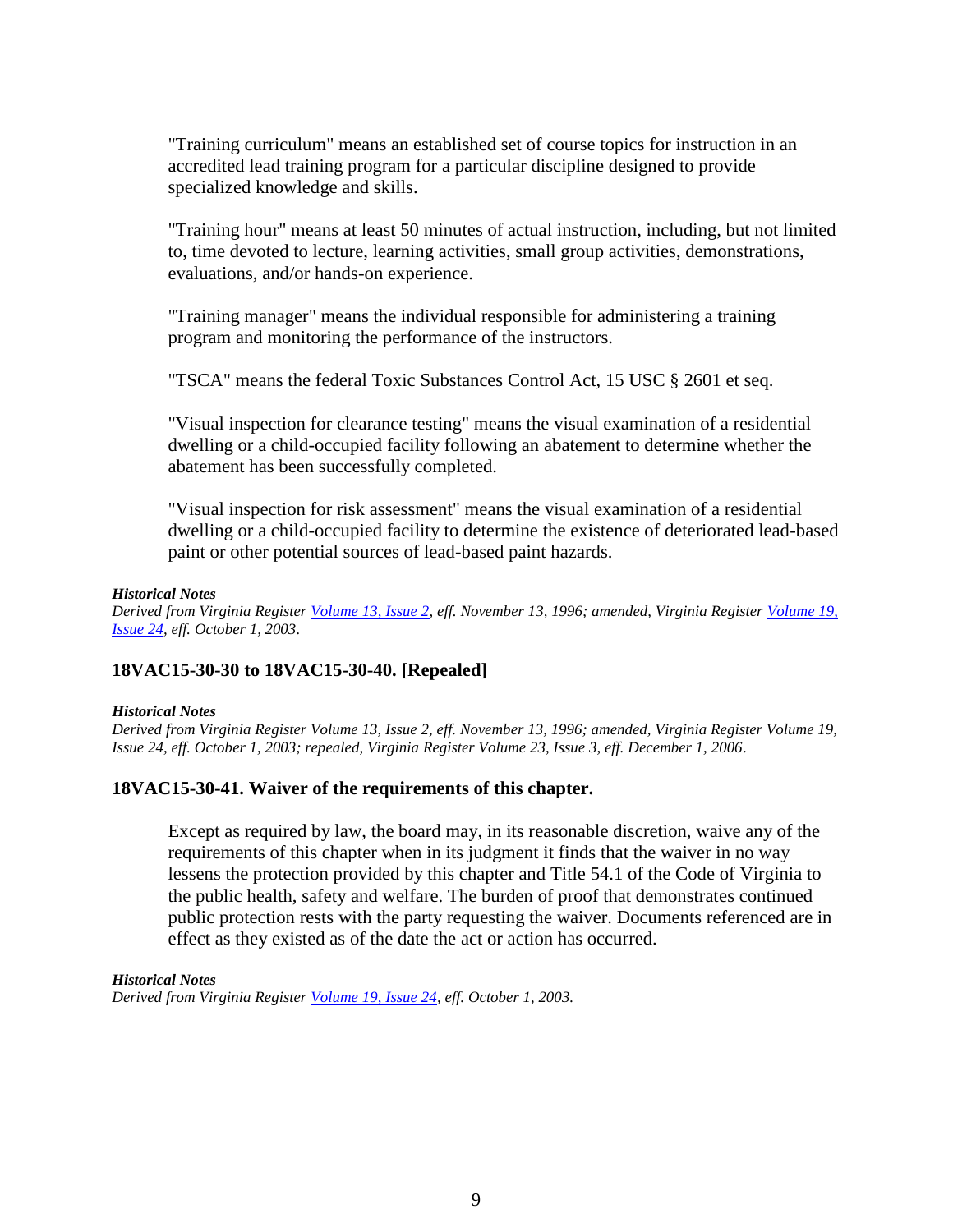"Training curriculum" means an established set of course topics for instruction in an accredited lead training program for a particular discipline designed to provide specialized knowledge and skills.

"Training hour" means at least 50 minutes of actual instruction, including, but not limited to, time devoted to lecture, learning activities, small group activities, demonstrations, evaluations, and/or hands-on experience.

"Training manager" means the individual responsible for administering a training program and monitoring the performance of the instructors.

"TSCA" means the federal Toxic Substances Control Act, 15 USC § 2601 et seq.

"Visual inspection for clearance testing" means the visual examination of a residential dwelling or a child-occupied facility following an abatement to determine whether the abatement has been successfully completed.

"Visual inspection for risk assessment" means the visual examination of a residential dwelling or a child-occupied facility to determine the existence of deteriorated lead-based paint or other potential sources of lead-based paint hazards.

***Historical Notes***

*Derived from Virginia Register Volume 13, Issue 2, eff. November 13, 1996; amended, Virginia Register Volume 19, Issue 24, eff. October 1, 2003.*

### 18VAC15-30-30 to 18VAC15-30-40. [Repealed]

***Historical Notes***

*Derived from Virginia Register Volume 13, Issue 2, eff. November 13, 1996; amended, Virginia Register Volume 19, Issue 24, eff. October 1, 2003; repealed, Virginia Register Volume 23, Issue 3, eff. December 1, 2006.*

### 18VAC15-30-41. Waiver of the requirements of this chapter.

Except as required by law, the board may, in its reasonable discretion, waive any of the requirements of this chapter when in its judgment it finds that the waiver in no way lessens the protection provided by this chapter and Title 54.1 of the Code of Virginia to the public health, safety and welfare. The burden of proof that demonstrates continued public protection rests with the party requesting the waiver. Documents referenced are in effect as they existed as of the date the act or action has occurred.

***Historical Notes***

*Derived from Virginia Register Volume 19, Issue 24, eff. October 1, 2003.*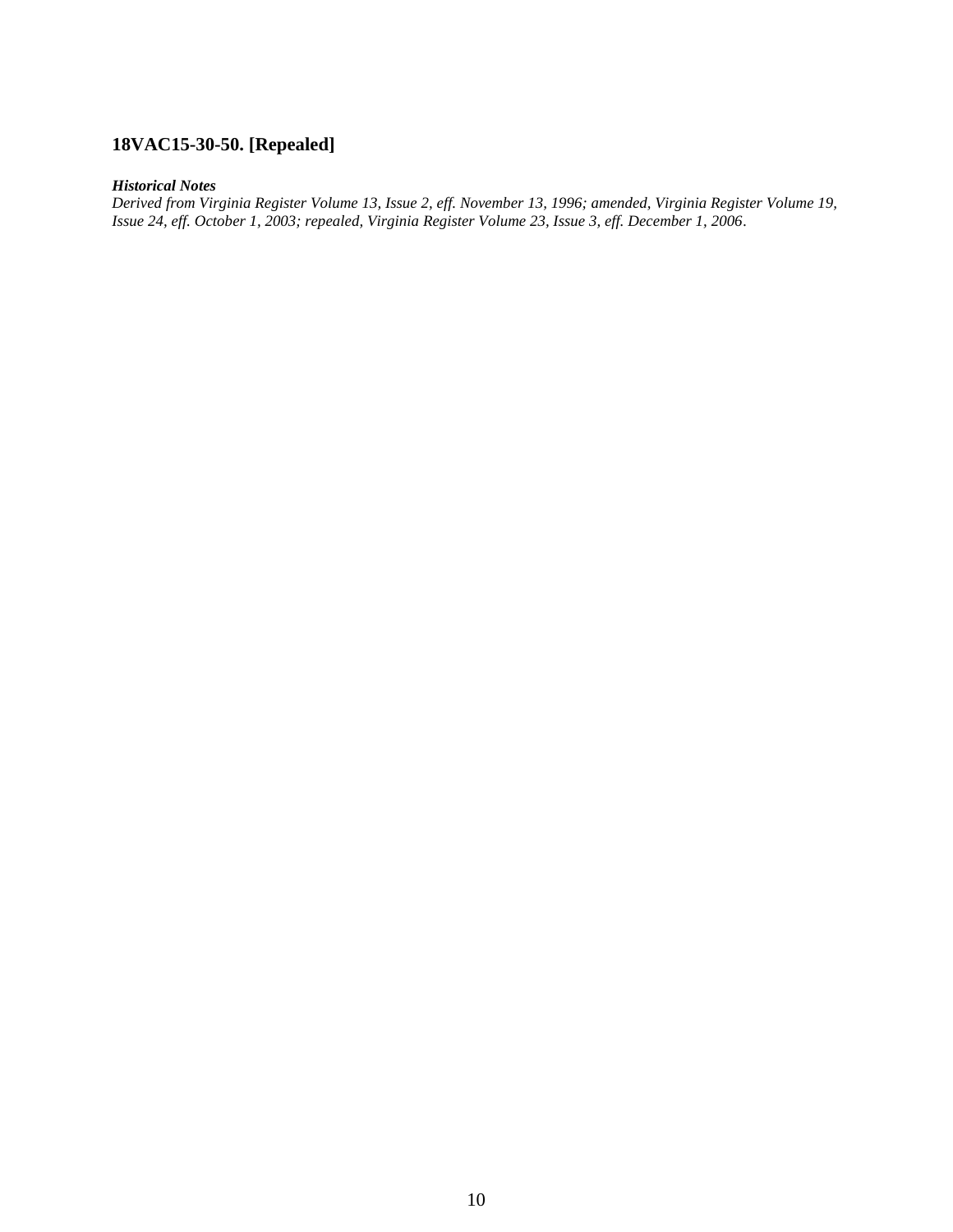### 18VAC15-30-50. [Repealed]

***Historical Notes***

*Derived from Virginia Register Volume 13, Issue 2, eff. November 13, 1996; amended, Virginia Register Volume 19, Issue 24, eff. October 1, 2003; repealed, Virginia Register Volume 23, Issue 3, eff. December 1, 2006*.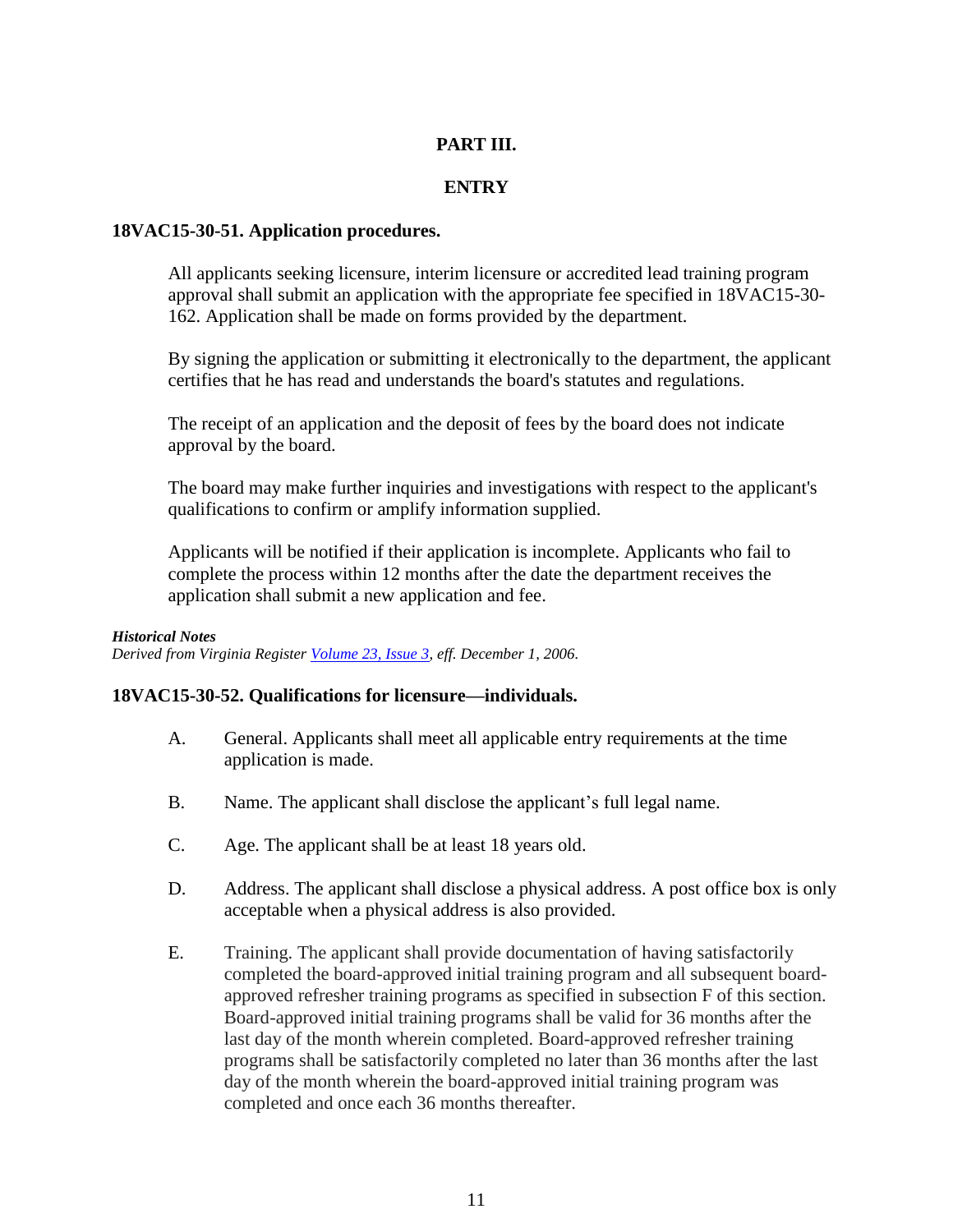## PART III.

## ENTRY

### 18VAC15-30-51. Application procedures.

All applicants seeking licensure, interim licensure or accredited lead training program approval shall submit an application with the appropriate fee specified in 18VAC15-30-162. Application shall be made on forms provided by the department.

By signing the application or submitting it electronically to the department, the applicant certifies that he has read and understands the board's statutes and regulations.

The receipt of an application and the deposit of fees by the board does not indicate approval by the board.

The board may make further inquiries and investigations with respect to the applicant's qualifications to confirm or amplify information supplied.

Applicants will be notified if their application is incomplete. Applicants who fail to complete the process within 12 months after the date the department receives the application shall submit a new application and fee.

***Historical Notes***
*Derived from Virginia Register [Volume 23, Issue 3](), eff. December 1, 2006.*

### 18VAC15-30-52. Qualifications for licensure—individuals.

A. General. Applicants shall meet all applicable entry requirements at the time application is made.

B. Name. The applicant shall disclose the applicant's full legal name.

C. Age. The applicant shall be at least 18 years old.

D. Address. The applicant shall disclose a physical address. A post office box is only acceptable when a physical address is also provided.

E. Training. The applicant shall provide documentation of having satisfactorily completed the board-approved initial training program and all subsequent board-approved refresher training programs as specified in subsection F of this section. Board-approved initial training programs shall be valid for 36 months after the last day of the month wherein completed. Board-approved refresher training programs shall be satisfactorily completed no later than 36 months after the last day of the month wherein the board-approved initial training program was completed and once each 36 months thereafter.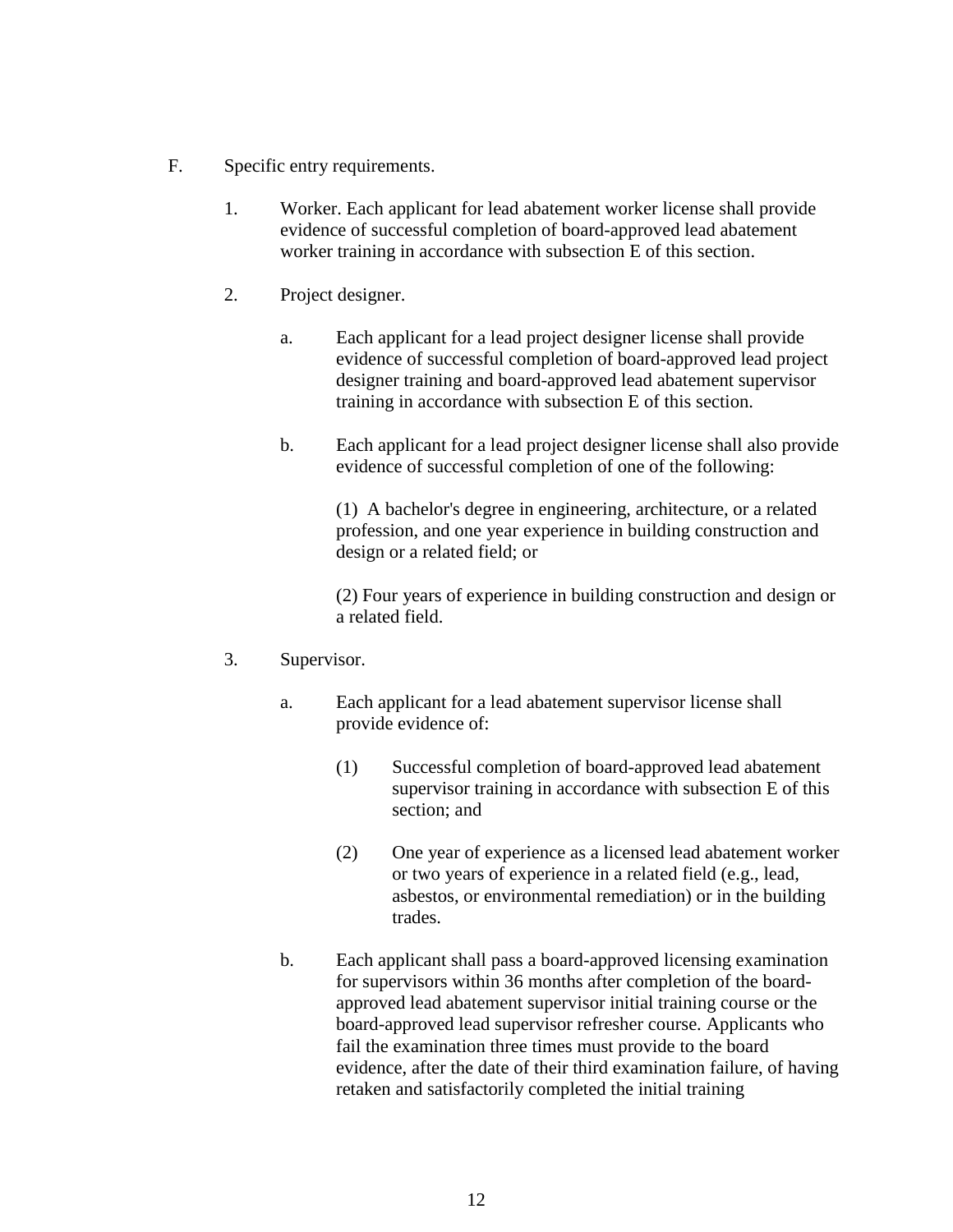F. Specific entry requirements.

1. Worker. Each applicant for lead abatement worker license shall provide evidence of successful completion of board-approved lead abatement worker training in accordance with subsection E of this section.

2. Project designer.

   a. Each applicant for a lead project designer license shall provide evidence of successful completion of board-approved lead project designer training and board-approved lead abatement supervisor training in accordance with subsection E of this section.

   b. Each applicant for a lead project designer license shall also provide evidence of successful completion of one of the following:

      (1) A bachelor's degree in engineering, architecture, or a related profession, and one year experience in building construction and design or a related field; or

      (2) Four years of experience in building construction and design or a related field.

3. Supervisor.

   a. Each applicant for a lead abatement supervisor license shall provide evidence of:

      (1) Successful completion of board-approved lead abatement supervisor training in accordance with subsection E of this section; and

      (2) One year of experience as a licensed lead abatement worker or two years of experience in a related field (e.g., lead, asbestos, or environmental remediation) or in the building trades.

   b. Each applicant shall pass a board-approved licensing examination for supervisors within 36 months after completion of the board-approved lead abatement supervisor initial training course or the board-approved lead supervisor refresher course. Applicants who fail the examination three times must provide to the board evidence, after the date of their third examination failure, of having retaken and satisfactorily completed the initial training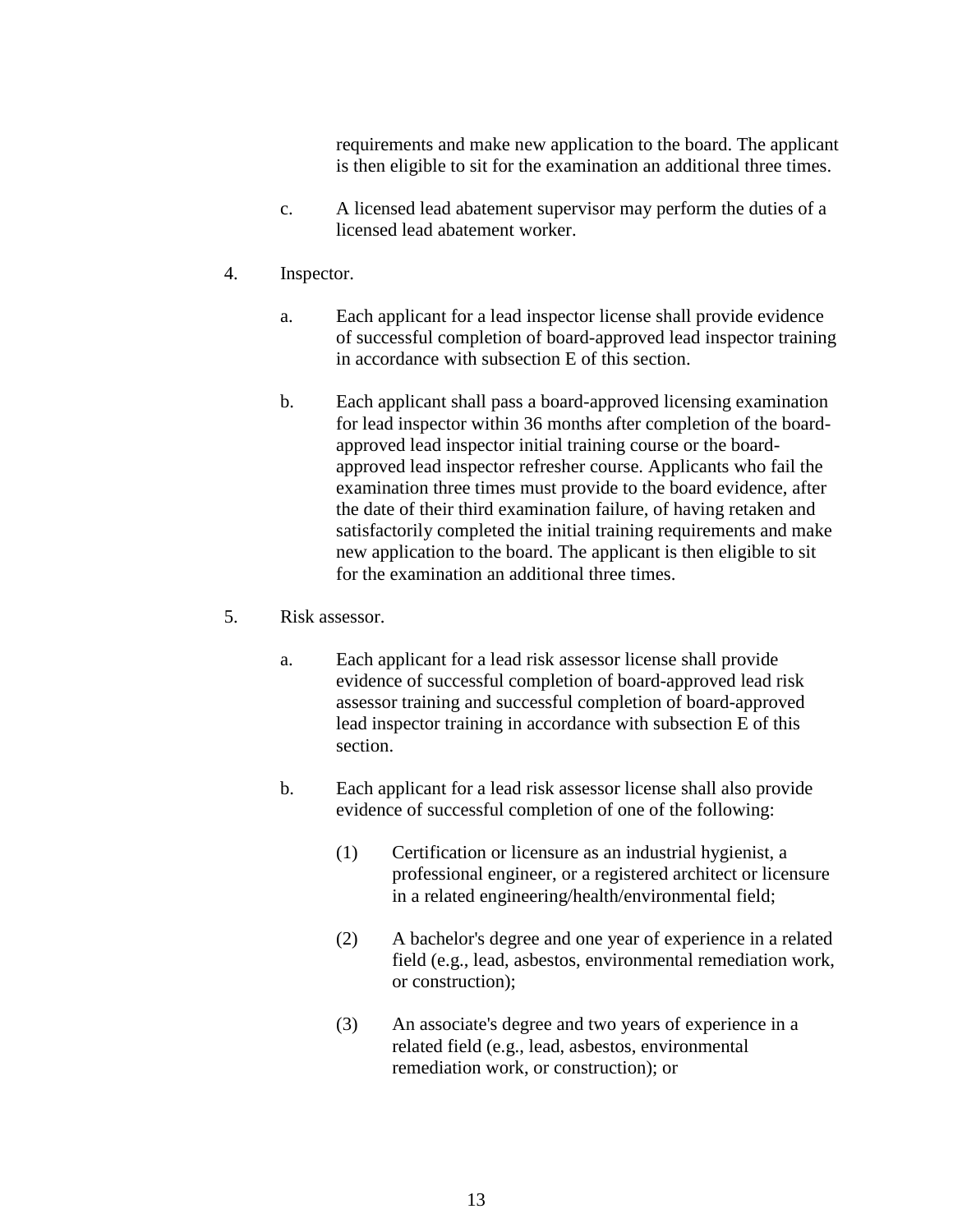requirements and make new application to the board. The applicant is then eligible to sit for the examination an additional three times.

c. A licensed lead abatement supervisor may perform the duties of a licensed lead abatement worker.

4. Inspector.

a. Each applicant for a lead inspector license shall provide evidence of successful completion of board-approved lead inspector training in accordance with subsection E of this section.

b. Each applicant shall pass a board-approved licensing examination for lead inspector within 36 months after completion of the board-approved lead inspector initial training course or the board-approved lead inspector refresher course. Applicants who fail the examination three times must provide to the board evidence, after the date of their third examination failure, of having retaken and satisfactorily completed the initial training requirements and make new application to the board. The applicant is then eligible to sit for the examination an additional three times.

5. Risk assessor.

a. Each applicant for a lead risk assessor license shall provide evidence of successful completion of board-approved lead risk assessor training and successful completion of board-approved lead inspector training in accordance with subsection E of this section.

b. Each applicant for a lead risk assessor license shall also provide evidence of successful completion of one of the following:

(1) Certification or licensure as an industrial hygienist, a professional engineer, or a registered architect or licensure in a related engineering/health/environmental field;

(2) A bachelor's degree and one year of experience in a related field (e.g., lead, asbestos, environmental remediation work, or construction);

(3) An associate's degree and two years of experience in a related field (e.g., lead, asbestos, environmental remediation work, or construction); or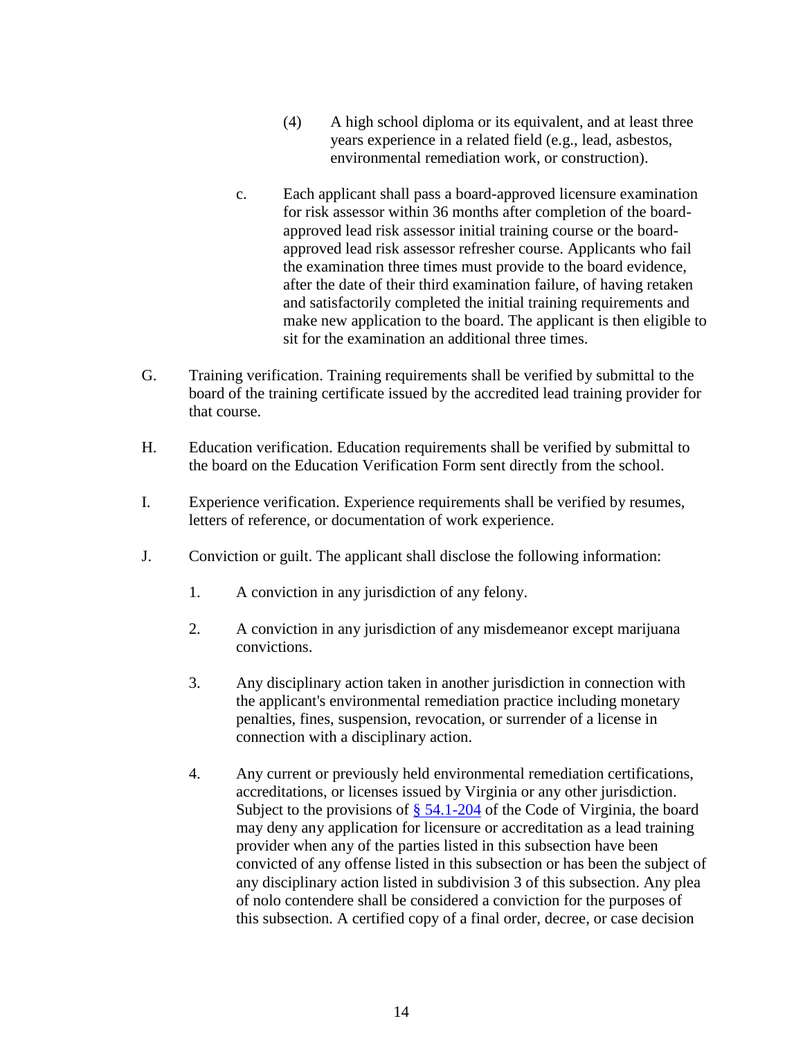(4) A high school diploma or its equivalent, and at least three years experience in a related field (e.g., lead, asbestos, environmental remediation work, or construction).

c. Each applicant shall pass a board-approved licensure examination for risk assessor within 36 months after completion of the board-approved lead risk assessor initial training course or the board-approved lead risk assessor refresher course. Applicants who fail the examination three times must provide to the board evidence, after the date of their third examination failure, of having retaken and satisfactorily completed the initial training requirements and make new application to the board. The applicant is then eligible to sit for the examination an additional three times.

G. Training verification. Training requirements shall be verified by submittal to the board of the training certificate issued by the accredited lead training provider for that course.

H. Education verification. Education requirements shall be verified by submittal to the board on the Education Verification Form sent directly from the school.

I. Experience verification. Experience requirements shall be verified by resumes, letters of reference, or documentation of work experience.

J. Conviction or guilt. The applicant shall disclose the following information:

1. A conviction in any jurisdiction of any felony.

2. A conviction in any jurisdiction of any misdemeanor except marijuana convictions.

3. Any disciplinary action taken in another jurisdiction in connection with the applicant's environmental remediation practice including monetary penalties, fines, suspension, revocation, or surrender of a license in connection with a disciplinary action.

4. Any current or previously held environmental remediation certifications, accreditations, or licenses issued by Virginia or any other jurisdiction. Subject to the provisions of [§ 54.1-204](#) of the Code of Virginia, the board may deny any application for licensure or accreditation as a lead training provider when any of the parties listed in this subsection have been convicted of any offense listed in this subsection or has been the subject of any disciplinary action listed in subdivision 3 of this subsection. Any plea of nolo contendere shall be considered a conviction for the purposes of this subsection. A certified copy of a final order, decree, or case decision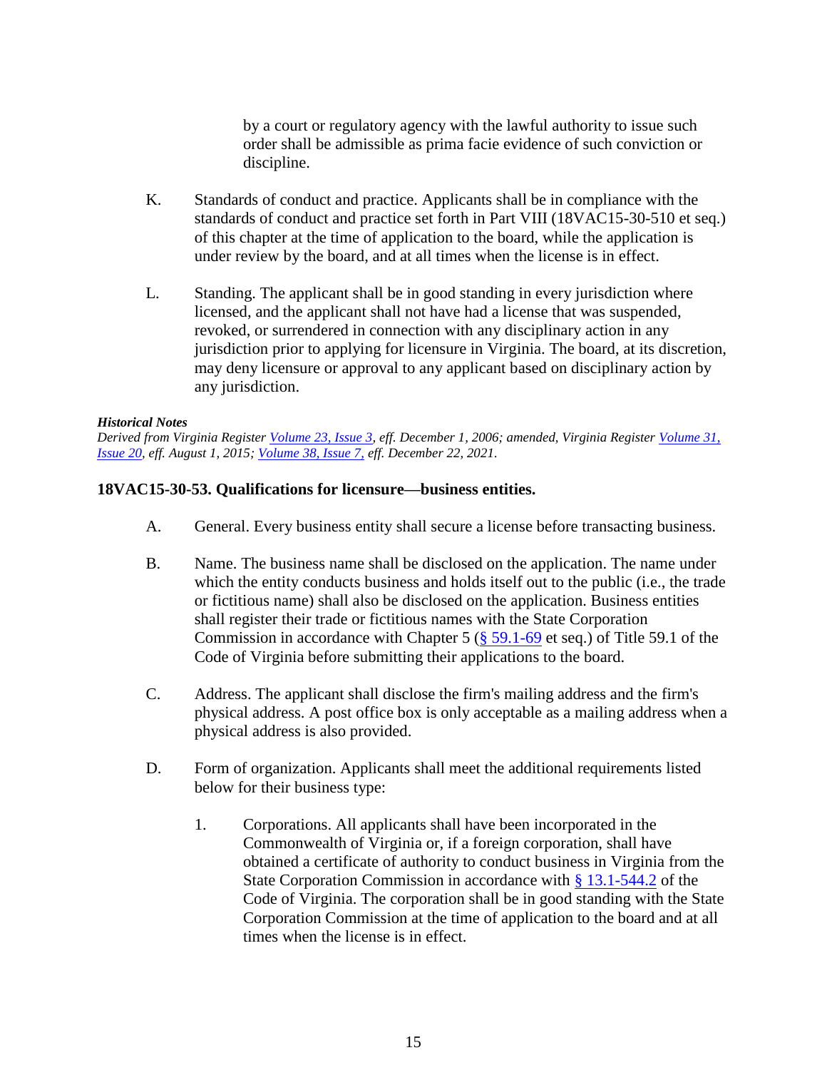by a court or regulatory agency with the lawful authority to issue such order shall be admissible as prima facie evidence of such conviction or discipline.

K. Standards of conduct and practice. Applicants shall be in compliance with the standards of conduct and practice set forth in Part VIII (18VAC15-30-510 et seq.) of this chapter at the time of application to the board, while the application is under review by the board, and at all times when the license is in effect.

L. Standing. The applicant shall be in good standing in every jurisdiction where licensed, and the applicant shall not have had a license that was suspended, revoked, or surrendered in connection with any disciplinary action in any jurisdiction prior to applying for licensure in Virginia. The board, at its discretion, may deny licensure or approval to any applicant based on disciplinary action by any jurisdiction.

***Historical Notes***

*Derived from Virginia Register Volume 23, Issue 3, eff. December 1, 2006; amended, Virginia Register Volume 31, Issue 20, eff. August 1, 2015; Volume 38, Issue 7, eff. December 22, 2021.*

### 18VAC15-30-53. Qualifications for licensure—business entities.

A. General. Every business entity shall secure a license before transacting business.

B. Name. The business name shall be disclosed on the application. The name under which the entity conducts business and holds itself out to the public (i.e., the trade or fictitious name) shall also be disclosed on the application. Business entities shall register their trade or fictitious names with the State Corporation Commission in accordance with Chapter 5 (§ 59.1-69 et seq.) of Title 59.1 of the Code of Virginia before submitting their applications to the board.

C. Address. The applicant shall disclose the firm's mailing address and the firm's physical address. A post office box is only acceptable as a mailing address when a physical address is also provided.

D. Form of organization. Applicants shall meet the additional requirements listed below for their business type:

1. Corporations. All applicants shall have been incorporated in the Commonwealth of Virginia or, if a foreign corporation, shall have obtained a certificate of authority to conduct business in Virginia from the State Corporation Commission in accordance with § 13.1-544.2 of the Code of Virginia. The corporation shall be in good standing with the State Corporation Commission at the time of application to the board and at all times when the license is in effect.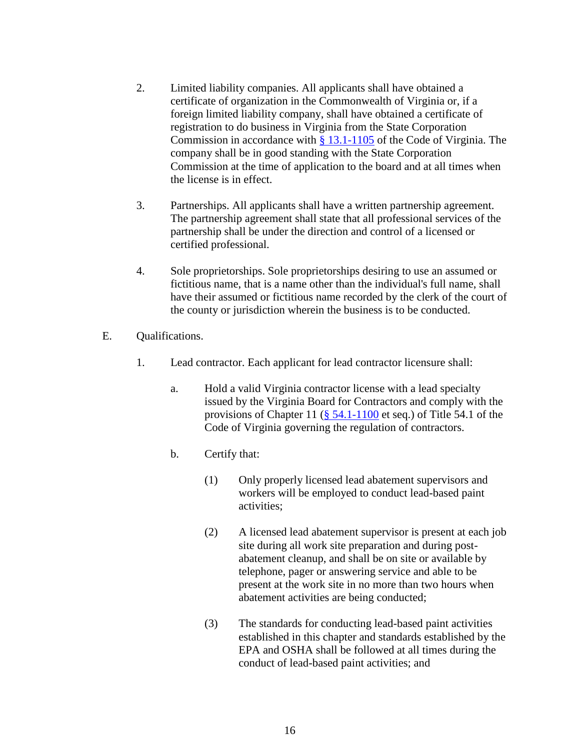2. Limited liability companies. All applicants shall have obtained a certificate of organization in the Commonwealth of Virginia or, if a foreign limited liability company, shall have obtained a certificate of registration to do business in Virginia from the State Corporation Commission in accordance with § 13.1-1105 of the Code of Virginia. The company shall be in good standing with the State Corporation Commission at the time of application to the board and at all times when the license is in effect.

3. Partnerships. All applicants shall have a written partnership agreement. The partnership agreement shall state that all professional services of the partnership shall be under the direction and control of a licensed or certified professional.

4. Sole proprietorships. Sole proprietorships desiring to use an assumed or fictitious name, that is a name other than the individual's full name, shall have their assumed or fictitious name recorded by the clerk of the court of the county or jurisdiction wherein the business is to be conducted.

E. Qualifications.

1. Lead contractor. Each applicant for lead contractor licensure shall:

   a. Hold a valid Virginia contractor license with a lead specialty issued by the Virginia Board for Contractors and comply with the provisions of Chapter 11 (§ 54.1-1100 et seq.) of Title 54.1 of the Code of Virginia governing the regulation of contractors.

   b. Certify that:

      (1) Only properly licensed lead abatement supervisors and workers will be employed to conduct lead-based paint activities;

      (2) A licensed lead abatement supervisor is present at each job site during all work site preparation and during post-abatement cleanup, and shall be on site or available by telephone, pager or answering service and able to be present at the work site in no more than two hours when abatement activities are being conducted;

      (3) The standards for conducting lead-based paint activities established in this chapter and standards established by the EPA and OSHA shall be followed at all times during the conduct of lead-based paint activities; and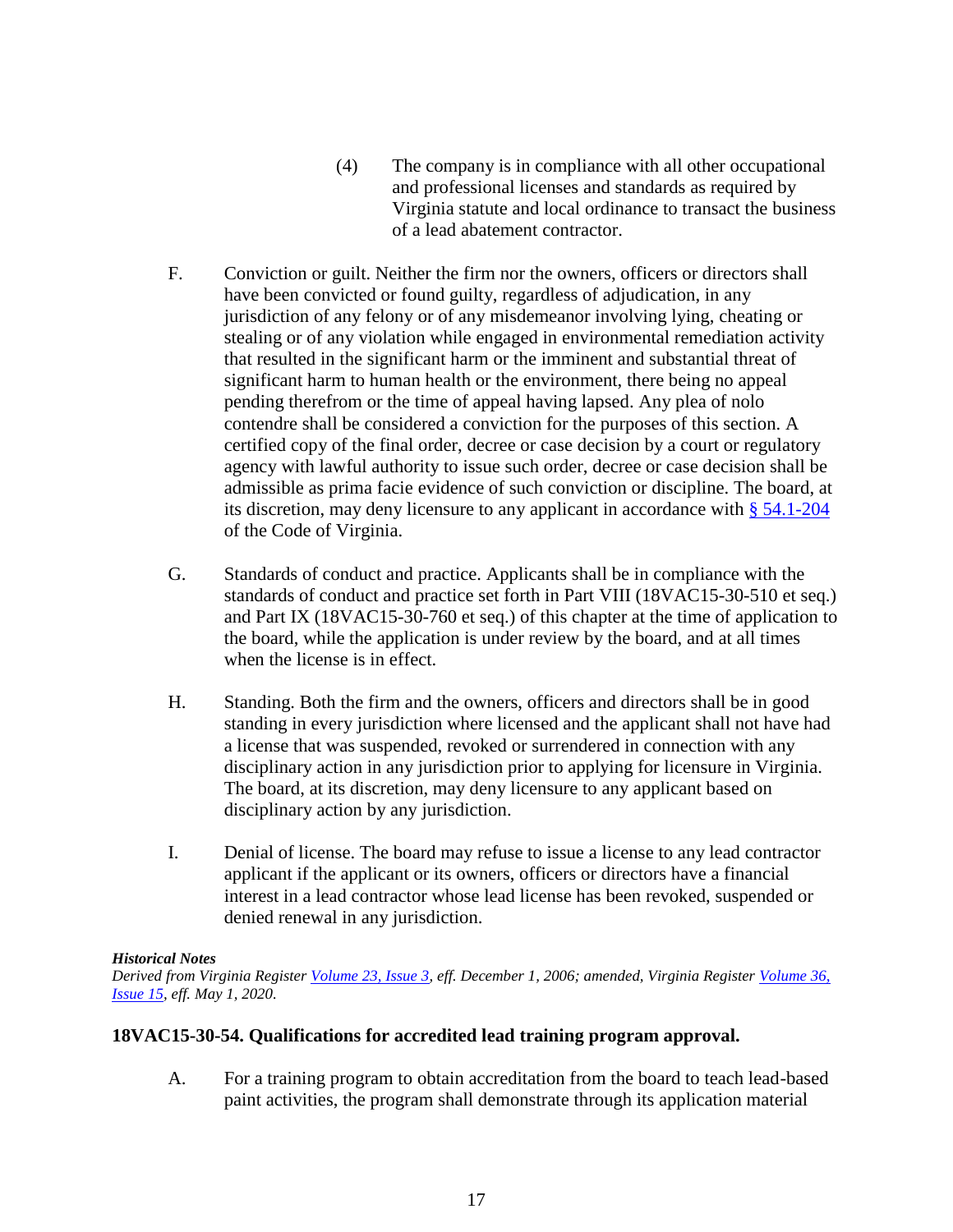(4) The company is in compliance with all other occupational and professional licenses and standards as required by Virginia statute and local ordinance to transact the business of a lead abatement contractor.

F. Conviction or guilt. Neither the firm nor the owners, officers or directors shall have been convicted or found guilty, regardless of adjudication, in any jurisdiction of any felony or of any misdemeanor involving lying, cheating or stealing or of any violation while engaged in environmental remediation activity that resulted in the significant harm or the imminent and substantial threat of significant harm to human health or the environment, there being no appeal pending therefrom or the time of appeal having lapsed. Any plea of nolo contendre shall be considered a conviction for the purposes of this section. A certified copy of the final order, decree or case decision by a court or regulatory agency with lawful authority to issue such order, decree or case decision shall be admissible as prima facie evidence of such conviction or discipline. The board, at its discretion, may deny licensure to any applicant in accordance with § 54.1-204 of the Code of Virginia.

G. Standards of conduct and practice. Applicants shall be in compliance with the standards of conduct and practice set forth in Part VIII (18VAC15-30-510 et seq.) and Part IX (18VAC15-30-760 et seq.) of this chapter at the time of application to the board, while the application is under review by the board, and at all times when the license is in effect.

H. Standing. Both the firm and the owners, officers and directors shall be in good standing in every jurisdiction where licensed and the applicant shall not have had a license that was suspended, revoked or surrendered in connection with any disciplinary action in any jurisdiction prior to applying for licensure in Virginia. The board, at its discretion, may deny licensure to any applicant based on disciplinary action by any jurisdiction.

I. Denial of license. The board may refuse to issue a license to any lead contractor applicant if the applicant or its owners, officers or directors have a financial interest in a lead contractor whose lead license has been revoked, suspended or denied renewal in any jurisdiction.

***Historical Notes***

*Derived from Virginia Register Volume 23, Issue 3, eff. December 1, 2006; amended, Virginia Register Volume 36, Issue 15, eff. May 1, 2020.*

### 18VAC15-30-54. Qualifications for accredited lead training program approval.

A. For a training program to obtain accreditation from the board to teach lead-based paint activities, the program shall demonstrate through its application material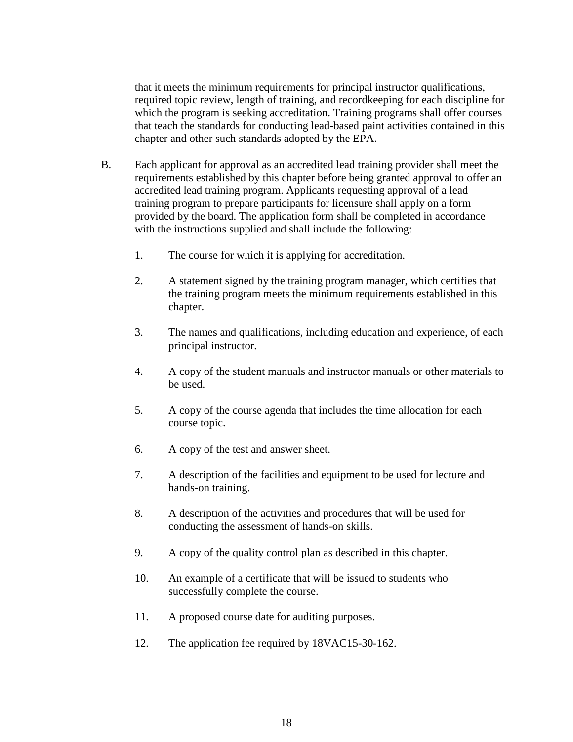that it meets the minimum requirements for principal instructor qualifications, required topic review, length of training, and recordkeeping for each discipline for which the program is seeking accreditation. Training programs shall offer courses that teach the standards for conducting lead-based paint activities contained in this chapter and other such standards adopted by the EPA.

B. Each applicant for approval as an accredited lead training provider shall meet the requirements established by this chapter before being granted approval to offer an accredited lead training program. Applicants requesting approval of a lead training program to prepare participants for licensure shall apply on a form provided by the board. The application form shall be completed in accordance with the instructions supplied and shall include the following:

1. The course for which it is applying for accreditation.
2. A statement signed by the training program manager, which certifies that the training program meets the minimum requirements established in this chapter.
3. The names and qualifications, including education and experience, of each principal instructor.
4. A copy of the student manuals and instructor manuals or other materials to be used.
5. A copy of the course agenda that includes the time allocation for each course topic.
6. A copy of the test and answer sheet.
7. A description of the facilities and equipment to be used for lecture and hands-on training.
8. A description of the activities and procedures that will be used for conducting the assessment of hands-on skills.
9. A copy of the quality control plan as described in this chapter.
10. An example of a certificate that will be issued to students who successfully complete the course.
11. A proposed course date for auditing purposes.
12. The application fee required by 18VAC15-30-162.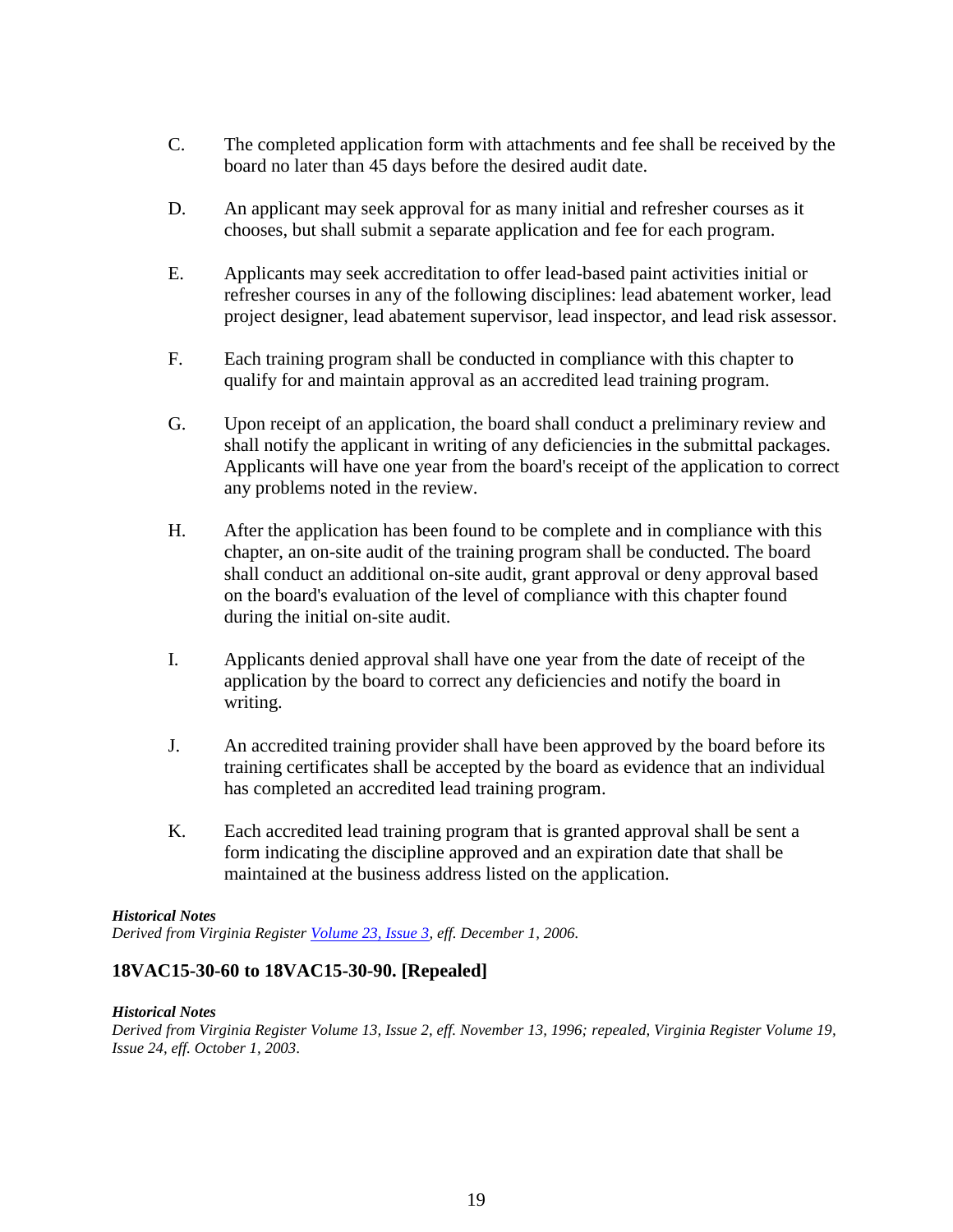C. The completed application form with attachments and fee shall be received by the board no later than 45 days before the desired audit date.

D. An applicant may seek approval for as many initial and refresher courses as it chooses, but shall submit a separate application and fee for each program.

E. Applicants may seek accreditation to offer lead-based paint activities initial or refresher courses in any of the following disciplines: lead abatement worker, lead project designer, lead abatement supervisor, lead inspector, and lead risk assessor.

F. Each training program shall be conducted in compliance with this chapter to qualify for and maintain approval as an accredited lead training program.

G. Upon receipt of an application, the board shall conduct a preliminary review and shall notify the applicant in writing of any deficiencies in the submittal packages. Applicants will have one year from the board's receipt of the application to correct any problems noted in the review.

H. After the application has been found to be complete and in compliance with this chapter, an on-site audit of the training program shall be conducted. The board shall conduct an additional on-site audit, grant approval or deny approval based on the board's evaluation of the level of compliance with this chapter found during the initial on-site audit.

I. Applicants denied approval shall have one year from the date of receipt of the application by the board to correct any deficiencies and notify the board in writing.

J. An accredited training provider shall have been approved by the board before its training certificates shall be accepted by the board as evidence that an individual has completed an accredited lead training program.

K. Each accredited lead training program that is granted approval shall be sent a form indicating the discipline approved and an expiration date that shall be maintained at the business address listed on the application.

***Historical Notes***
*Derived from Virginia Register Volume 23, Issue 3, eff. December 1, 2006.*

### 18VAC15-30-60 to 18VAC15-30-90. [Repealed]

***Historical Notes***
*Derived from Virginia Register Volume 13, Issue 2, eff. November 13, 1996; repealed, Virginia Register Volume 19, Issue 24, eff. October 1, 2003.*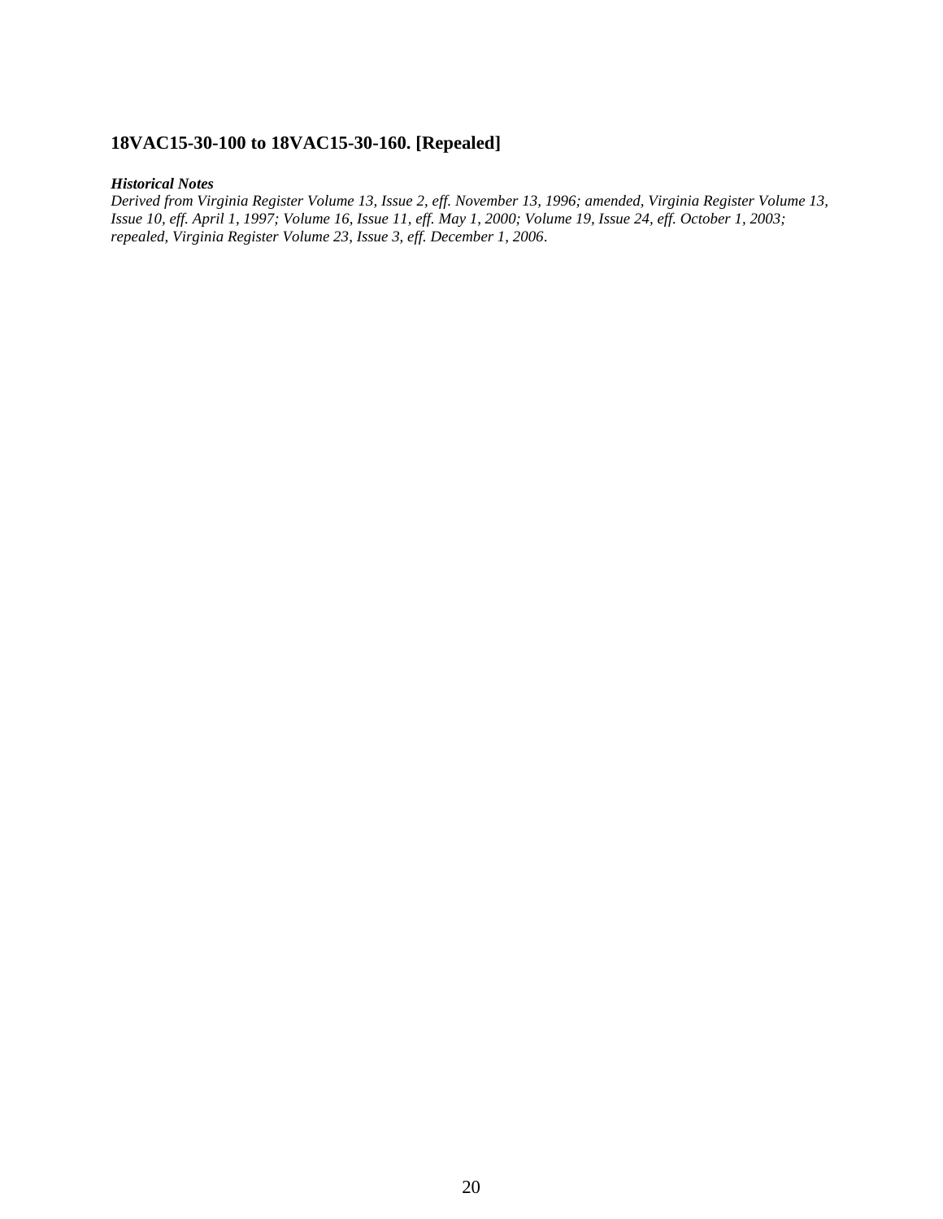### 18VAC15-30-100 to 18VAC15-30-160. [Repealed]

***Historical Notes***

*Derived from Virginia Register Volume 13, Issue 2, eff. November 13, 1996; amended, Virginia Register Volume 13, Issue 10, eff. April 1, 1997; Volume 16, Issue 11, eff. May 1, 2000; Volume 19, Issue 24, eff. October 1, 2003; repealed, Virginia Register Volume 23, Issue 3, eff. December 1, 2006.*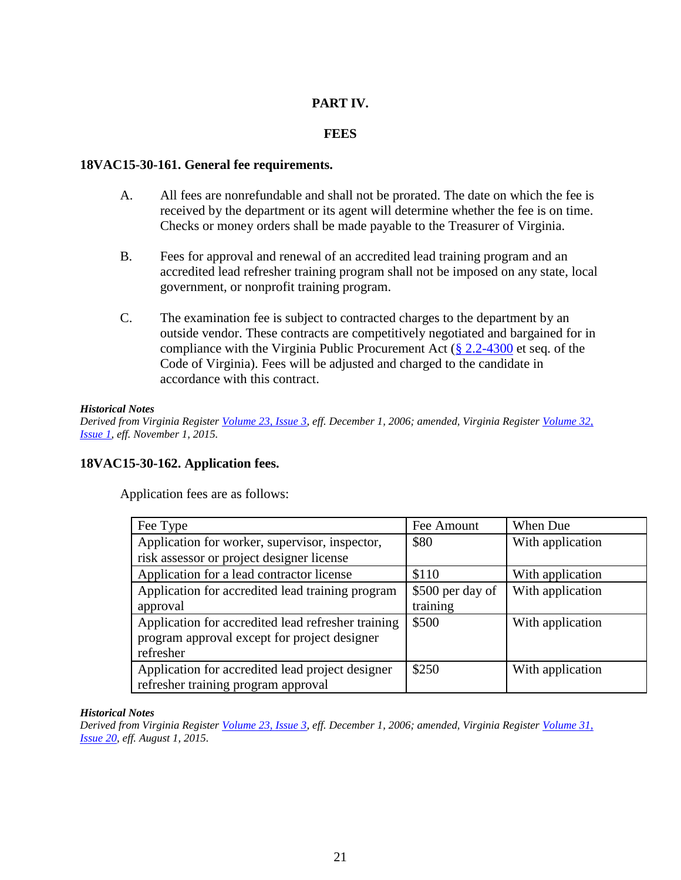# PART IV.

# FEES

## 18VAC15-30-161. General fee requirements.

A. All fees are nonrefundable and shall not be prorated. The date on which the fee is received by the department or its agent will determine whether the fee is on time. Checks or money orders shall be made payable to the Treasurer of Virginia.

B. Fees for approval and renewal of an accredited lead training program and an accredited lead refresher training program shall not be imposed on any state, local government, or nonprofit training program.

C. The examination fee is subject to contracted charges to the department by an outside vendor. These contracts are competitively negotiated and bargained for in compliance with the Virginia Public Procurement Act (§ 2.2-4300 et seq. of the Code of Virginia). Fees will be adjusted and charged to the candidate in accordance with this contract.

***Historical Notes***

*Derived from Virginia Register Volume 23, Issue 3, eff. December 1, 2006; amended, Virginia Register Volume 32, Issue 1, eff. November 1, 2015.*

## 18VAC15-30-162. Application fees.

Application fees are as follows:

| Fee Type | Fee Amount | When Due |
|---|---|---|
| Application for worker, supervisor, inspector, risk assessor or project designer license | $80 | With application |
| Application for a lead contractor license | $110 | With application |
| Application for accredited lead training program approval | $500 per day of training | With application |
| Application for accredited lead refresher training program approval except for project designer refresher | $500 | With application |
| Application for accredited lead project designer refresher training program approval | $250 | With application |

***Historical Notes***

*Derived from Virginia Register Volume 23, Issue 3, eff. December 1, 2006; amended, Virginia Register Volume 31, Issue 20, eff. August 1, 2015.*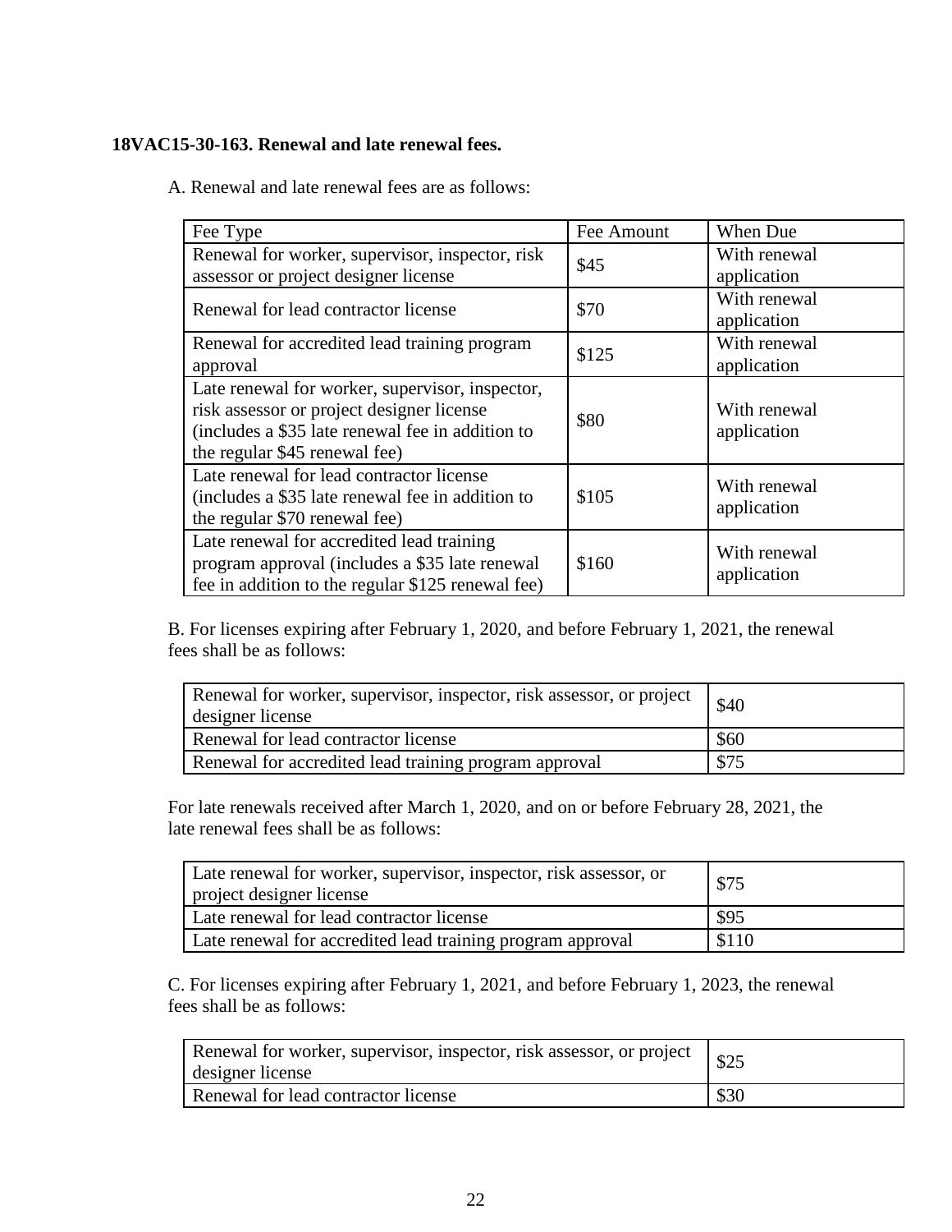**18VAC15-30-163. Renewal and late renewal fees.**

A. Renewal and late renewal fees are as follows:

| Fee Type | Fee Amount | When Due |
|---|---|---|
| Renewal for worker, supervisor, inspector, risk assessor or project designer license | $45 | With renewal application |
| Renewal for lead contractor license | $70 | With renewal application |
| Renewal for accredited lead training program approval | $125 | With renewal application |
| Late renewal for worker, supervisor, inspector, risk assessor or project designer license (includes a $35 late renewal fee in addition to the regular $45 renewal fee) | $80 | With renewal application |
| Late renewal for lead contractor license (includes a $35 late renewal fee in addition to the regular $70 renewal fee) | $105 | With renewal application |
| Late renewal for accredited lead training program approval (includes a $35 late renewal fee in addition to the regular $125 renewal fee) | $160 | With renewal application |

B. For licenses expiring after February 1, 2020, and before February 1, 2021, the renewal fees shall be as follows:

| | |
|---|---|
| Renewal for worker, supervisor, inspector, risk assessor, or project designer license | $40 |
| Renewal for lead contractor license | $60 |
| Renewal for accredited lead training program approval | $75 |

For late renewals received after March 1, 2020, and on or before February 28, 2021, the late renewal fees shall be as follows:

| | |
|---|---|
| Late renewal for worker, supervisor, inspector, risk assessor, or project designer license | $75 |
| Late renewal for lead contractor license | $95 |
| Late renewal for accredited lead training program approval | $110 |

C. For licenses expiring after February 1, 2021, and before February 1, 2023, the renewal fees shall be as follows:

| | |
|---|---|
| Renewal for worker, supervisor, inspector, risk assessor, or project designer license | $25 |
| Renewal for lead contractor license | $30 |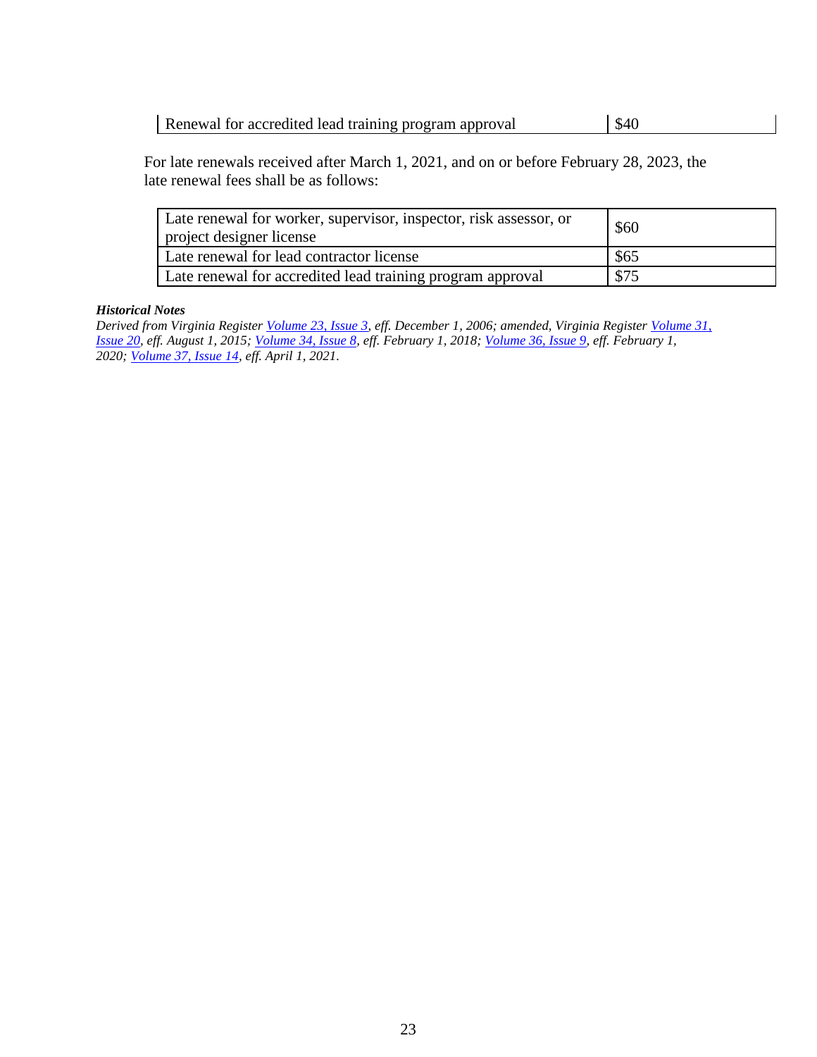| Renewal for accredited lead training program approval | $40 |
|---|---|

For late renewals received after March 1, 2021, and on or before February 28, 2023, the late renewal fees shall be as follows:

| Late renewal for worker, supervisor, inspector, risk assessor, or project designer license | $60 |
|---|---|
| Late renewal for lead contractor license | $65 |
| Late renewal for accredited lead training program approval | $75 |

***Historical Notes***

*Derived from Virginia Register Volume 23, Issue 3, eff. December 1, 2006; amended, Virginia Register Volume 31, Issue 20, eff. August 1, 2015; Volume 34, Issue 8, eff. February 1, 2018; Volume 36, Issue 9, eff. February 1, 2020; Volume 37, Issue 14, eff. April 1, 2021.*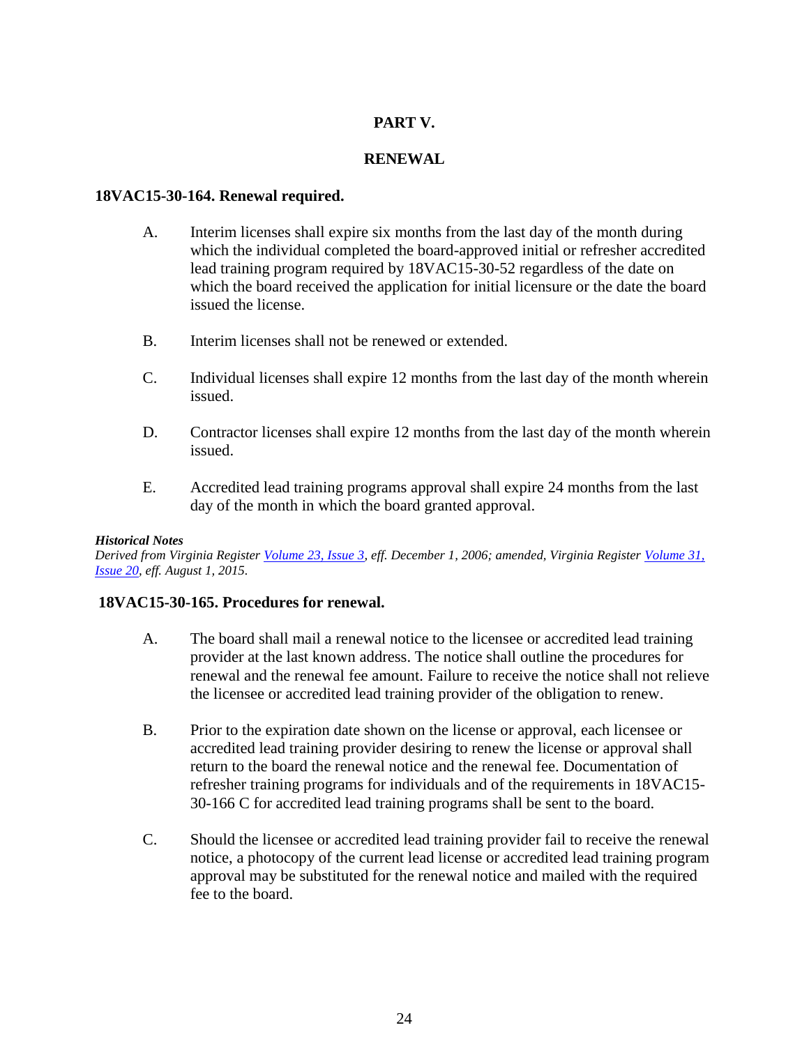# PART V.

# RENEWAL

### 18VAC15-30-164. Renewal required.

A. Interim licenses shall expire six months from the last day of the month during which the individual completed the board-approved initial or refresher accredited lead training program required by 18VAC15-30-52 regardless of the date on which the board received the application for initial licensure or the date the board issued the license.

B. Interim licenses shall not be renewed or extended.

C. Individual licenses shall expire 12 months from the last day of the month wherein issued.

D. Contractor licenses shall expire 12 months from the last day of the month wherein issued.

E. Accredited lead training programs approval shall expire 24 months from the last day of the month in which the board granted approval.

***Historical Notes***
*Derived from Virginia Register Volume 23, Issue 3, eff. December 1, 2006; amended, Virginia Register Volume 31, Issue 20, eff. August 1, 2015.*

### 18VAC15-30-165. Procedures for renewal.

A. The board shall mail a renewal notice to the licensee or accredited lead training provider at the last known address. The notice shall outline the procedures for renewal and the renewal fee amount. Failure to receive the notice shall not relieve the licensee or accredited lead training provider of the obligation to renew.

B. Prior to the expiration date shown on the license or approval, each licensee or accredited lead training provider desiring to renew the license or approval shall return to the board the renewal notice and the renewal fee. Documentation of refresher training programs for individuals and of the requirements in 18VAC15-30-166 C for accredited lead training programs shall be sent to the board.

C. Should the licensee or accredited lead training provider fail to receive the renewal notice, a photocopy of the current lead license or accredited lead training program approval may be substituted for the renewal notice and mailed with the required fee to the board.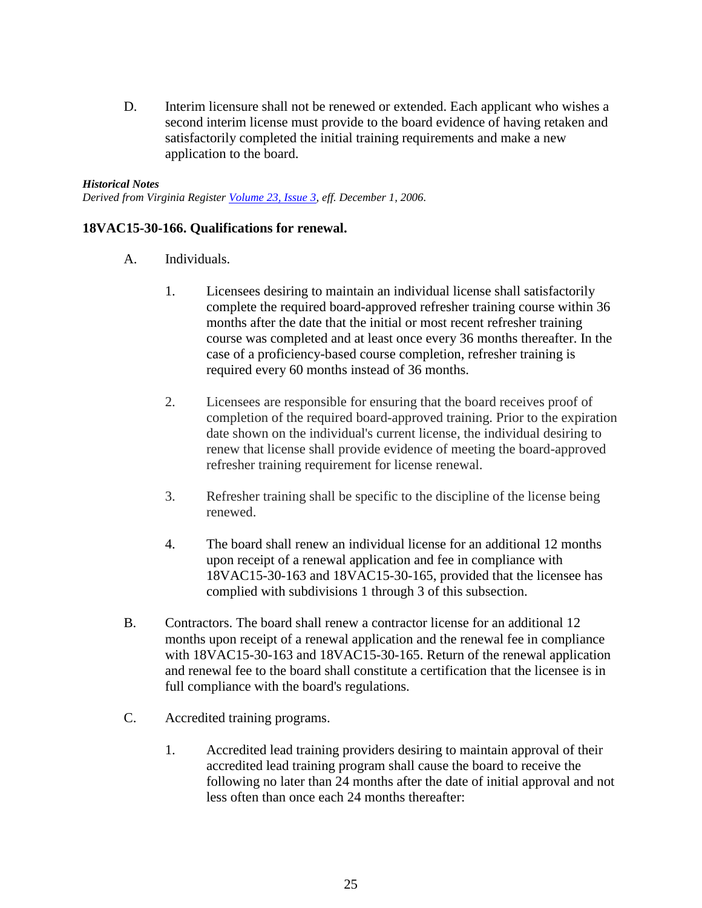D. Interim licensure shall not be renewed or extended. Each applicant who wishes a second interim license must provide to the board evidence of having retaken and satisfactorily completed the initial training requirements and make a new application to the board.

***Historical Notes***

*Derived from Virginia Register Volume 23, Issue 3, eff. December 1, 2006.*

### 18VAC15-30-166. Qualifications for renewal.

A. Individuals.

1. Licensees desiring to maintain an individual license shall satisfactorily complete the required board-approved refresher training course within 36 months after the date that the initial or most recent refresher training course was completed and at least once every 36 months thereafter. In the case of a proficiency-based course completion, refresher training is required every 60 months instead of 36 months.

2. Licensees are responsible for ensuring that the board receives proof of completion of the required board-approved training. Prior to the expiration date shown on the individual's current license, the individual desiring to renew that license shall provide evidence of meeting the board-approved refresher training requirement for license renewal.

3. Refresher training shall be specific to the discipline of the license being renewed.

4. The board shall renew an individual license for an additional 12 months upon receipt of a renewal application and fee in compliance with 18VAC15-30-163 and 18VAC15-30-165, provided that the licensee has complied with subdivisions 1 through 3 of this subsection.

B. Contractors. The board shall renew a contractor license for an additional 12 months upon receipt of a renewal application and the renewal fee in compliance with 18VAC15-30-163 and 18VAC15-30-165. Return of the renewal application and renewal fee to the board shall constitute a certification that the licensee is in full compliance with the board's regulations.

C. Accredited training programs.

1. Accredited lead training providers desiring to maintain approval of their accredited lead training program shall cause the board to receive the following no later than 24 months after the date of initial approval and not less often than once each 24 months thereafter: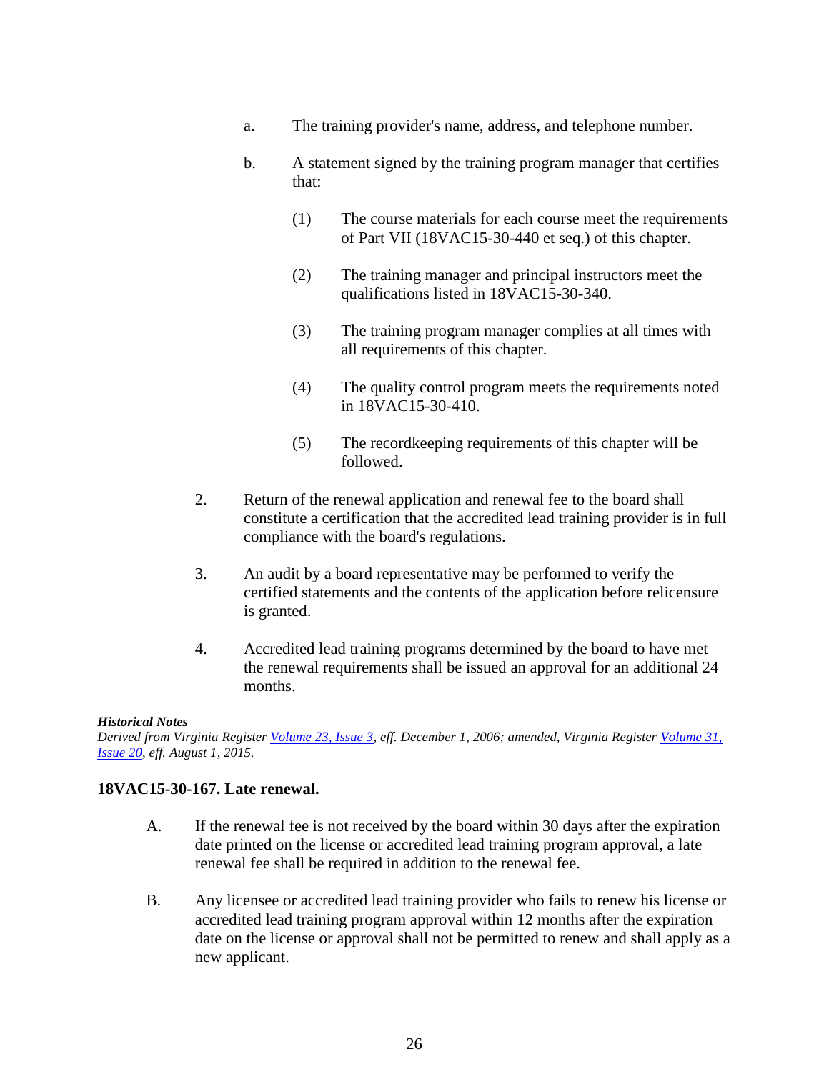a. The training provider's name, address, and telephone number.

b. A statement signed by the training program manager that certifies that:

   (1) The course materials for each course meet the requirements of Part VII (18VAC15-30-440 et seq.) of this chapter.

   (2) The training manager and principal instructors meet the qualifications listed in 18VAC15-30-340.

   (3) The training program manager complies at all times with all requirements of this chapter.

   (4) The quality control program meets the requirements noted in 18VAC15-30-410.

   (5) The recordkeeping requirements of this chapter will be followed.

2. Return of the renewal application and renewal fee to the board shall constitute a certification that the accredited lead training provider is in full compliance with the board's regulations.

3. An audit by a board representative may be performed to verify the certified statements and the contents of the application before relicensure is granted.

4. Accredited lead training programs determined by the board to have met the renewal requirements shall be issued an approval for an additional 24 months.

***Historical Notes***

*Derived from Virginia Register Volume 23, Issue 3, eff. December 1, 2006; amended, Virginia Register Volume 31, Issue 20, eff. August 1, 2015.*

### 18VAC15-30-167. Late renewal.

A. If the renewal fee is not received by the board within 30 days after the expiration date printed on the license or accredited lead training program approval, a late renewal fee shall be required in addition to the renewal fee.

B. Any licensee or accredited lead training provider who fails to renew his license or accredited lead training program approval within 12 months after the expiration date on the license or approval shall not be permitted to renew and shall apply as a new applicant.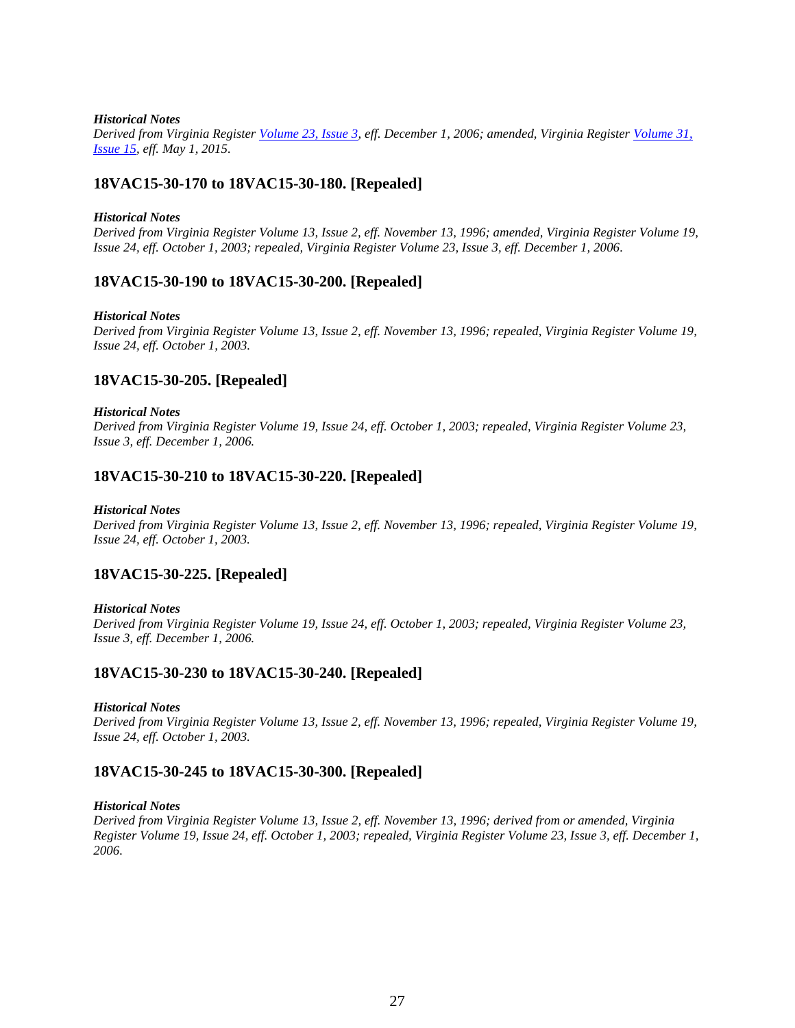***Historical Notes***

*Derived from Virginia Register Volume 23, Issue 3, eff. December 1, 2006; amended, Virginia Register Volume 31, Issue 15, eff. May 1, 2015.*

## 18VAC15-30-170 to 18VAC15-30-180. [Repealed]

***Historical Notes***

*Derived from Virginia Register Volume 13, Issue 2, eff. November 13, 1996; amended, Virginia Register Volume 19, Issue 24, eff. October 1, 2003; repealed, Virginia Register Volume 23, Issue 3, eff. December 1, 2006.*

## 18VAC15-30-190 to 18VAC15-30-200. [Repealed]

***Historical Notes***

*Derived from Virginia Register Volume 13, Issue 2, eff. November 13, 1996; repealed, Virginia Register Volume 19, Issue 24, eff. October 1, 2003.*

## 18VAC15-30-205. [Repealed]

***Historical Notes***

*Derived from Virginia Register Volume 19, Issue 24, eff. October 1, 2003; repealed, Virginia Register Volume 23, Issue 3, eff. December 1, 2006.*

## 18VAC15-30-210 to 18VAC15-30-220. [Repealed]

***Historical Notes***

*Derived from Virginia Register Volume 13, Issue 2, eff. November 13, 1996; repealed, Virginia Register Volume 19, Issue 24, eff. October 1, 2003.*

## 18VAC15-30-225. [Repealed]

***Historical Notes***

*Derived from Virginia Register Volume 19, Issue 24, eff. October 1, 2003; repealed, Virginia Register Volume 23, Issue 3, eff. December 1, 2006.*

## 18VAC15-30-230 to 18VAC15-30-240. [Repealed]

***Historical Notes***

*Derived from Virginia Register Volume 13, Issue 2, eff. November 13, 1996; repealed, Virginia Register Volume 19, Issue 24, eff. October 1, 2003.*

## 18VAC15-30-245 to 18VAC15-30-300. [Repealed]

***Historical Notes***

*Derived from Virginia Register Volume 13, Issue 2, eff. November 13, 1996; derived from or amended, Virginia Register Volume 19, Issue 24, eff. October 1, 2003; repealed, Virginia Register Volume 23, Issue 3, eff. December 1, 2006.*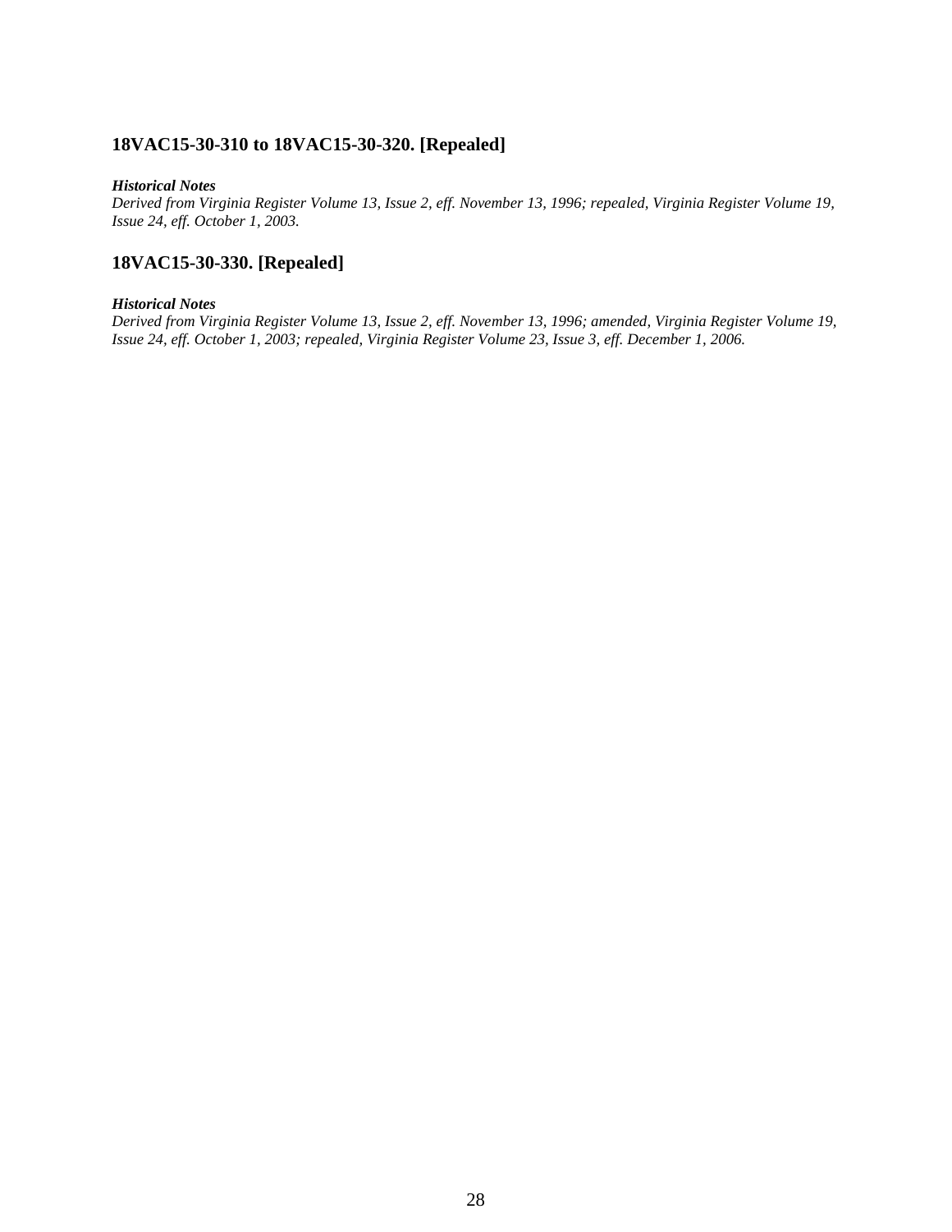### 18VAC15-30-310 to 18VAC15-30-320. [Repealed]

***Historical Notes***

*Derived from Virginia Register Volume 13, Issue 2, eff. November 13, 1996; repealed, Virginia Register Volume 19, Issue 24, eff. October 1, 2003.*

### 18VAC15-30-330. [Repealed]

***Historical Notes***

*Derived from Virginia Register Volume 13, Issue 2, eff. November 13, 1996; amended, Virginia Register Volume 19, Issue 24, eff. October 1, 2003; repealed, Virginia Register Volume 23, Issue 3, eff. December 1, 2006.*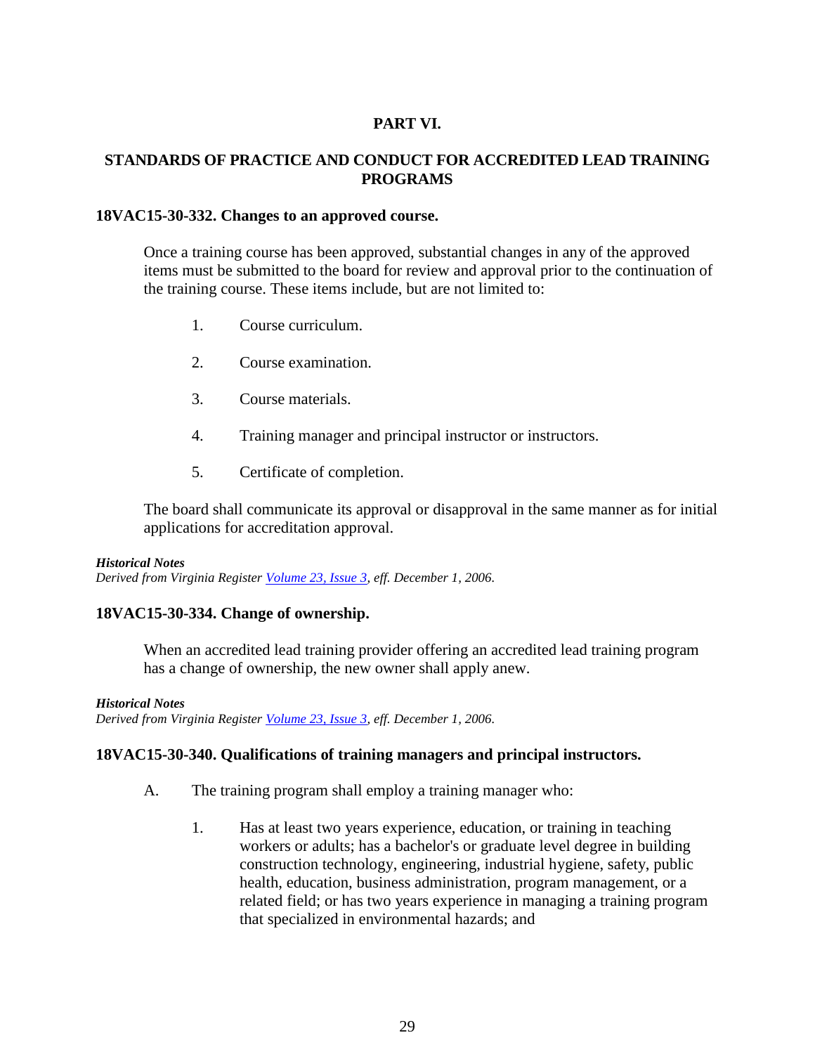## PART VI.

## STANDARDS OF PRACTICE AND CONDUCT FOR ACCREDITED LEAD TRAINING PROGRAMS

### 18VAC15-30-332. Changes to an approved course.

Once a training course has been approved, substantial changes in any of the approved items must be submitted to the board for review and approval prior to the continuation of the training course. These items include, but are not limited to:

1. Course curriculum.
2. Course examination.
3. Course materials.
4. Training manager and principal instructor or instructors.
5. Certificate of completion.

The board shall communicate its approval or disapproval in the same manner as for initial applications for accreditation approval.

***Historical Notes***
*Derived from Virginia Register Volume 23, Issue 3, eff. December 1, 2006.*

### 18VAC15-30-334. Change of ownership.

When an accredited lead training provider offering an accredited lead training program has a change of ownership, the new owner shall apply anew.

***Historical Notes***
*Derived from Virginia Register Volume 23, Issue 3, eff. December 1, 2006.*

### 18VAC15-30-340. Qualifications of training managers and principal instructors.

A. The training program shall employ a training manager who:

1. Has at least two years experience, education, or training in teaching workers or adults; has a bachelor's or graduate level degree in building construction technology, engineering, industrial hygiene, safety, public health, education, business administration, program management, or a related field; or has two years experience in managing a training program that specialized in environmental hazards; and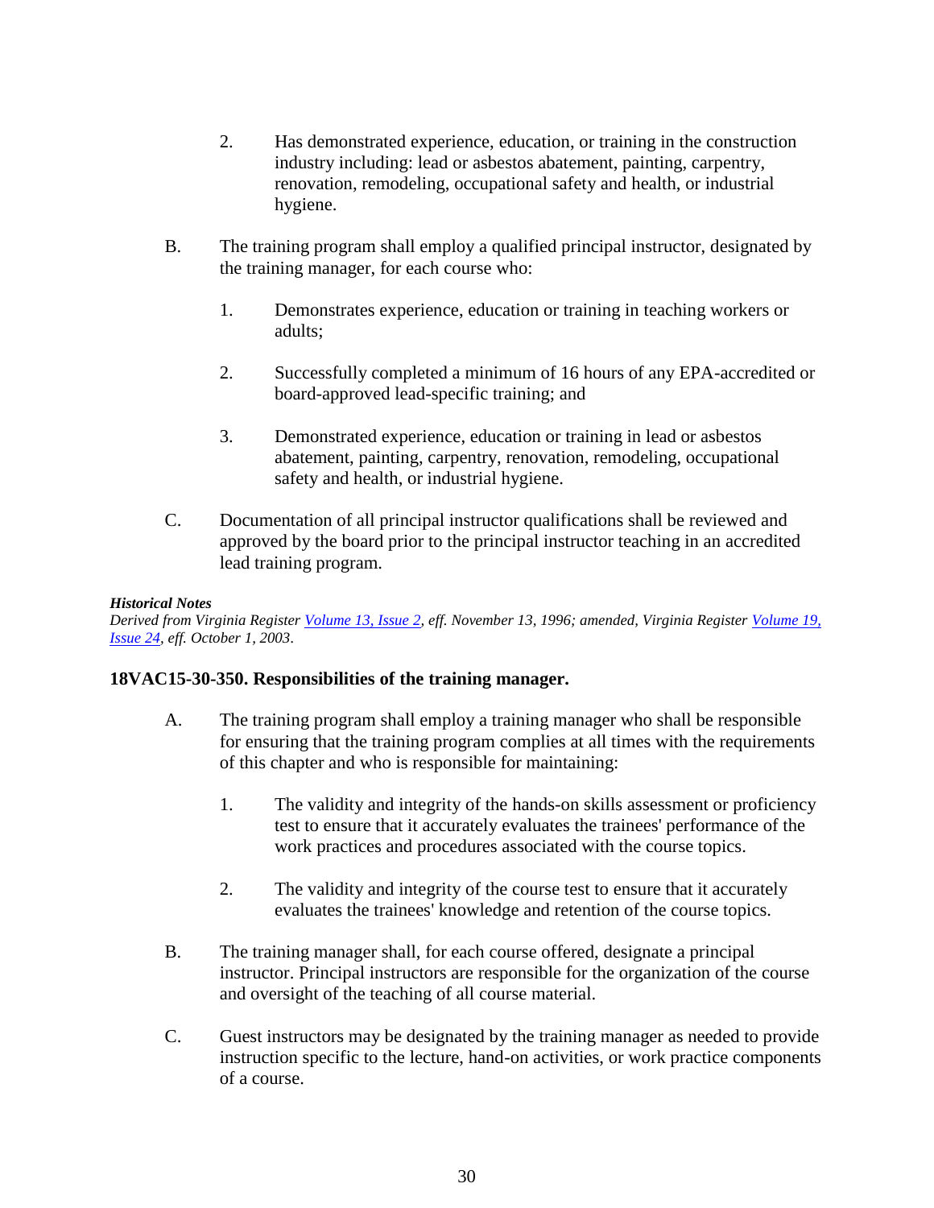2. Has demonstrated experience, education, or training in the construction industry including: lead or asbestos abatement, painting, carpentry, renovation, remodeling, occupational safety and health, or industrial hygiene.

B. The training program shall employ a qualified principal instructor, designated by the training manager, for each course who:

1. Demonstrates experience, education or training in teaching workers or adults;

2. Successfully completed a minimum of 16 hours of any EPA-accredited or board-approved lead-specific training; and

3. Demonstrated experience, education or training in lead or asbestos abatement, painting, carpentry, renovation, remodeling, occupational safety and health, or industrial hygiene.

C. Documentation of all principal instructor qualifications shall be reviewed and approved by the board prior to the principal instructor teaching in an accredited lead training program.

***Historical Notes***
*Derived from Virginia Register Volume 13, Issue 2, eff. November 13, 1996; amended, Virginia Register Volume 19, Issue 24, eff. October 1, 2003.*

**18VAC15-30-350. Responsibilities of the training manager.**

A. The training program shall employ a training manager who shall be responsible for ensuring that the training program complies at all times with the requirements of this chapter and who is responsible for maintaining:

1. The validity and integrity of the hands-on skills assessment or proficiency test to ensure that it accurately evaluates the trainees' performance of the work practices and procedures associated with the course topics.

2. The validity and integrity of the course test to ensure that it accurately evaluates the trainees' knowledge and retention of the course topics.

B. The training manager shall, for each course offered, designate a principal instructor. Principal instructors are responsible for the organization of the course and oversight of the teaching of all course material.

C. Guest instructors may be designated by the training manager as needed to provide instruction specific to the lecture, hand-on activities, or work practice components of a course.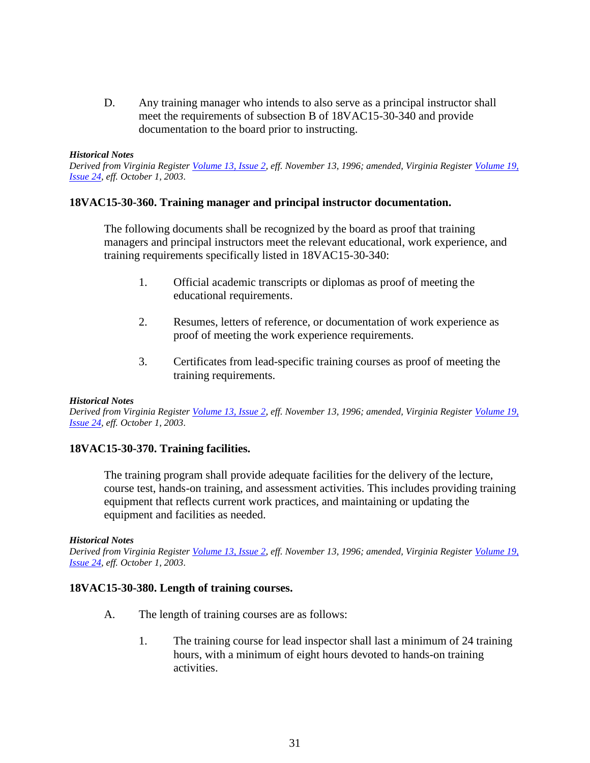D. Any training manager who intends to also serve as a principal instructor shall meet the requirements of subsection B of 18VAC15-30-340 and provide documentation to the board prior to instructing.

***Historical Notes***
*Derived from Virginia Register Volume 13, Issue 2, eff. November 13, 1996; amended, Virginia Register Volume 19, Issue 24, eff. October 1, 2003.*

### 18VAC15-30-360. Training manager and principal instructor documentation.

The following documents shall be recognized by the board as proof that training managers and principal instructors meet the relevant educational, work experience, and training requirements specifically listed in 18VAC15-30-340:

1. Official academic transcripts or diplomas as proof of meeting the educational requirements.

2. Resumes, letters of reference, or documentation of work experience as proof of meeting the work experience requirements.

3. Certificates from lead-specific training courses as proof of meeting the training requirements.

***Historical Notes***
*Derived from Virginia Register Volume 13, Issue 2, eff. November 13, 1996; amended, Virginia Register Volume 19, Issue 24, eff. October 1, 2003.*

### 18VAC15-30-370. Training facilities.

The training program shall provide adequate facilities for the delivery of the lecture, course test, hands-on training, and assessment activities. This includes providing training equipment that reflects current work practices, and maintaining or updating the equipment and facilities as needed.

***Historical Notes***
*Derived from Virginia Register Volume 13, Issue 2, eff. November 13, 1996; amended, Virginia Register Volume 19, Issue 24, eff. October 1, 2003.*

### 18VAC15-30-380. Length of training courses.

A. The length of training courses are as follows:

1. The training course for lead inspector shall last a minimum of 24 training hours, with a minimum of eight hours devoted to hands-on training activities.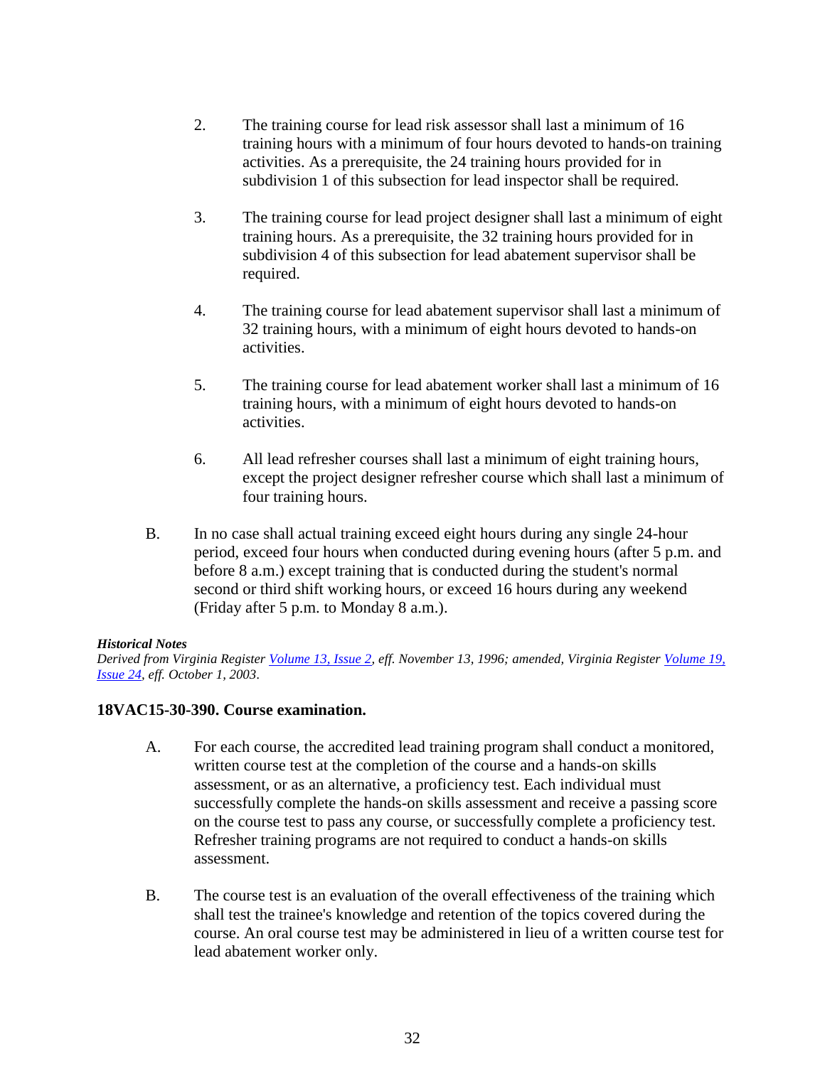2. The training course for lead risk assessor shall last a minimum of 16 training hours with a minimum of four hours devoted to hands-on training activities. As a prerequisite, the 24 training hours provided for in subdivision 1 of this subsection for lead inspector shall be required.

3. The training course for lead project designer shall last a minimum of eight training hours. As a prerequisite, the 32 training hours provided for in subdivision 4 of this subsection for lead abatement supervisor shall be required.

4. The training course for lead abatement supervisor shall last a minimum of 32 training hours, with a minimum of eight hours devoted to hands-on activities.

5. The training course for lead abatement worker shall last a minimum of 16 training hours, with a minimum of eight hours devoted to hands-on activities.

6. All lead refresher courses shall last a minimum of eight training hours, except the project designer refresher course which shall last a minimum of four training hours.

B. In no case shall actual training exceed eight hours during any single 24-hour period, exceed four hours when conducted during evening hours (after 5 p.m. and before 8 a.m.) except training that is conducted during the student's normal second or third shift working hours, or exceed 16 hours during any weekend (Friday after 5 p.m. to Monday 8 a.m.).

***Historical Notes***
*Derived from Virginia Register Volume 13, Issue 2, eff. November 13, 1996; amended, Virginia Register Volume 19, Issue 24, eff. October 1, 2003.*

### 18VAC15-30-390. Course examination.

A. For each course, the accredited lead training program shall conduct a monitored, written course test at the completion of the course and a hands-on skills assessment, or as an alternative, a proficiency test. Each individual must successfully complete the hands-on skills assessment and receive a passing score on the course test to pass any course, or successfully complete a proficiency test. Refresher training programs are not required to conduct a hands-on skills assessment.

B. The course test is an evaluation of the overall effectiveness of the training which shall test the trainee's knowledge and retention of the topics covered during the course. An oral course test may be administered in lieu of a written course test for lead abatement worker only.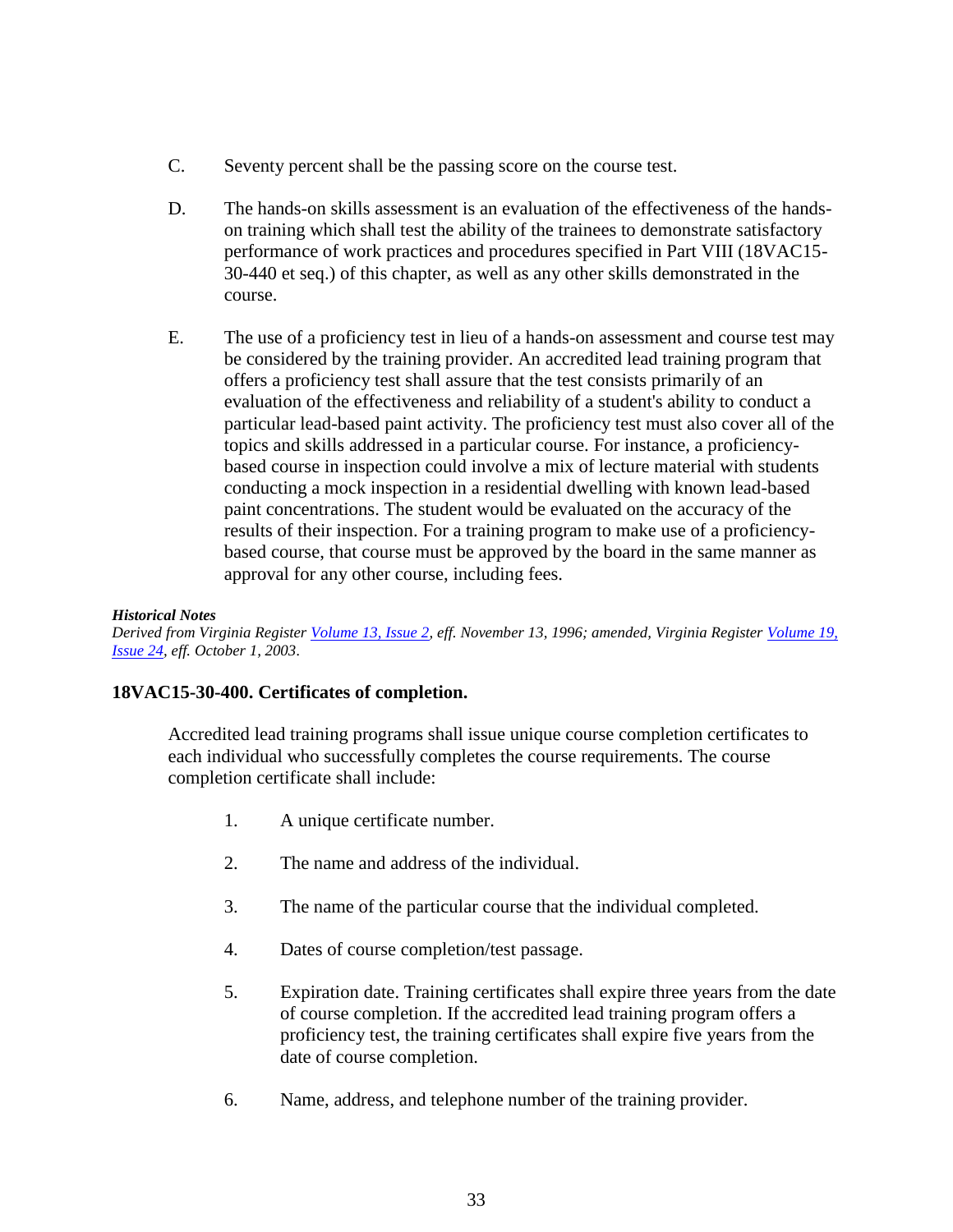C. Seventy percent shall be the passing score on the course test.

D. The hands-on skills assessment is an evaluation of the effectiveness of the hands-on training which shall test the ability of the trainees to demonstrate satisfactory performance of work practices and procedures specified in Part VIII (18VAC15-30-440 et seq.) of this chapter, as well as any other skills demonstrated in the course.

E. The use of a proficiency test in lieu of a hands-on assessment and course test may be considered by the training provider. An accredited lead training program that offers a proficiency test shall assure that the test consists primarily of an evaluation of the effectiveness and reliability of a student's ability to conduct a particular lead-based paint activity. The proficiency test must also cover all of the topics and skills addressed in a particular course. For instance, a proficiency-based course in inspection could involve a mix of lecture material with students conducting a mock inspection in a residential dwelling with known lead-based paint concentrations. The student would be evaluated on the accuracy of the results of their inspection. For a training program to make use of a proficiency-based course, that course must be approved by the board in the same manner as approval for any other course, including fees.

***Historical Notes***

*Derived from Virginia Register Volume 13, Issue 2, eff. November 13, 1996; amended, Virginia Register Volume 19, Issue 24, eff. October 1, 2003.*

### 18VAC15-30-400. Certificates of completion.

Accredited lead training programs shall issue unique course completion certificates to each individual who successfully completes the course requirements. The course completion certificate shall include:

1. A unique certificate number.
2. The name and address of the individual.
3. The name of the particular course that the individual completed.
4. Dates of course completion/test passage.
5. Expiration date. Training certificates shall expire three years from the date of course completion. If the accredited lead training program offers a proficiency test, the training certificates shall expire five years from the date of course completion.
6. Name, address, and telephone number of the training provider.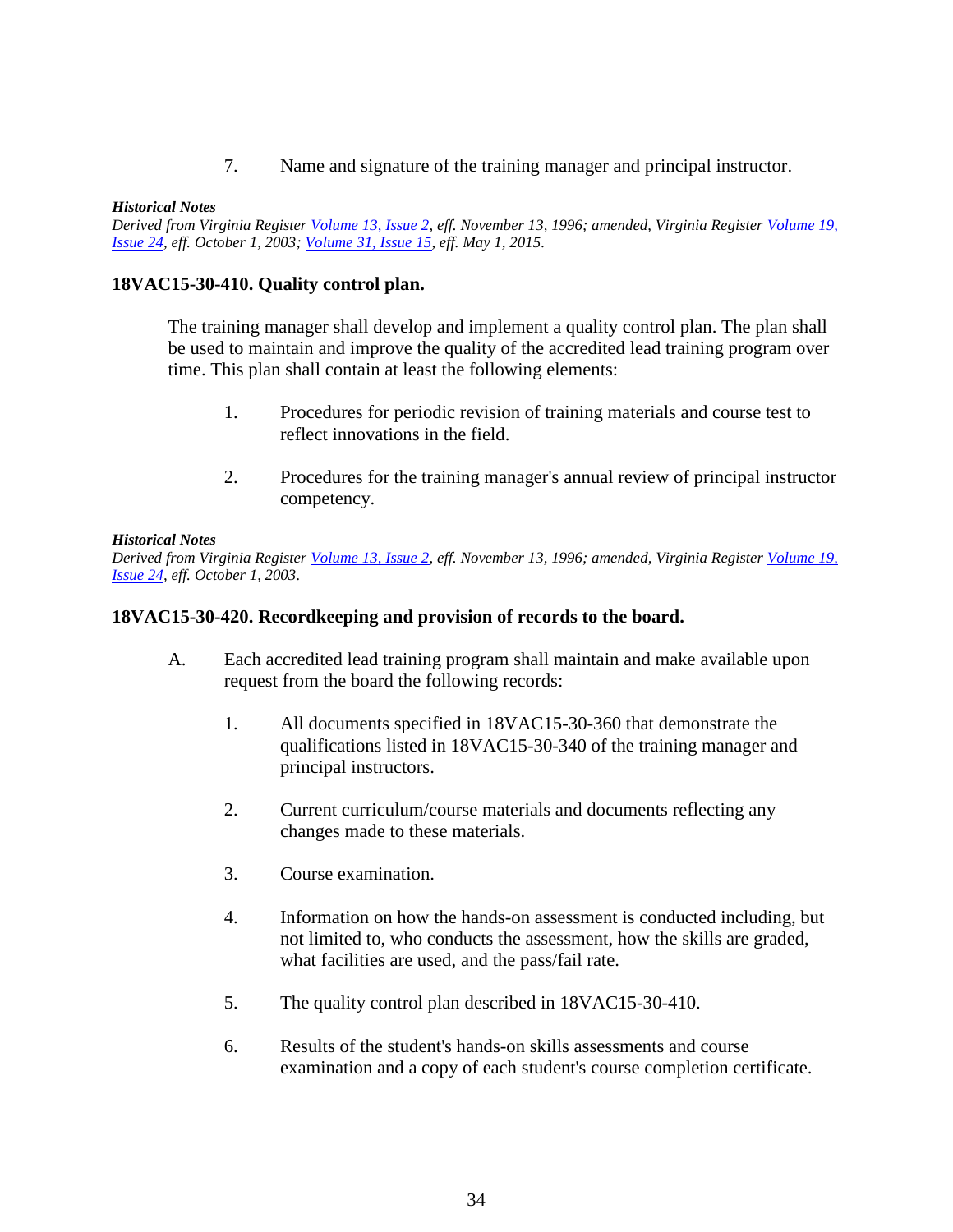7. Name and signature of the training manager and principal instructor.

***Historical Notes***

*Derived from Virginia Register Volume 13, Issue 2, eff. November 13, 1996; amended, Virginia Register Volume 19, Issue 24, eff. October 1, 2003; Volume 31, Issue 15, eff. May 1, 2015.*

### 18VAC15-30-410. Quality control plan.

The training manager shall develop and implement a quality control plan. The plan shall be used to maintain and improve the quality of the accredited lead training program over time. This plan shall contain at least the following elements:

1. Procedures for periodic revision of training materials and course test to reflect innovations in the field.

2. Procedures for the training manager's annual review of principal instructor competency.

***Historical Notes***

*Derived from Virginia Register Volume 13, Issue 2, eff. November 13, 1996; amended, Virginia Register Volume 19, Issue 24, eff. October 1, 2003.*

### 18VAC15-30-420. Recordkeeping and provision of records to the board.

A. Each accredited lead training program shall maintain and make available upon request from the board the following records:

1. All documents specified in 18VAC15-30-360 that demonstrate the qualifications listed in 18VAC15-30-340 of the training manager and principal instructors.

2. Current curriculum/course materials and documents reflecting any changes made to these materials.

3. Course examination.

4. Information on how the hands-on assessment is conducted including, but not limited to, who conducts the assessment, how the skills are graded, what facilities are used, and the pass/fail rate.

5. The quality control plan described in 18VAC15-30-410.

6. Results of the student's hands-on skills assessments and course examination and a copy of each student's course completion certificate.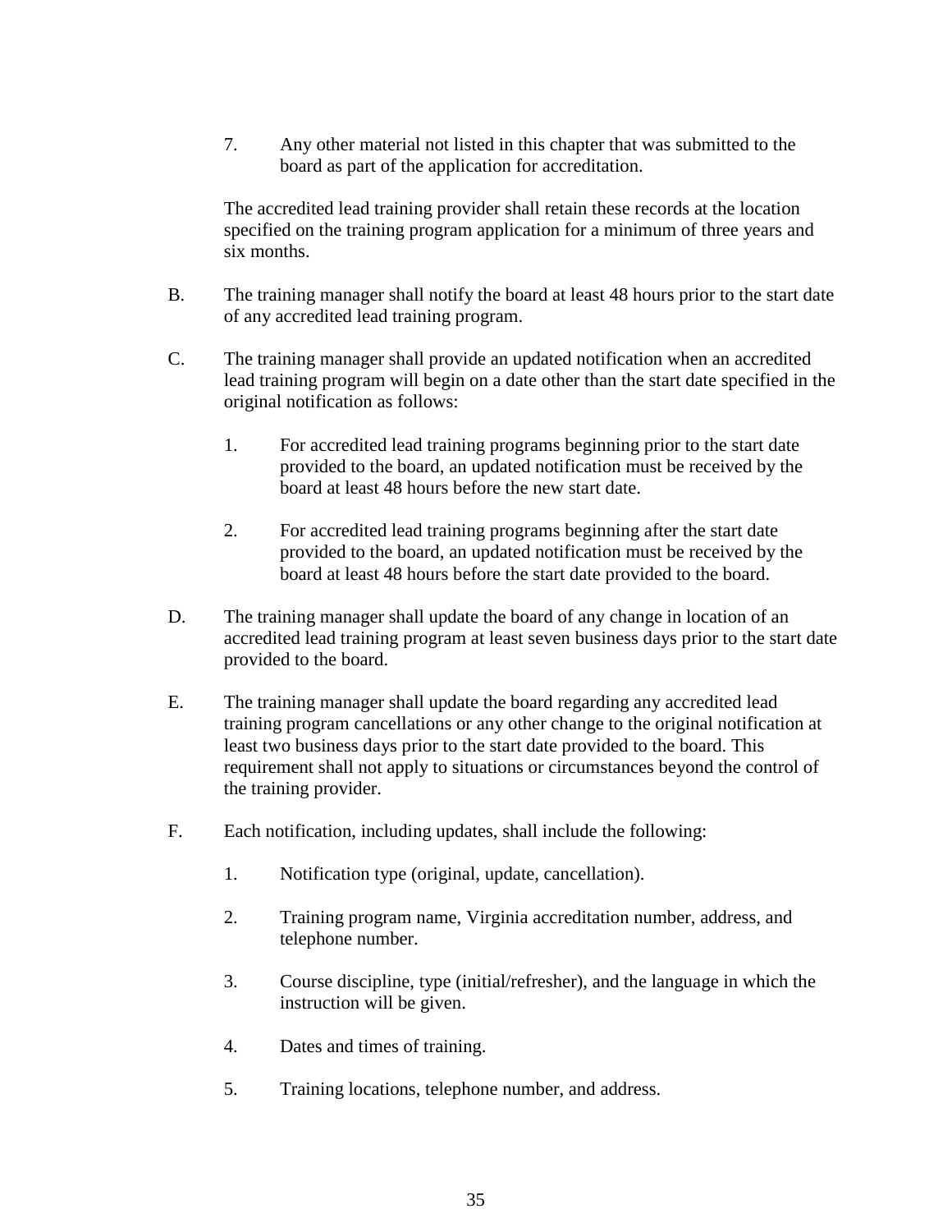7. Any other material not listed in this chapter that was submitted to the board as part of the application for accreditation.

The accredited lead training provider shall retain these records at the location specified on the training program application for a minimum of three years and six months.

B. The training manager shall notify the board at least 48 hours prior to the start date of any accredited lead training program.

C. The training manager shall provide an updated notification when an accredited lead training program will begin on a date other than the start date specified in the original notification as follows:

  1. For accredited lead training programs beginning prior to the start date provided to the board, an updated notification must be received by the board at least 48 hours before the new start date.

  2. For accredited lead training programs beginning after the start date provided to the board, an updated notification must be received by the board at least 48 hours before the start date provided to the board.

D. The training manager shall update the board of any change in location of an accredited lead training program at least seven business days prior to the start date provided to the board.

E. The training manager shall update the board regarding any accredited lead training program cancellations or any other change to the original notification at least two business days prior to the start date provided to the board. This requirement shall not apply to situations or circumstances beyond the control of the training provider.

F. Each notification, including updates, shall include the following:

  1. Notification type (original, update, cancellation).

  2. Training program name, Virginia accreditation number, address, and telephone number.

  3. Course discipline, type (initial/refresher), and the language in which the instruction will be given.

  4. Dates and times of training.

  5. Training locations, telephone number, and address.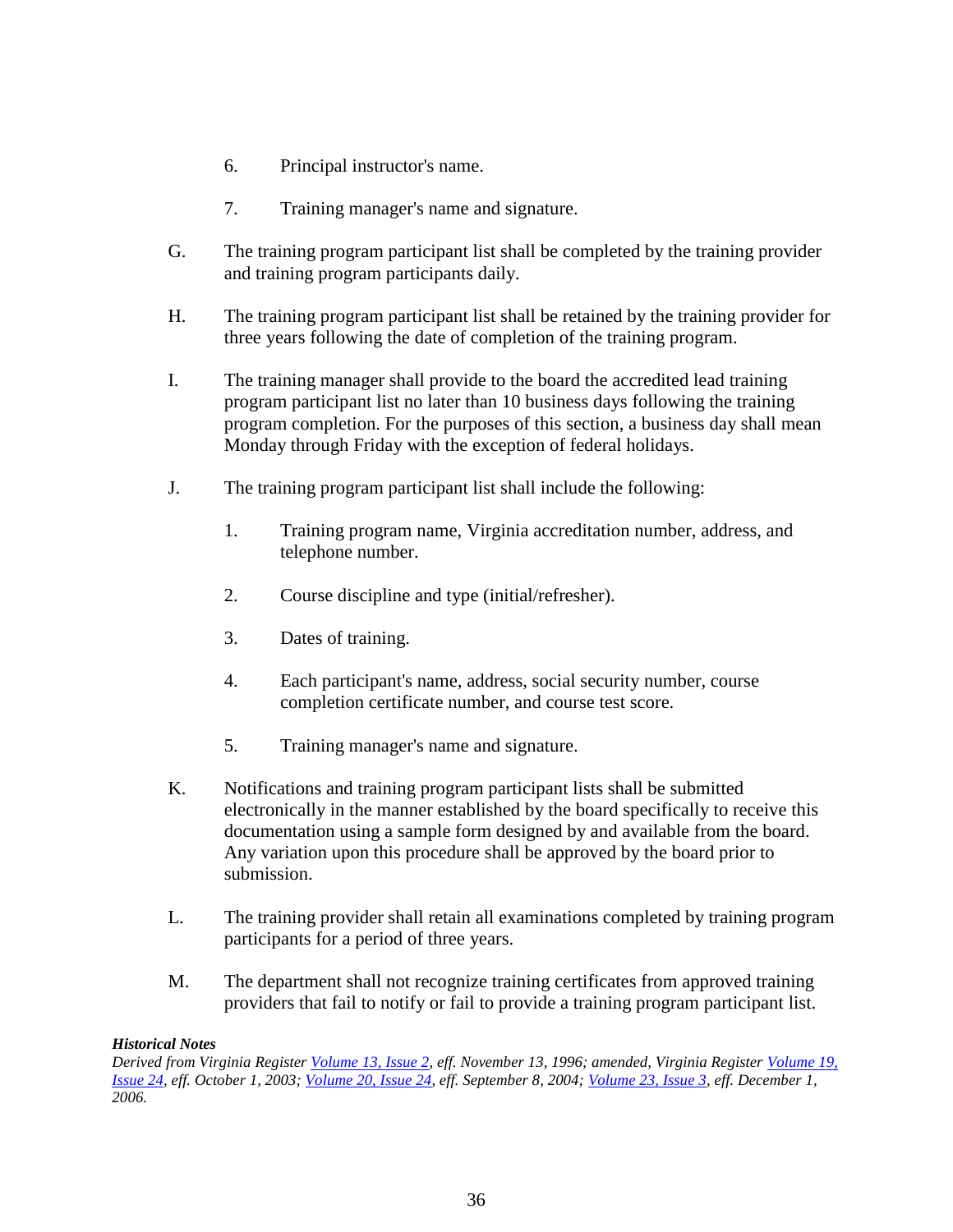6. Principal instructor's name.

7. Training manager's name and signature.

G. The training program participant list shall be completed by the training provider and training program participants daily.

H. The training program participant list shall be retained by the training provider for three years following the date of completion of the training program.

I. The training manager shall provide to the board the accredited lead training program participant list no later than 10 business days following the training program completion. For the purposes of this section, a business day shall mean Monday through Friday with the exception of federal holidays.

J. The training program participant list shall include the following:

1. Training program name, Virginia accreditation number, address, and telephone number.

2. Course discipline and type (initial/refresher).

3. Dates of training.

4. Each participant's name, address, social security number, course completion certificate number, and course test score.

5. Training manager's name and signature.

K. Notifications and training program participant lists shall be submitted electronically in the manner established by the board specifically to receive this documentation using a sample form designed by and available from the board. Any variation upon this procedure shall be approved by the board prior to submission.

L. The training provider shall retain all examinations completed by training program participants for a period of three years.

M. The department shall not recognize training certificates from approved training providers that fail to notify or fail to provide a training program participant list.

***Historical Notes***

*Derived from Virginia Register Volume 13, Issue 2, eff. November 13, 1996; amended, Virginia Register Volume 19, Issue 24, eff. October 1, 2003; Volume 20, Issue 24, eff. September 8, 2004; Volume 23, Issue 3, eff. December 1, 2006.*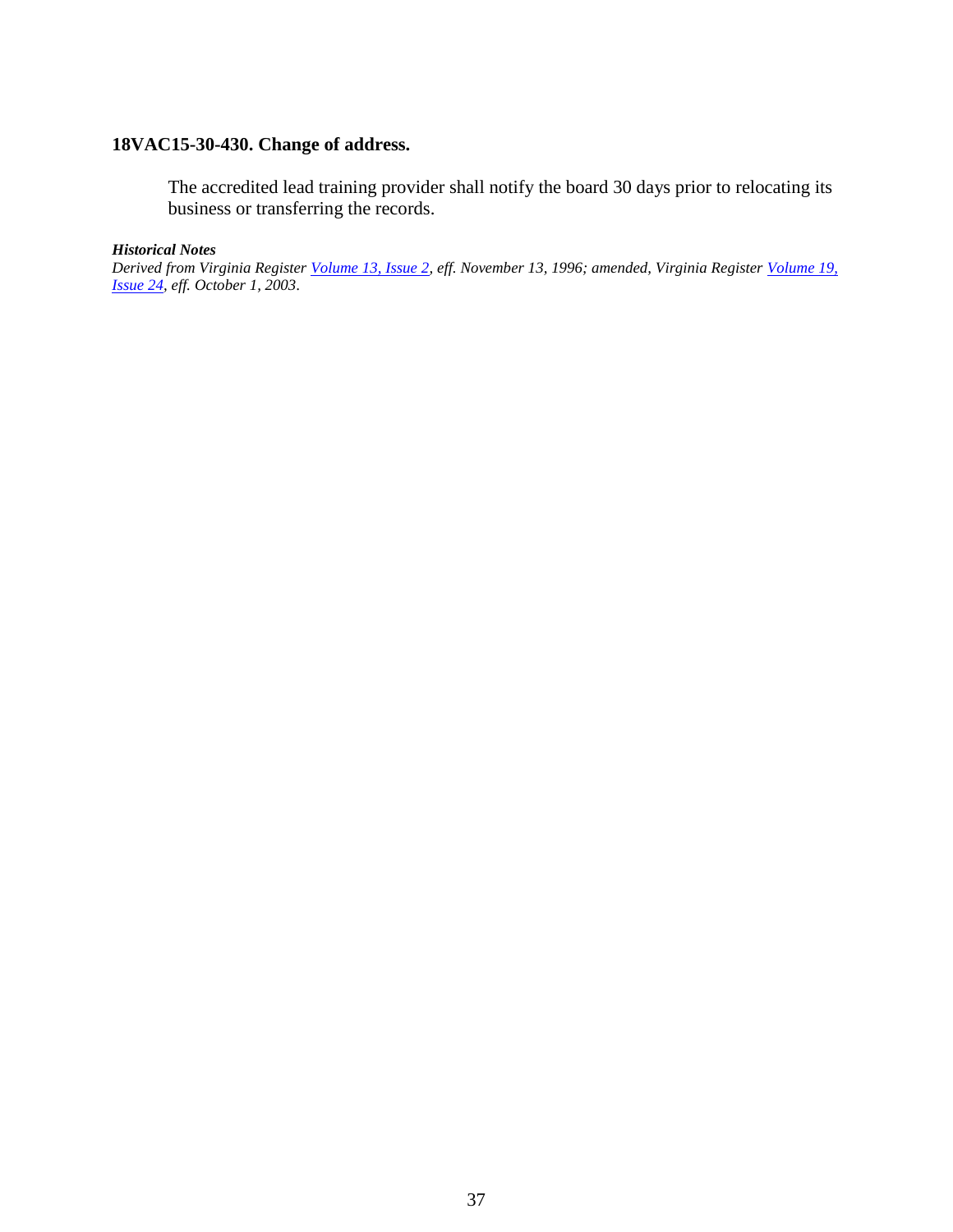**18VAC15-30-430. Change of address.**

The accredited lead training provider shall notify the board 30 days prior to relocating its business or transferring the records.

***Historical Notes***

*Derived from Virginia Register Volume 13, Issue 2, eff. November 13, 1996; amended, Virginia Register Volume 19, Issue 24, eff. October 1, 2003.*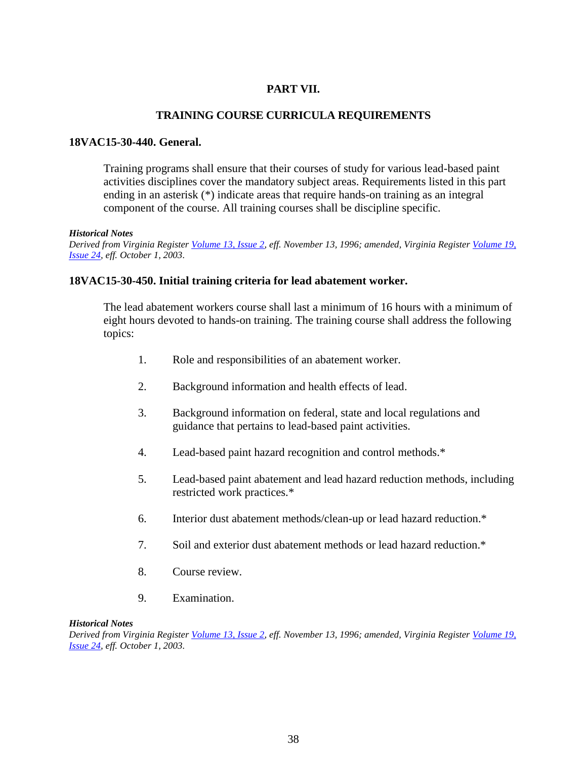## PART VII.

## TRAINING COURSE CURRICULA REQUIREMENTS

### 18VAC15-30-440. General.

Training programs shall ensure that their courses of study for various lead-based paint activities disciplines cover the mandatory subject areas. Requirements listed in this part ending in an asterisk (*) indicate areas that require hands-on training as an integral component of the course. All training courses shall be discipline specific.

***Historical Notes***

*Derived from Virginia Register [Volume 13, Issue 2](), eff. November 13, 1996; amended, Virginia Register [Volume 19, Issue 24](), eff. October 1, 2003.*

### 18VAC15-30-450. Initial training criteria for lead abatement worker.

The lead abatement workers course shall last a minimum of 16 hours with a minimum of eight hours devoted to hands-on training. The training course shall address the following topics:

1. Role and responsibilities of an abatement worker.
2. Background information and health effects of lead.
3. Background information on federal, state and local regulations and guidance that pertains to lead-based paint activities.
4. Lead-based paint hazard recognition and control methods.*
5. Lead-based paint abatement and lead hazard reduction methods, including restricted work practices.*
6. Interior dust abatement methods/clean-up or lead hazard reduction.*
7. Soil and exterior dust abatement methods or lead hazard reduction.*
8. Course review.
9. Examination.

***Historical Notes***

*Derived from Virginia Register [Volume 13, Issue 2](), eff. November 13, 1996; amended, Virginia Register [Volume 19, Issue 24](), eff. October 1, 2003.*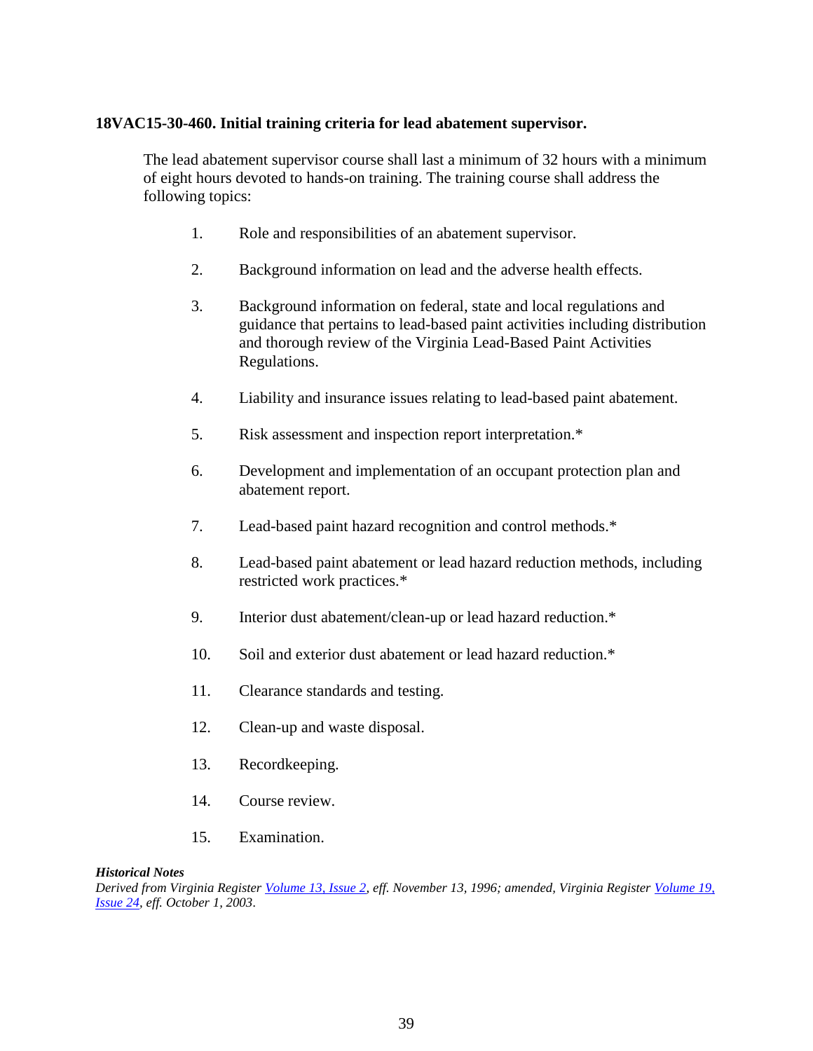**18VAC15-30-460. Initial training criteria for lead abatement supervisor.**

The lead abatement supervisor course shall last a minimum of 32 hours with a minimum of eight hours devoted to hands-on training. The training course shall address the following topics:

1. Role and responsibilities of an abatement supervisor.
2. Background information on lead and the adverse health effects.
3. Background information on federal, state and local regulations and guidance that pertains to lead-based paint activities including distribution and thorough review of the Virginia Lead-Based Paint Activities Regulations.
4. Liability and insurance issues relating to lead-based paint abatement.
5. Risk assessment and inspection report interpretation.*
6. Development and implementation of an occupant protection plan and abatement report.
7. Lead-based paint hazard recognition and control methods.*
8. Lead-based paint abatement or lead hazard reduction methods, including restricted work practices.*
9. Interior dust abatement/clean-up or lead hazard reduction.*
10. Soil and exterior dust abatement or lead hazard reduction.*
11. Clearance standards and testing.
12. Clean-up and waste disposal.
13. Recordkeeping.
14. Course review.
15. Examination.

***Historical Notes***

*Derived from Virginia Register Volume 13, Issue 2, eff. November 13, 1996; amended, Virginia Register Volume 19, Issue 24, eff. October 1, 2003.*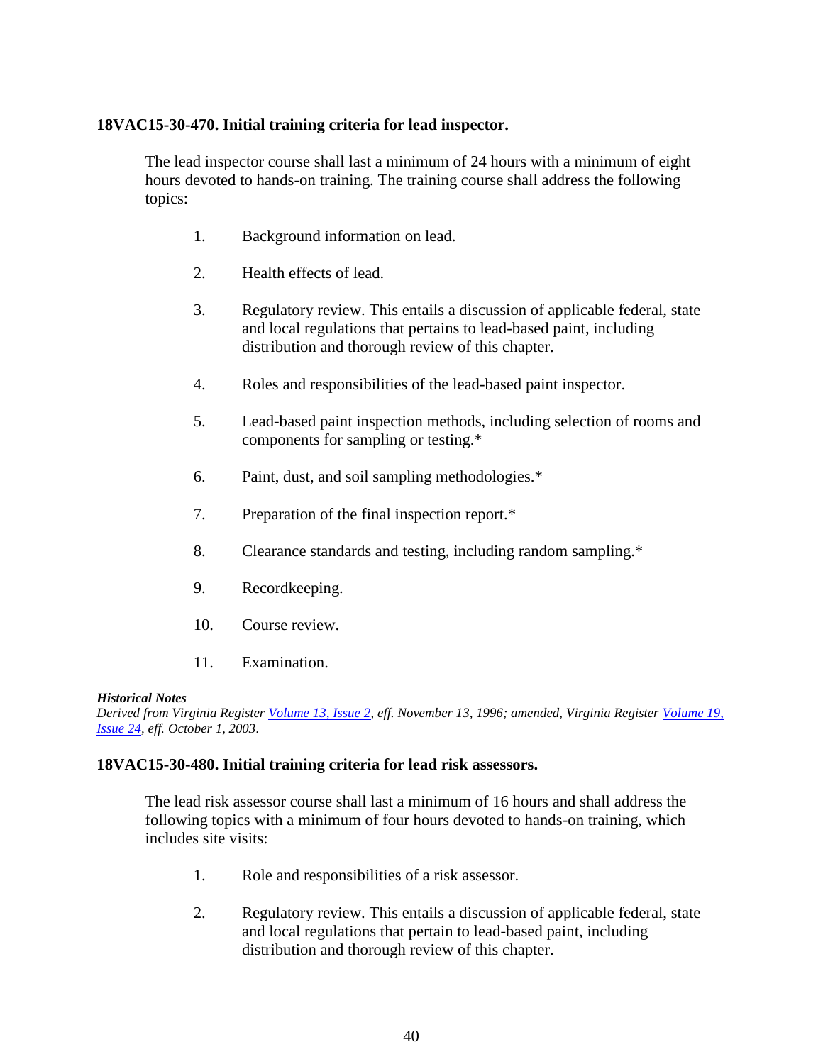### 18VAC15-30-470. Initial training criteria for lead inspector.

The lead inspector course shall last a minimum of 24 hours with a minimum of eight hours devoted to hands-on training. The training course shall address the following topics:

1. Background information on lead.
2. Health effects of lead.
3. Regulatory review. This entails a discussion of applicable federal, state and local regulations that pertains to lead-based paint, including distribution and thorough review of this chapter.
4. Roles and responsibilities of the lead-based paint inspector.
5. Lead-based paint inspection methods, including selection of rooms and components for sampling or testing.*
6. Paint, dust, and soil sampling methodologies.*
7. Preparation of the final inspection report.*
8. Clearance standards and testing, including random sampling.*
9. Recordkeeping.
10. Course review.
11. Examination.

***Historical Notes***
*Derived from Virginia Register Volume 13, Issue 2, eff. November 13, 1996; amended, Virginia Register Volume 19, Issue 24, eff. October 1, 2003.*

### 18VAC15-30-480. Initial training criteria for lead risk assessors.

The lead risk assessor course shall last a minimum of 16 hours and shall address the following topics with a minimum of four hours devoted to hands-on training, which includes site visits:

1. Role and responsibilities of a risk assessor.
2. Regulatory review. This entails a discussion of applicable federal, state and local regulations that pertain to lead-based paint, including distribution and thorough review of this chapter.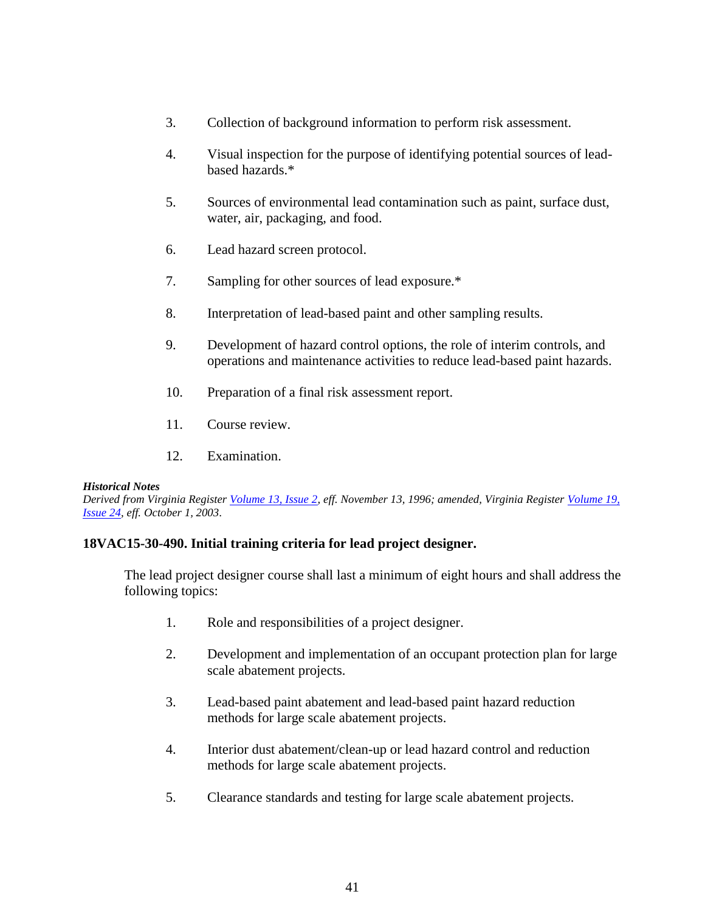3. Collection of background information to perform risk assessment.

4. Visual inspection for the purpose of identifying potential sources of lead-based hazards.*

5. Sources of environmental lead contamination such as paint, surface dust, water, air, packaging, and food.

6. Lead hazard screen protocol.

7. Sampling for other sources of lead exposure.*

8. Interpretation of lead-based paint and other sampling results.

9. Development of hazard control options, the role of interim controls, and operations and maintenance activities to reduce lead-based paint hazards.

10. Preparation of a final risk assessment report.

11. Course review.

12. Examination.

***Historical Notes***

*Derived from Virginia Register Volume 13, Issue 2, eff. November 13, 1996; amended, Virginia Register Volume 19, Issue 24, eff. October 1, 2003.*

**18VAC15-30-490. Initial training criteria for lead project designer.**

The lead project designer course shall last a minimum of eight hours and shall address the following topics:

1. Role and responsibilities of a project designer.

2. Development and implementation of an occupant protection plan for large scale abatement projects.

3. Lead-based paint abatement and lead-based paint hazard reduction methods for large scale abatement projects.

4. Interior dust abatement/clean-up or lead hazard control and reduction methods for large scale abatement projects.

5. Clearance standards and testing for large scale abatement projects.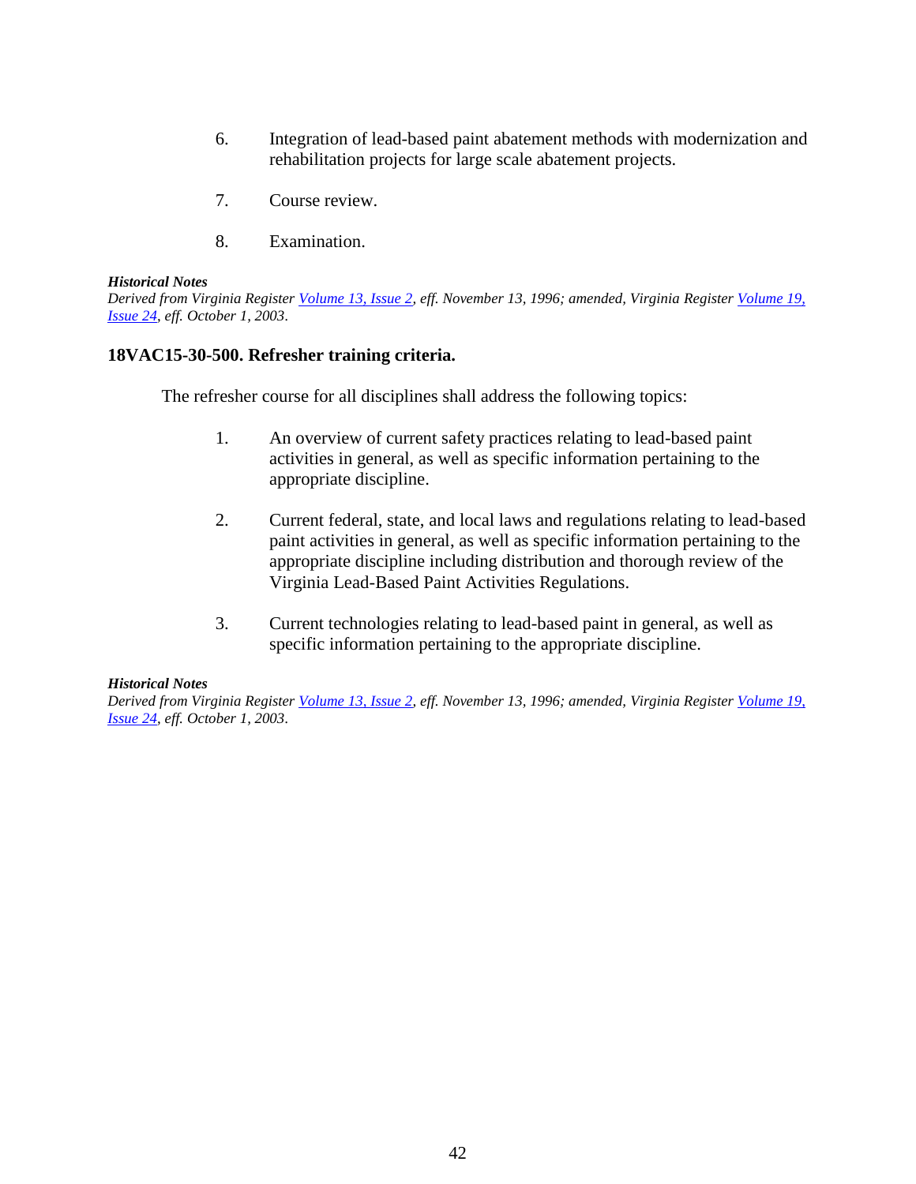6. Integration of lead-based paint abatement methods with modernization and rehabilitation projects for large scale abatement projects.

7. Course review.

8. Examination.

***Historical Notes***

*Derived from Virginia Register [Volume 13, Issue 2](), eff. November 13, 1996; amended, Virginia Register [Volume 19, Issue 24](), eff. October 1, 2003.*

### 18VAC15-30-500. Refresher training criteria.

The refresher course for all disciplines shall address the following topics:

1. An overview of current safety practices relating to lead-based paint activities in general, as well as specific information pertaining to the appropriate discipline.

2. Current federal, state, and local laws and regulations relating to lead-based paint activities in general, as well as specific information pertaining to the appropriate discipline including distribution and thorough review of the Virginia Lead-Based Paint Activities Regulations.

3. Current technologies relating to lead-based paint in general, as well as specific information pertaining to the appropriate discipline.

***Historical Notes***

*Derived from Virginia Register [Volume 13, Issue 2](), eff. November 13, 1996; amended, Virginia Register [Volume 19, Issue 24](), eff. October 1, 2003.*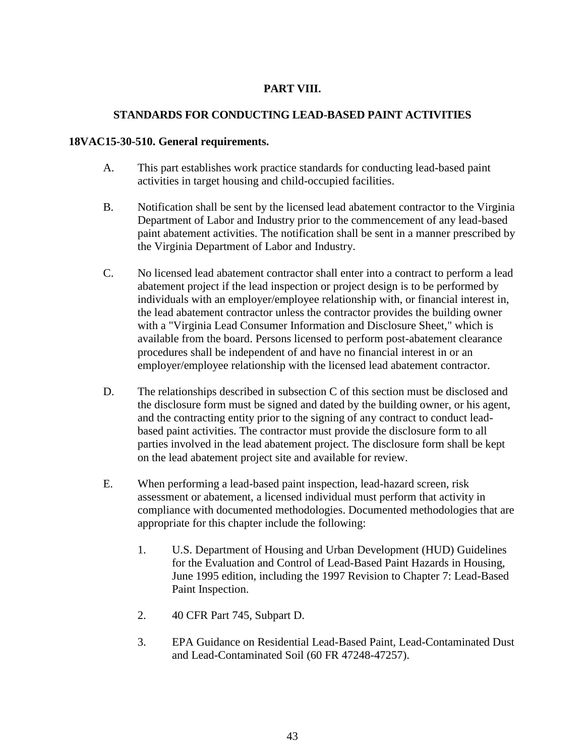# PART VIII.

## STANDARDS FOR CONDUCTING LEAD-BASED PAINT ACTIVITIES

### 18VAC15-30-510. General requirements.

A. This part establishes work practice standards for conducting lead-based paint activities in target housing and child-occupied facilities.

B. Notification shall be sent by the licensed lead abatement contractor to the Virginia Department of Labor and Industry prior to the commencement of any lead-based paint abatement activities. The notification shall be sent in a manner prescribed by the Virginia Department of Labor and Industry.

C. No licensed lead abatement contractor shall enter into a contract to perform a lead abatement project if the lead inspection or project design is to be performed by individuals with an employer/employee relationship with, or financial interest in, the lead abatement contractor unless the contractor provides the building owner with a "Virginia Lead Consumer Information and Disclosure Sheet," which is available from the board. Persons licensed to perform post-abatement clearance procedures shall be independent of and have no financial interest in or an employer/employee relationship with the licensed lead abatement contractor.

D. The relationships described in subsection C of this section must be disclosed and the disclosure form must be signed and dated by the building owner, or his agent, and the contracting entity prior to the signing of any contract to conduct lead-based paint activities. The contractor must provide the disclosure form to all parties involved in the lead abatement project. The disclosure form shall be kept on the lead abatement project site and available for review.

E. When performing a lead-based paint inspection, lead-hazard screen, risk assessment or abatement, a licensed individual must perform that activity in compliance with documented methodologies. Documented methodologies that are appropriate for this chapter include the following:

1. U.S. Department of Housing and Urban Development (HUD) Guidelines for the Evaluation and Control of Lead-Based Paint Hazards in Housing, June 1995 edition, including the 1997 Revision to Chapter 7: Lead-Based Paint Inspection.

2. 40 CFR Part 745, Subpart D.

3. EPA Guidance on Residential Lead-Based Paint, Lead-Contaminated Dust and Lead-Contaminated Soil (60 FR 47248-47257).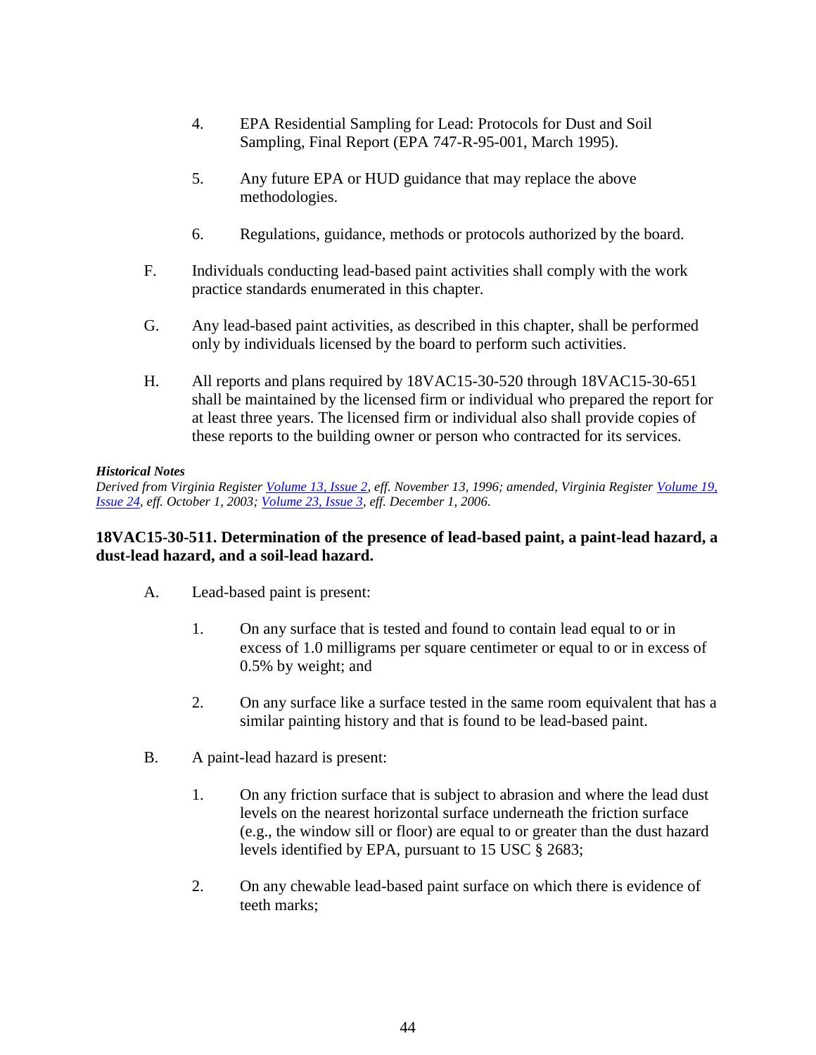4. EPA Residential Sampling for Lead: Protocols for Dust and Soil Sampling, Final Report (EPA 747-R-95-001, March 1995).

5. Any future EPA or HUD guidance that may replace the above methodologies.

6. Regulations, guidance, methods or protocols authorized by the board.

F. Individuals conducting lead-based paint activities shall comply with the work practice standards enumerated in this chapter.

G. Any lead-based paint activities, as described in this chapter, shall be performed only by individuals licensed by the board to perform such activities.

H. All reports and plans required by 18VAC15-30-520 through 18VAC15-30-651 shall be maintained by the licensed firm or individual who prepared the report for at least three years. The licensed firm or individual also shall provide copies of these reports to the building owner or person who contracted for its services.

***Historical Notes***

*Derived from Virginia Register Volume 13, Issue 2, eff. November 13, 1996; amended, Virginia Register Volume 19, Issue 24, eff. October 1, 2003; Volume 23, Issue 3, eff. December 1, 2006.*

### 18VAC15-30-511. Determination of the presence of lead-based paint, a paint-lead hazard, a dust-lead hazard, and a soil-lead hazard.

A. Lead-based paint is present:

1. On any surface that is tested and found to contain lead equal to or in excess of 1.0 milligrams per square centimeter or equal to or in excess of 0.5% by weight; and

2. On any surface like a surface tested in the same room equivalent that has a similar painting history and that is found to be lead-based paint.

B. A paint-lead hazard is present:

1. On any friction surface that is subject to abrasion and where the lead dust levels on the nearest horizontal surface underneath the friction surface (e.g., the window sill or floor) are equal to or greater than the dust hazard levels identified by EPA, pursuant to 15 USC § 2683;

2. On any chewable lead-based paint surface on which there is evidence of teeth marks;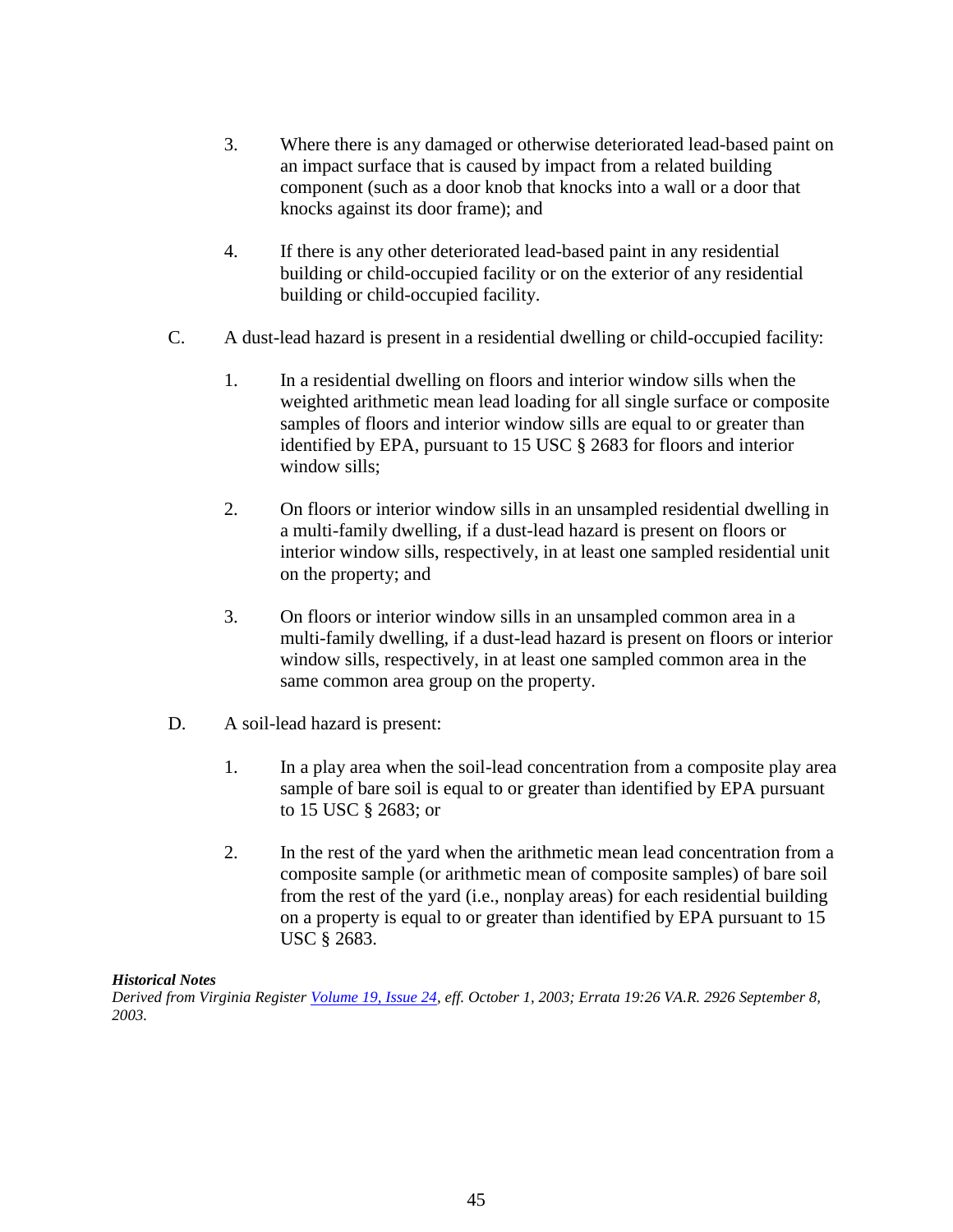3. Where there is any damaged or otherwise deteriorated lead-based paint on an impact surface that is caused by impact from a related building component (such as a door knob that knocks into a wall or a door that knocks against its door frame); and

4. If there is any other deteriorated lead-based paint in any residential building or child-occupied facility or on the exterior of any residential building or child-occupied facility.

C. A dust-lead hazard is present in a residential dwelling or child-occupied facility:

1. In a residential dwelling on floors and interior window sills when the weighted arithmetic mean lead loading for all single surface or composite samples of floors and interior window sills are equal to or greater than identified by EPA, pursuant to 15 USC § 2683 for floors and interior window sills;

2. On floors or interior window sills in an unsampled residential dwelling in a multi-family dwelling, if a dust-lead hazard is present on floors or interior window sills, respectively, in at least one sampled residential unit on the property; and

3. On floors or interior window sills in an unsampled common area in a multi-family dwelling, if a dust-lead hazard is present on floors or interior window sills, respectively, in at least one sampled common area in the same common area group on the property.

D. A soil-lead hazard is present:

1. In a play area when the soil-lead concentration from a composite play area sample of bare soil is equal to or greater than identified by EPA pursuant to 15 USC § 2683; or

2. In the rest of the yard when the arithmetic mean lead concentration from a composite sample (or arithmetic mean of composite samples) of bare soil from the rest of the yard (i.e., nonplay areas) for each residential building on a property is equal to or greater than identified by EPA pursuant to 15 USC § 2683.

***Historical Notes***
*Derived from Virginia Register Volume 19, Issue 24, eff. October 1, 2003; Errata 19:26 VA.R. 2926 September 8, 2003.*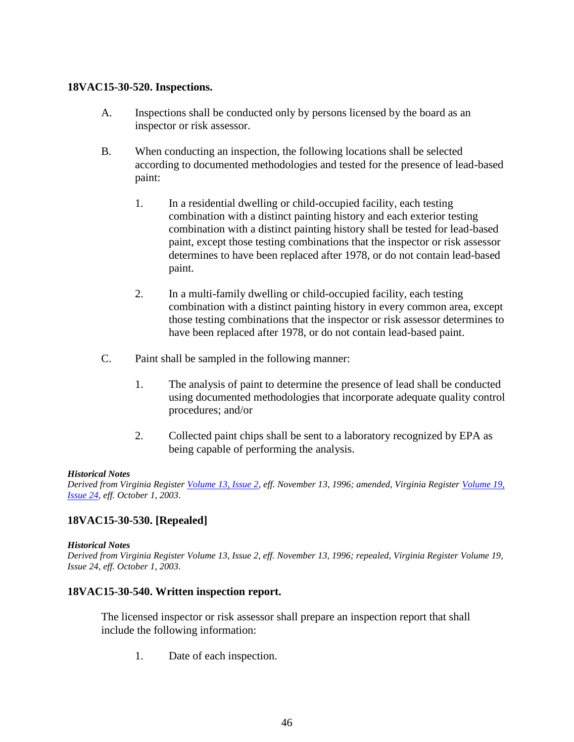### 18VAC15-30-520. Inspections.

A. Inspections shall be conducted only by persons licensed by the board as an inspector or risk assessor.

B. When conducting an inspection, the following locations shall be selected according to documented methodologies and tested for the presence of lead-based paint:

1. In a residential dwelling or child-occupied facility, each testing combination with a distinct painting history and each exterior testing combination with a distinct painting history shall be tested for lead-based paint, except those testing combinations that the inspector or risk assessor determines to have been replaced after 1978, or do not contain lead-based paint.

2. In a multi-family dwelling or child-occupied facility, each testing combination with a distinct painting history in every common area, except those testing combinations that the inspector or risk assessor determines to have been replaced after 1978, or do not contain lead-based paint.

C. Paint shall be sampled in the following manner:

1. The analysis of paint to determine the presence of lead shall be conducted using documented methodologies that incorporate adequate quality control procedures; and/or

2. Collected paint chips shall be sent to a laboratory recognized by EPA as being capable of performing the analysis.

***Historical Notes***

*Derived from Virginia Register Volume 13, Issue 2, eff. November 13, 1996; amended, Virginia Register Volume 19, Issue 24, eff. October 1, 2003.*

### 18VAC15-30-530. [Repealed]

***Historical Notes***

*Derived from Virginia Register Volume 13, Issue 2, eff. November 13, 1996; repealed, Virginia Register Volume 19, Issue 24, eff. October 1, 2003.*

### 18VAC15-30-540. Written inspection report.

The licensed inspector or risk assessor shall prepare an inspection report that shall include the following information:

1. Date of each inspection.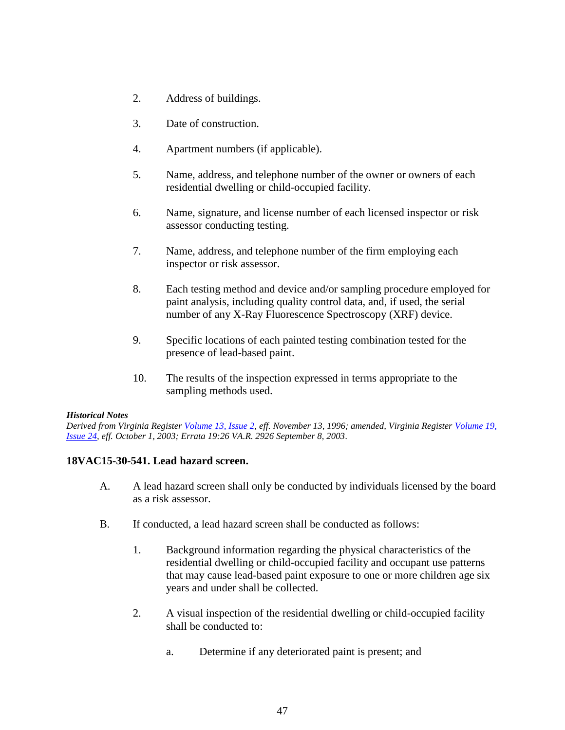2. Address of buildings.

3. Date of construction.

4. Apartment numbers (if applicable).

5. Name, address, and telephone number of the owner or owners of each residential dwelling or child-occupied facility.

6. Name, signature, and license number of each licensed inspector or risk assessor conducting testing.

7. Name, address, and telephone number of the firm employing each inspector or risk assessor.

8. Each testing method and device and/or sampling procedure employed for paint analysis, including quality control data, and, if used, the serial number of any X-Ray Fluorescence Spectroscopy (XRF) device.

9. Specific locations of each painted testing combination tested for the presence of lead-based paint.

10. The results of the inspection expressed in terms appropriate to the sampling methods used.

***Historical Notes***

*Derived from Virginia Register Volume 13, Issue 2, eff. November 13, 1996; amended, Virginia Register Volume 19, Issue 24, eff. October 1, 2003; Errata 19:26 VA.R. 2926 September 8, 2003.*

**18VAC15-30-541. Lead hazard screen.**

A. A lead hazard screen shall only be conducted by individuals licensed by the board as a risk assessor.

B. If conducted, a lead hazard screen shall be conducted as follows:

  1. Background information regarding the physical characteristics of the residential dwelling or child-occupied facility and occupant use patterns that may cause lead-based paint exposure to one or more children age six years and under shall be collected.

  2. A visual inspection of the residential dwelling or child-occupied facility shall be conducted to:

     a. Determine if any deteriorated paint is present; and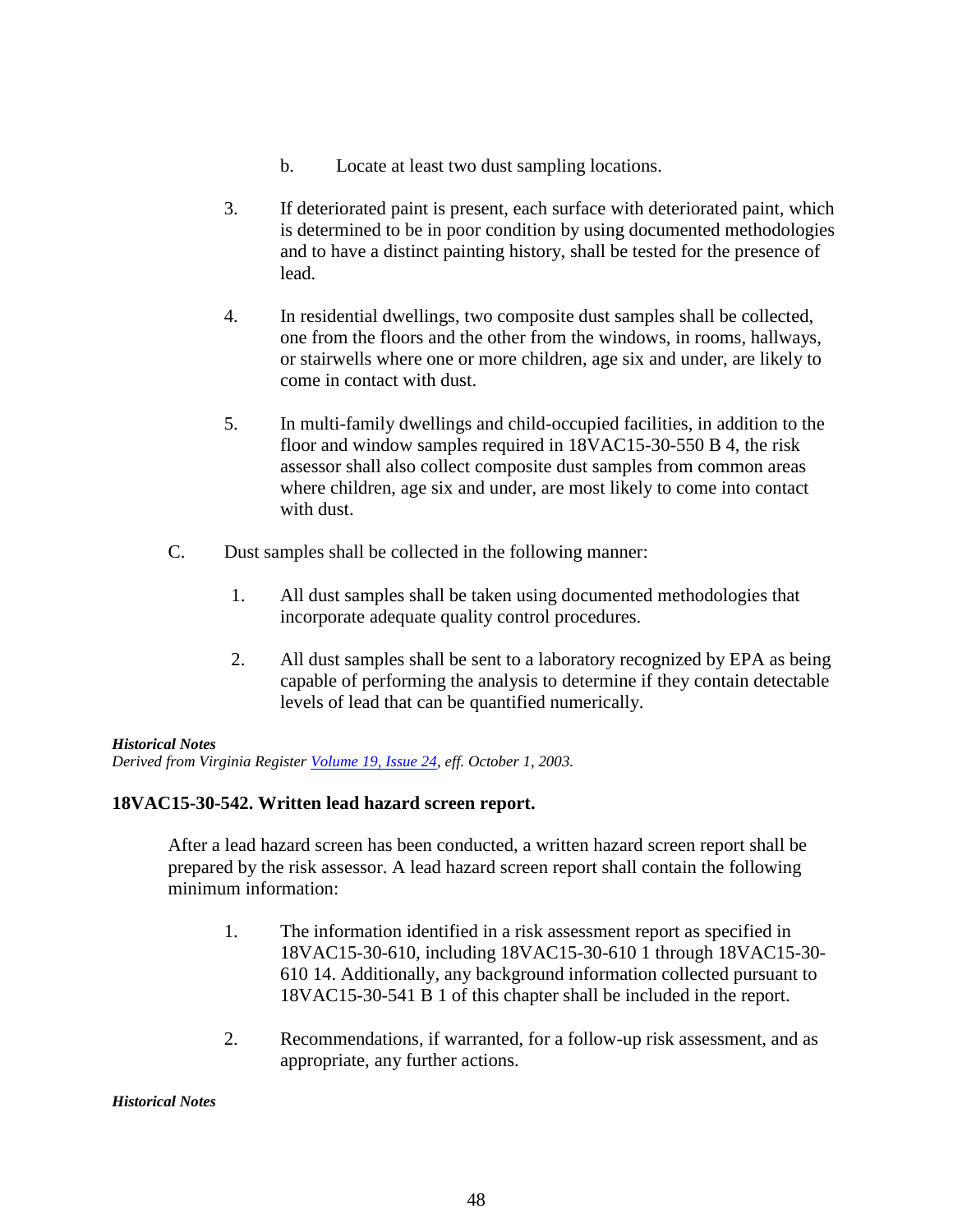b. Locate at least two dust sampling locations.

3. If deteriorated paint is present, each surface with deteriorated paint, which is determined to be in poor condition by using documented methodologies and to have a distinct painting history, shall be tested for the presence of lead.

4. In residential dwellings, two composite dust samples shall be collected, one from the floors and the other from the windows, in rooms, hallways, or stairwells where one or more children, age six and under, are likely to come in contact with dust.

5. In multi-family dwellings and child-occupied facilities, in addition to the floor and window samples required in 18VAC15-30-550 B 4, the risk assessor shall also collect composite dust samples from common areas where children, age six and under, are most likely to come into contact with dust.

C. Dust samples shall be collected in the following manner:

1. All dust samples shall be taken using documented methodologies that incorporate adequate quality control procedures.

2. All dust samples shall be sent to a laboratory recognized by EPA as being capable of performing the analysis to determine if they contain detectable levels of lead that can be quantified numerically.

***Historical Notes***

*Derived from Virginia Register Volume 19, Issue 24, eff. October 1, 2003.*

### 18VAC15-30-542. Written lead hazard screen report.

After a lead hazard screen has been conducted, a written hazard screen report shall be prepared by the risk assessor. A lead hazard screen report shall contain the following minimum information:

1. The information identified in a risk assessment report as specified in 18VAC15-30-610, including 18VAC15-30-610 1 through 18VAC15-30-610 14. Additionally, any background information collected pursuant to 18VAC15-30-541 B 1 of this chapter shall be included in the report.

2. Recommendations, if warranted, for a follow-up risk assessment, and as appropriate, any further actions.

***Historical Notes***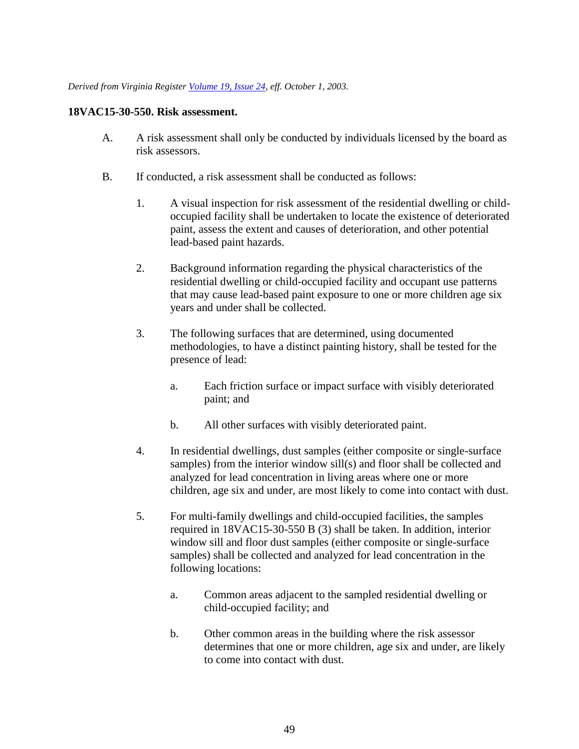*Derived from Virginia Register Volume 19, Issue 24, eff. October 1, 2003.*

**18VAC15-30-550. Risk assessment.**

A. A risk assessment shall only be conducted by individuals licensed by the board as risk assessors.

B. If conducted, a risk assessment shall be conducted as follows:

1. A visual inspection for risk assessment of the residential dwelling or child-occupied facility shall be undertaken to locate the existence of deteriorated paint, assess the extent and causes of deterioration, and other potential lead-based paint hazards.

2. Background information regarding the physical characteristics of the residential dwelling or child-occupied facility and occupant use patterns that may cause lead-based paint exposure to one or more children age six years and under shall be collected.

3. The following surfaces that are determined, using documented methodologies, to have a distinct painting history, shall be tested for the presence of lead:

   a. Each friction surface or impact surface with visibly deteriorated paint; and

   b. All other surfaces with visibly deteriorated paint.

4. In residential dwellings, dust samples (either composite or single-surface samples) from the interior window sill(s) and floor shall be collected and analyzed for lead concentration in living areas where one or more children, age six and under, are most likely to come into contact with dust.

5. For multi-family dwellings and child-occupied facilities, the samples required in 18VAC15-30-550 B (3) shall be taken. In addition, interior window sill and floor dust samples (either composite or single-surface samples) shall be collected and analyzed for lead concentration in the following locations:

   a. Common areas adjacent to the sampled residential dwelling or child-occupied facility; and

   b. Other common areas in the building where the risk assessor determines that one or more children, age six and under, are likely to come into contact with dust.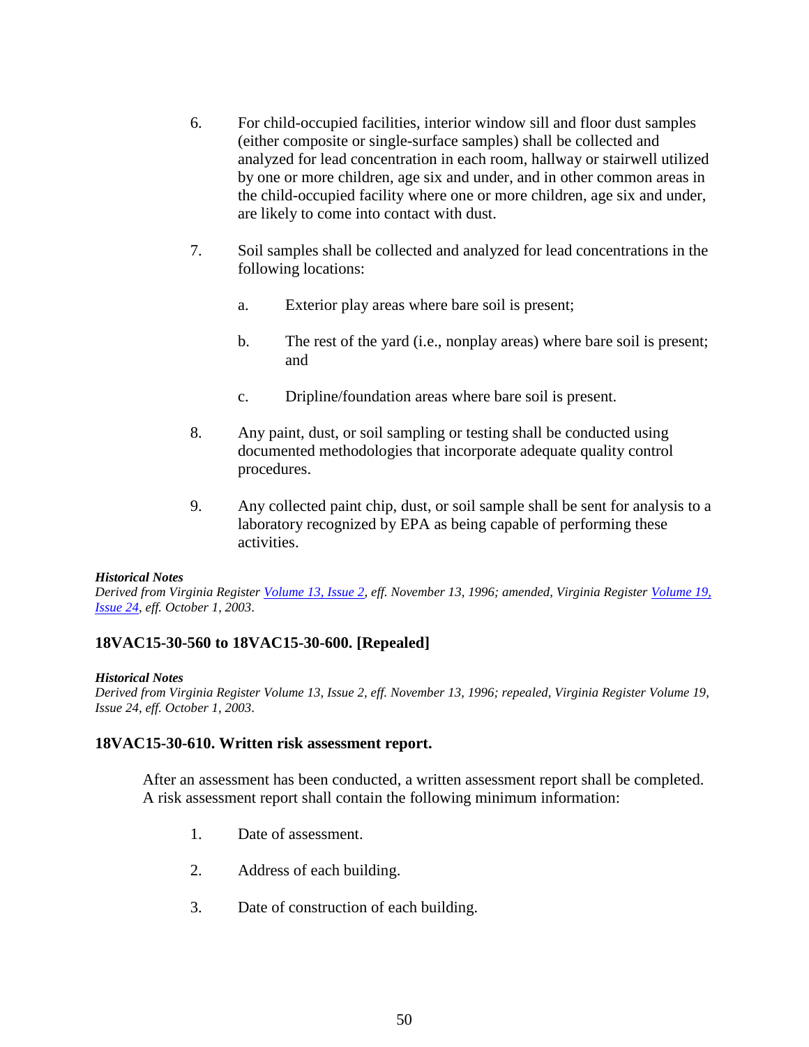6. For child-occupied facilities, interior window sill and floor dust samples (either composite or single-surface samples) shall be collected and analyzed for lead concentration in each room, hallway or stairwell utilized by one or more children, age six and under, and in other common areas in the child-occupied facility where one or more children, age six and under, are likely to come into contact with dust.

7. Soil samples shall be collected and analyzed for lead concentrations in the following locations:

   a. Exterior play areas where bare soil is present;

   b. The rest of the yard (i.e., nonplay areas) where bare soil is present; and

   c. Dripline/foundation areas where bare soil is present.

8. Any paint, dust, or soil sampling or testing shall be conducted using documented methodologies that incorporate adequate quality control procedures.

9. Any collected paint chip, dust, or soil sample shall be sent for analysis to a laboratory recognized by EPA as being capable of performing these activities.

***Historical Notes***

*Derived from Virginia Register Volume 13, Issue 2, eff. November 13, 1996; amended, Virginia Register Volume 19, Issue 24, eff. October 1, 2003.*

### 18VAC15-30-560 to 18VAC15-30-600. [Repealed]

***Historical Notes***

*Derived from Virginia Register Volume 13, Issue 2, eff. November 13, 1996; repealed, Virginia Register Volume 19, Issue 24, eff. October 1, 2003.*

### 18VAC15-30-610. Written risk assessment report.

After an assessment has been conducted, a written assessment report shall be completed. A risk assessment report shall contain the following minimum information:

1. Date of assessment.

2. Address of each building.

3. Date of construction of each building.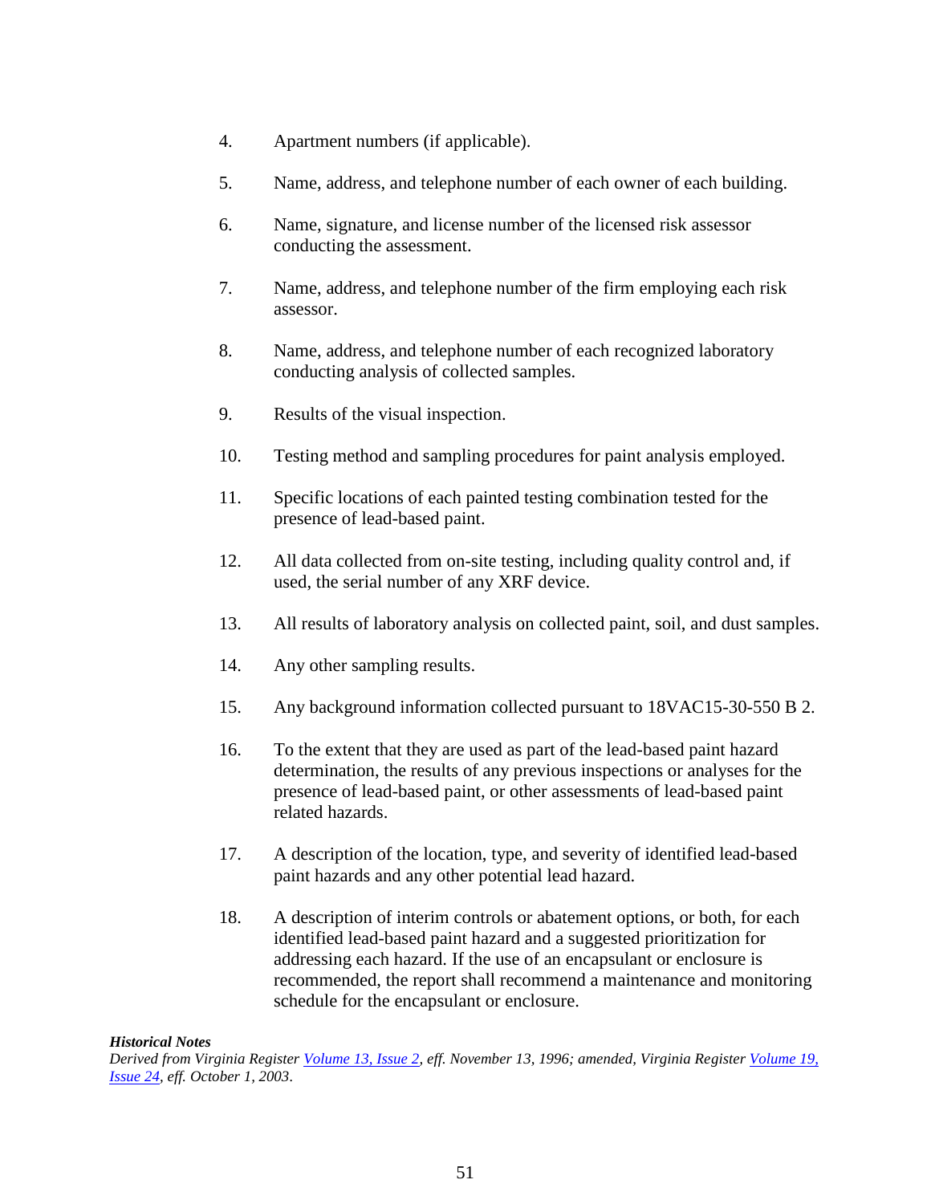4. Apartment numbers (if applicable).

5. Name, address, and telephone number of each owner of each building.

6. Name, signature, and license number of the licensed risk assessor conducting the assessment.

7. Name, address, and telephone number of the firm employing each risk assessor.

8. Name, address, and telephone number of each recognized laboratory conducting analysis of collected samples.

9. Results of the visual inspection.

10. Testing method and sampling procedures for paint analysis employed.

11. Specific locations of each painted testing combination tested for the presence of lead-based paint.

12. All data collected from on-site testing, including quality control and, if used, the serial number of any XRF device.

13. All results of laboratory analysis on collected paint, soil, and dust samples.

14. Any other sampling results.

15. Any background information collected pursuant to 18VAC15-30-550 B 2.

16. To the extent that they are used as part of the lead-based paint hazard determination, the results of any previous inspections or analyses for the presence of lead-based paint, or other assessments of lead-based paint related hazards.

17. A description of the location, type, and severity of identified lead-based paint hazards and any other potential lead hazard.

18. A description of interim controls or abatement options, or both, for each identified lead-based paint hazard and a suggested prioritization for addressing each hazard. If the use of an encapsulant or enclosure is recommended, the report shall recommend a maintenance and monitoring schedule for the encapsulant or enclosure.

***Historical Notes***

*Derived from Virginia Register Volume 13, Issue 2, eff. November 13, 1996; amended, Virginia Register Volume 19, Issue 24, eff. October 1, 2003.*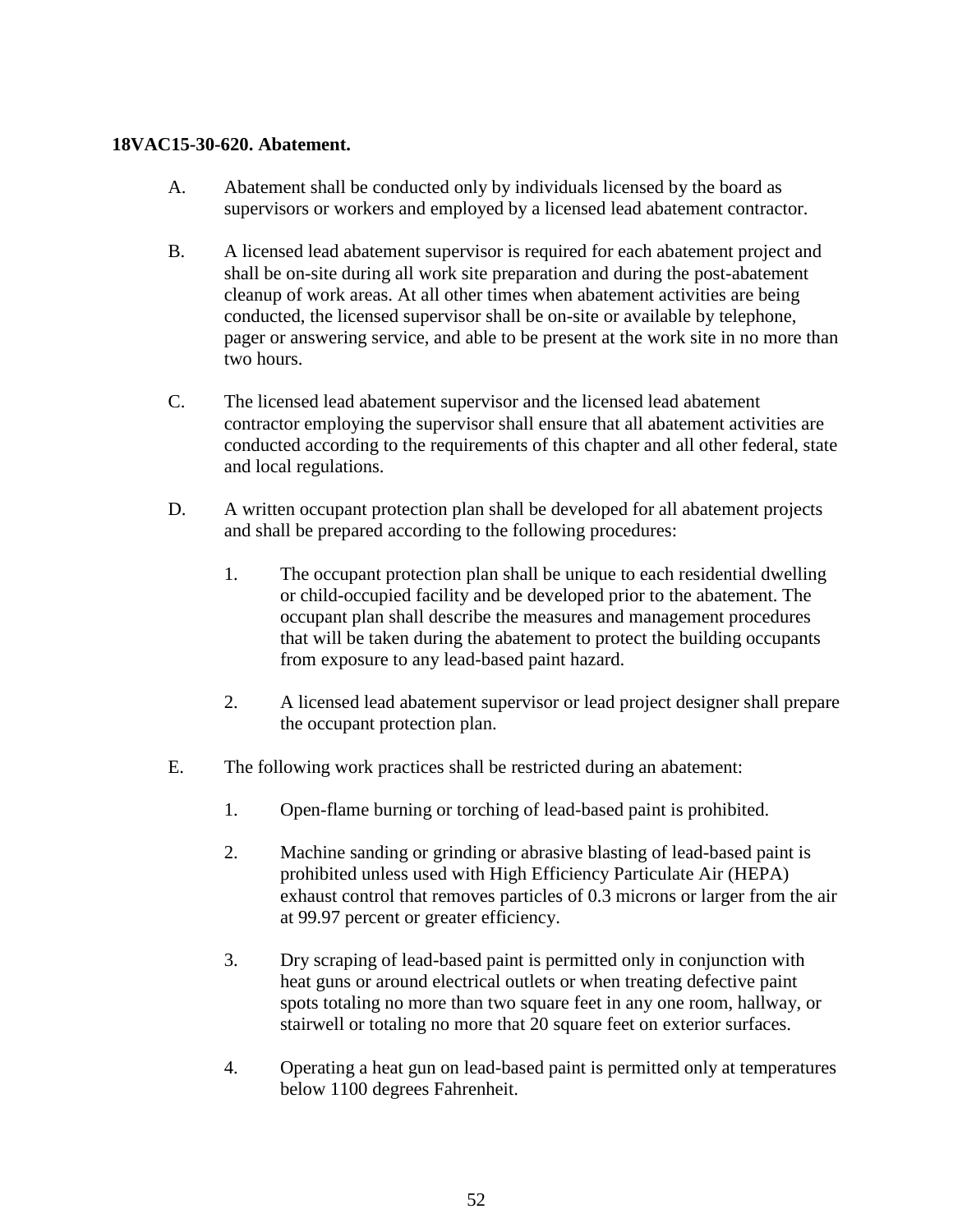**18VAC15-30-620. Abatement.**

A. Abatement shall be conducted only by individuals licensed by the board as supervisors or workers and employed by a licensed lead abatement contractor.

B. A licensed lead abatement supervisor is required for each abatement project and shall be on-site during all work site preparation and during the post-abatement cleanup of work areas. At all other times when abatement activities are being conducted, the licensed supervisor shall be on-site or available by telephone, pager or answering service, and able to be present at the work site in no more than two hours.

C. The licensed lead abatement supervisor and the licensed lead abatement contractor employing the supervisor shall ensure that all abatement activities are conducted according to the requirements of this chapter and all other federal, state and local regulations.

D. A written occupant protection plan shall be developed for all abatement projects and shall be prepared according to the following procedures:

   1. The occupant protection plan shall be unique to each residential dwelling or child-occupied facility and be developed prior to the abatement. The occupant plan shall describe the measures and management procedures that will be taken during the abatement to protect the building occupants from exposure to any lead-based paint hazard.

   2. A licensed lead abatement supervisor or lead project designer shall prepare the occupant protection plan.

E. The following work practices shall be restricted during an abatement:

   1. Open-flame burning or torching of lead-based paint is prohibited.

   2. Machine sanding or grinding or abrasive blasting of lead-based paint is prohibited unless used with High Efficiency Particulate Air (HEPA) exhaust control that removes particles of 0.3 microns or larger from the air at 99.97 percent or greater efficiency.

   3. Dry scraping of lead-based paint is permitted only in conjunction with heat guns or around electrical outlets or when treating defective paint spots totaling no more than two square feet in any one room, hallway, or stairwell or totaling no more that 20 square feet on exterior surfaces.

   4. Operating a heat gun on lead-based paint is permitted only at temperatures below 1100 degrees Fahrenheit.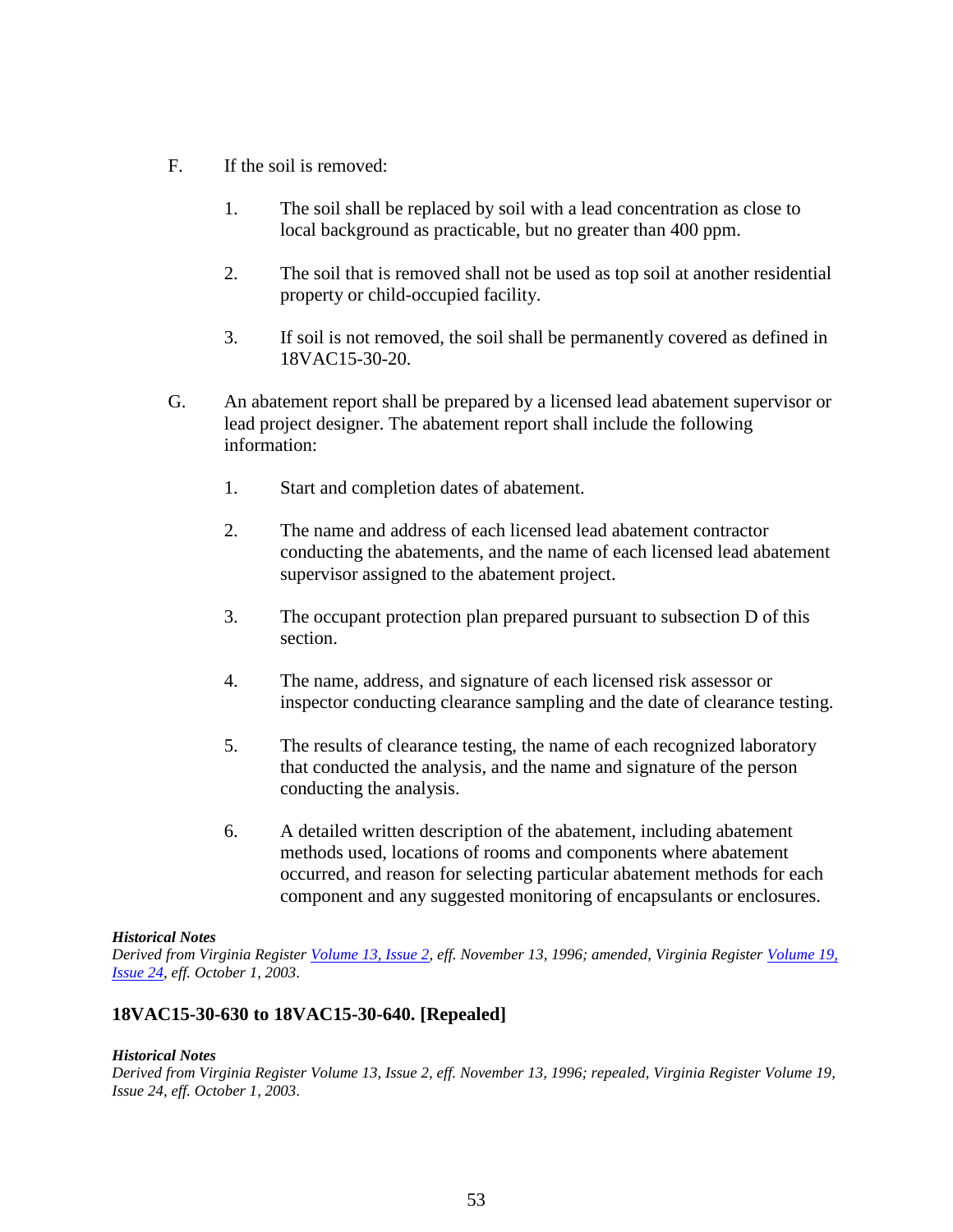F. If the soil is removed:

1. The soil shall be replaced by soil with a lead concentration as close to local background as practicable, but no greater than 400 ppm.

2. The soil that is removed shall not be used as top soil at another residential property or child-occupied facility.

3. If soil is not removed, the soil shall be permanently covered as defined in 18VAC15-30-20.

G. An abatement report shall be prepared by a licensed lead abatement supervisor or lead project designer. The abatement report shall include the following information:

1. Start and completion dates of abatement.

2. The name and address of each licensed lead abatement contractor conducting the abatements, and the name of each licensed lead abatement supervisor assigned to the abatement project.

3. The occupant protection plan prepared pursuant to subsection D of this section.

4. The name, address, and signature of each licensed risk assessor or inspector conducting clearance sampling and the date of clearance testing.

5. The results of clearance testing, the name of each recognized laboratory that conducted the analysis, and the name and signature of the person conducting the analysis.

6. A detailed written description of the abatement, including abatement methods used, locations of rooms and components where abatement occurred, and reason for selecting particular abatement methods for each component and any suggested monitoring of encapsulants or enclosures.

***Historical Notes***

*Derived from Virginia Register Volume 13, Issue 2, eff. November 13, 1996; amended, Virginia Register Volume 19, Issue 24, eff. October 1, 2003.*

### 18VAC15-30-630 to 18VAC15-30-640. [Repealed]

***Historical Notes***

*Derived from Virginia Register Volume 13, Issue 2, eff. November 13, 1996; repealed, Virginia Register Volume 19, Issue 24, eff. October 1, 2003.*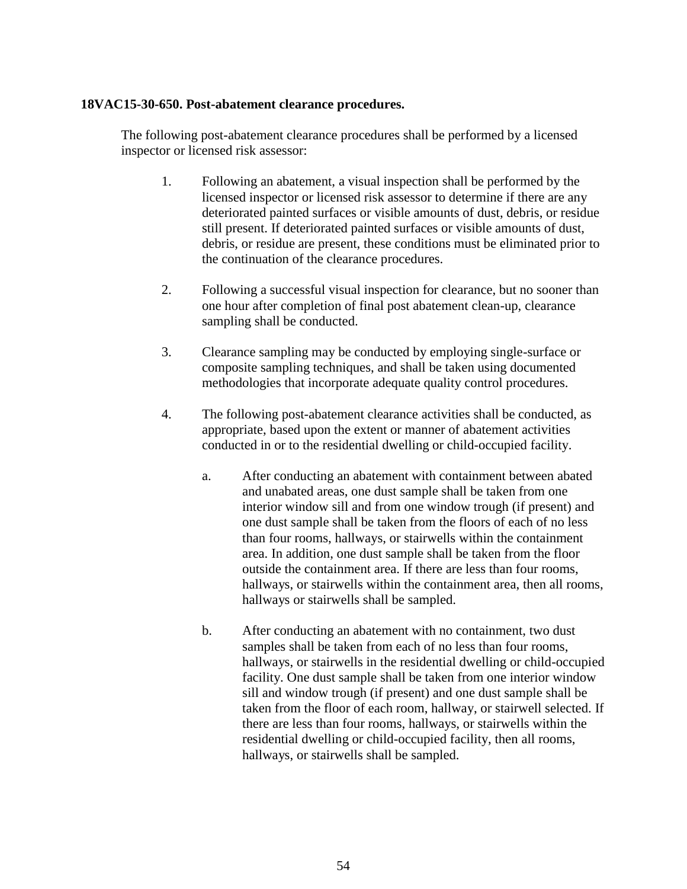**18VAC15-30-650. Post-abatement clearance procedures.**

The following post-abatement clearance procedures shall be performed by a licensed inspector or licensed risk assessor:

1. Following an abatement, a visual inspection shall be performed by the licensed inspector or licensed risk assessor to determine if there are any deteriorated painted surfaces or visible amounts of dust, debris, or residue still present. If deteriorated painted surfaces or visible amounts of dust, debris, or residue are present, these conditions must be eliminated prior to the continuation of the clearance procedures.

2. Following a successful visual inspection for clearance, but no sooner than one hour after completion of final post abatement clean-up, clearance sampling shall be conducted.

3. Clearance sampling may be conducted by employing single-surface or composite sampling techniques, and shall be taken using documented methodologies that incorporate adequate quality control procedures.

4. The following post-abatement clearance activities shall be conducted, as appropriate, based upon the extent or manner of abatement activities conducted in or to the residential dwelling or child-occupied facility.

   a. After conducting an abatement with containment between abated and unabated areas, one dust sample shall be taken from one interior window sill and from one window trough (if present) and one dust sample shall be taken from the floors of each of no less than four rooms, hallways, or stairwells within the containment area. In addition, one dust sample shall be taken from the floor outside the containment area. If there are less than four rooms, hallways, or stairwells within the containment area, then all rooms, hallways or stairwells shall be sampled.

   b. After conducting an abatement with no containment, two dust samples shall be taken from each of no less than four rooms, hallways, or stairwells in the residential dwelling or child-occupied facility. One dust sample shall be taken from one interior window sill and window trough (if present) and one dust sample shall be taken from the floor of each room, hallway, or stairwell selected. If there are less than four rooms, hallways, or stairwells within the residential dwelling or child-occupied facility, then all rooms, hallways, or stairwells shall be sampled.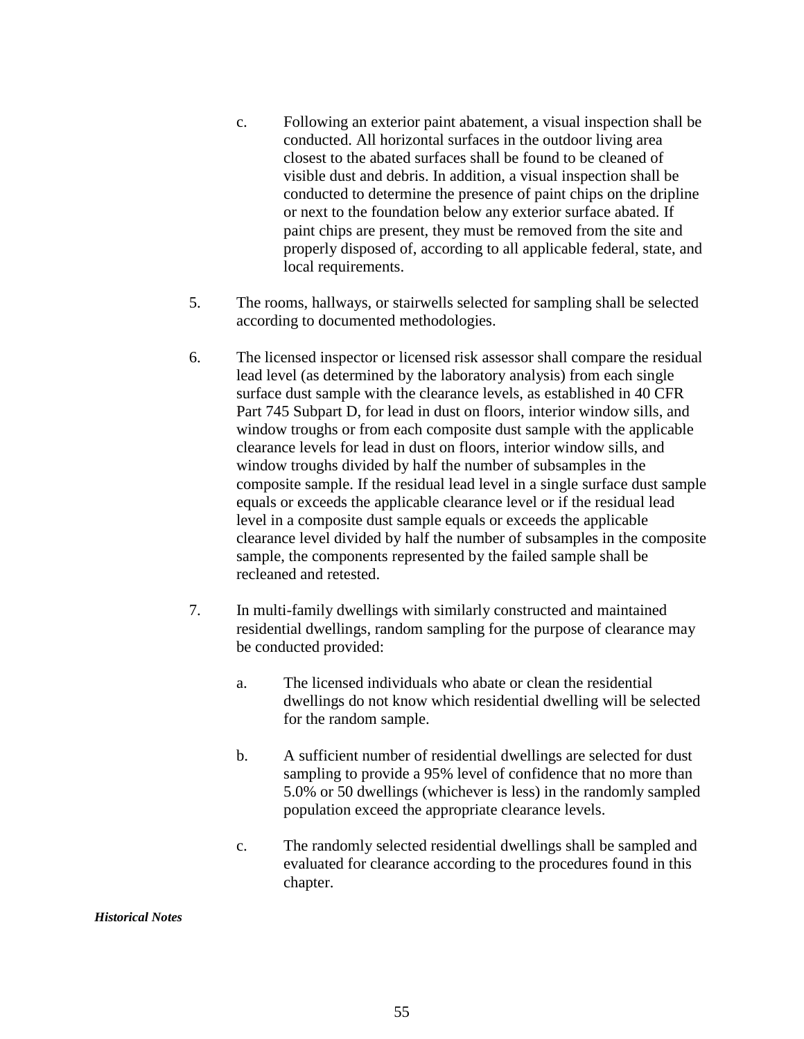c. Following an exterior paint abatement, a visual inspection shall be conducted. All horizontal surfaces in the outdoor living area closest to the abated surfaces shall be found to be cleaned of visible dust and debris. In addition, a visual inspection shall be conducted to determine the presence of paint chips on the dripline or next to the foundation below any exterior surface abated. If paint chips are present, they must be removed from the site and properly disposed of, according to all applicable federal, state, and local requirements.

5. The rooms, hallways, or stairwells selected for sampling shall be selected according to documented methodologies.

6. The licensed inspector or licensed risk assessor shall compare the residual lead level (as determined by the laboratory analysis) from each single surface dust sample with the clearance levels, as established in 40 CFR Part 745 Subpart D, for lead in dust on floors, interior window sills, and window troughs or from each composite dust sample with the applicable clearance levels for lead in dust on floors, interior window sills, and window troughs divided by half the number of subsamples in the composite sample. If the residual lead level in a single surface dust sample equals or exceeds the applicable clearance level or if the residual lead level in a composite dust sample equals or exceeds the applicable clearance level divided by half the number of subsamples in the composite sample, the components represented by the failed sample shall be recleaned and retested.

7. In multi-family dwellings with similarly constructed and maintained residential dwellings, random sampling for the purpose of clearance may be conducted provided:

   a. The licensed individuals who abate or clean the residential dwellings do not know which residential dwelling will be selected for the random sample.

   b. A sufficient number of residential dwellings are selected for dust sampling to provide a 95% level of confidence that no more than 5.0% or 50 dwellings (whichever is less) in the randomly sampled population exceed the appropriate clearance levels.

   c. The randomly selected residential dwellings shall be sampled and evaluated for clearance according to the procedures found in this chapter.

***Historical Notes***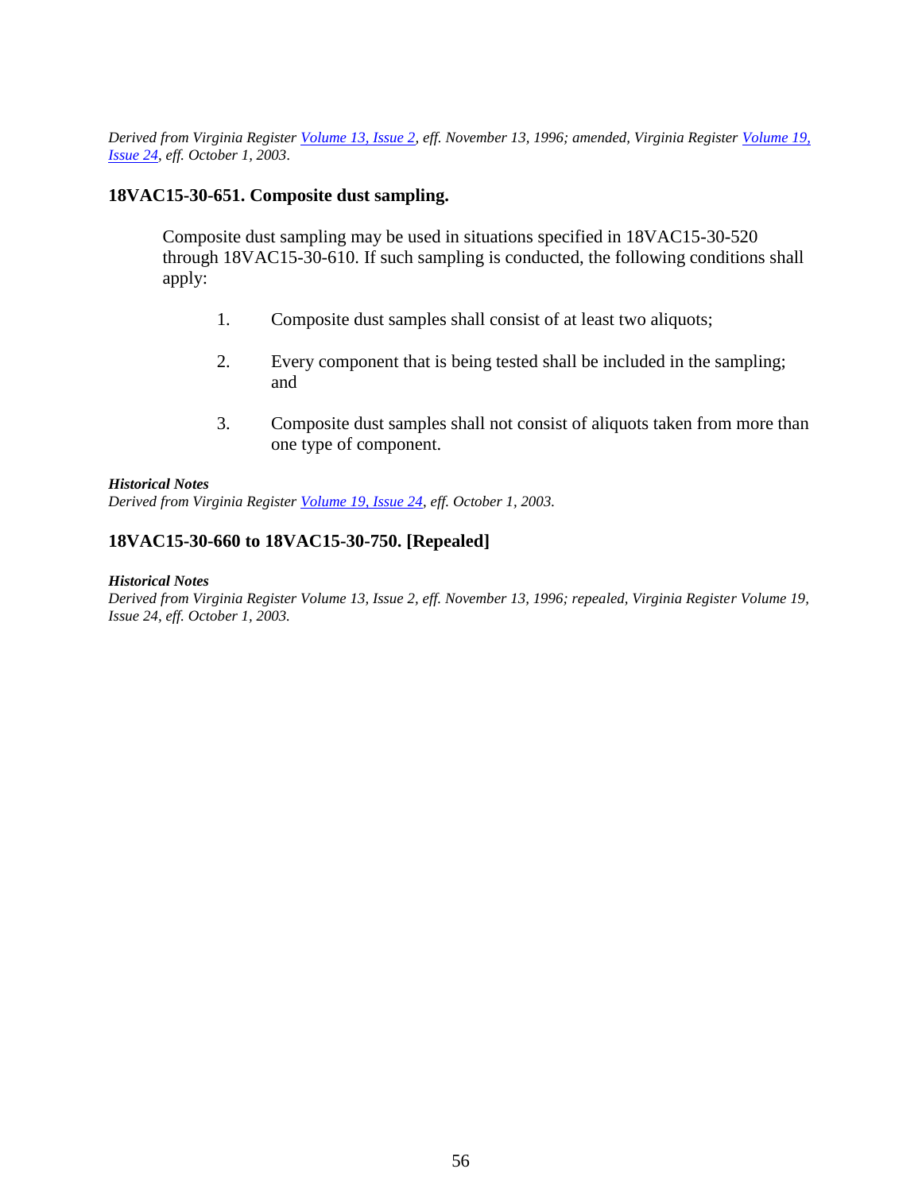*Derived from Virginia Register Volume 13, Issue 2, eff. November 13, 1996; amended, Virginia Register Volume 19, Issue 24, eff. October 1, 2003.*

### 18VAC15-30-651. Composite dust sampling.

Composite dust sampling may be used in situations specified in 18VAC15-30-520 through 18VAC15-30-610. If such sampling is conducted, the following conditions shall apply:

1. Composite dust samples shall consist of at least two aliquots;
2. Every component that is being tested shall be included in the sampling; and
3. Composite dust samples shall not consist of aliquots taken from more than one type of component.

***Historical Notes***
*Derived from Virginia Register Volume 19, Issue 24, eff. October 1, 2003.*

### 18VAC15-30-660 to 18VAC15-30-750. [Repealed]

***Historical Notes***
*Derived from Virginia Register Volume 13, Issue 2, eff. November 13, 1996; repealed, Virginia Register Volume 19, Issue 24, eff. October 1, 2003.*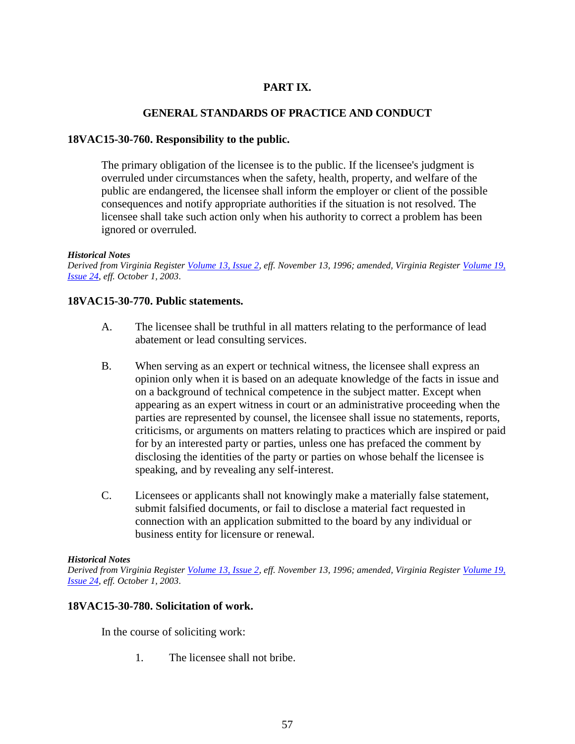## PART IX.

## GENERAL STANDARDS OF PRACTICE AND CONDUCT

### 18VAC15-30-760. Responsibility to the public.

The primary obligation of the licensee is to the public. If the licensee's judgment is overruled under circumstances when the safety, health, property, and welfare of the public are endangered, the licensee shall inform the employer or client of the possible consequences and notify appropriate authorities if the situation is not resolved. The licensee shall take such action only when his authority to correct a problem has been ignored or overruled.

***Historical Notes***
*Derived from Virginia Register Volume 13, Issue 2, eff. November 13, 1996; amended, Virginia Register Volume 19, Issue 24, eff. October 1, 2003.*

### 18VAC15-30-770. Public statements.

A. The licensee shall be truthful in all matters relating to the performance of lead abatement or lead consulting services.

B. When serving as an expert or technical witness, the licensee shall express an opinion only when it is based on an adequate knowledge of the facts in issue and on a background of technical competence in the subject matter. Except when appearing as an expert witness in court or an administrative proceeding when the parties are represented by counsel, the licensee shall issue no statements, reports, criticisms, or arguments on matters relating to practices which are inspired or paid for by an interested party or parties, unless one has prefaced the comment by disclosing the identities of the party or parties on whose behalf the licensee is speaking, and by revealing any self-interest.

C. Licensees or applicants shall not knowingly make a materially false statement, submit falsified documents, or fail to disclose a material fact requested in connection with an application submitted to the board by any individual or business entity for licensure or renewal.

***Historical Notes***
*Derived from Virginia Register Volume 13, Issue 2, eff. November 13, 1996; amended, Virginia Register Volume 19, Issue 24, eff. October 1, 2003.*

### 18VAC15-30-780. Solicitation of work.

In the course of soliciting work:

1. The licensee shall not bribe.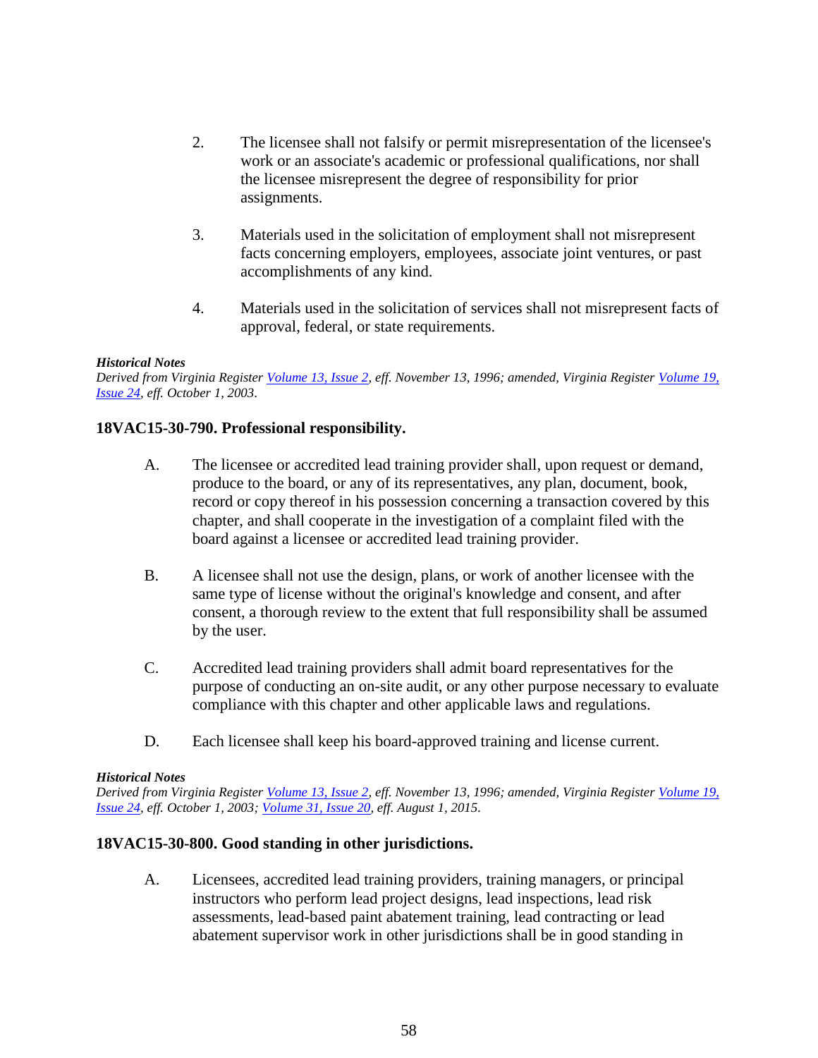2. The licensee shall not falsify or permit misrepresentation of the licensee's work or an associate's academic or professional qualifications, nor shall the licensee misrepresent the degree of responsibility for prior assignments.

3. Materials used in the solicitation of employment shall not misrepresent facts concerning employers, employees, associate joint ventures, or past accomplishments of any kind.

4. Materials used in the solicitation of services shall not misrepresent facts of approval, federal, or state requirements.

***Historical Notes***
*Derived from Virginia Register Volume 13, Issue 2, eff. November 13, 1996; amended, Virginia Register Volume 19, Issue 24, eff. October 1, 2003.*

### 18VAC15-30-790. Professional responsibility.

A. The licensee or accredited lead training provider shall, upon request or demand, produce to the board, or any of its representatives, any plan, document, book, record or copy thereof in his possession concerning a transaction covered by this chapter, and shall cooperate in the investigation of a complaint filed with the board against a licensee or accredited lead training provider.

B. A licensee shall not use the design, plans, or work of another licensee with the same type of license without the original's knowledge and consent, and after consent, a thorough review to the extent that full responsibility shall be assumed by the user.

C. Accredited lead training providers shall admit board representatives for the purpose of conducting an on-site audit, or any other purpose necessary to evaluate compliance with this chapter and other applicable laws and regulations.

D. Each licensee shall keep his board-approved training and license current.

***Historical Notes***
*Derived from Virginia Register Volume 13, Issue 2, eff. November 13, 1996; amended, Virginia Register Volume 19, Issue 24, eff. October 1, 2003; Volume 31, Issue 20, eff. August 1, 2015.*

### 18VAC15-30-800. Good standing in other jurisdictions.

A. Licensees, accredited lead training providers, training managers, or principal instructors who perform lead project designs, lead inspections, lead risk assessments, lead-based paint abatement training, lead contracting or lead abatement supervisor work in other jurisdictions shall be in good standing in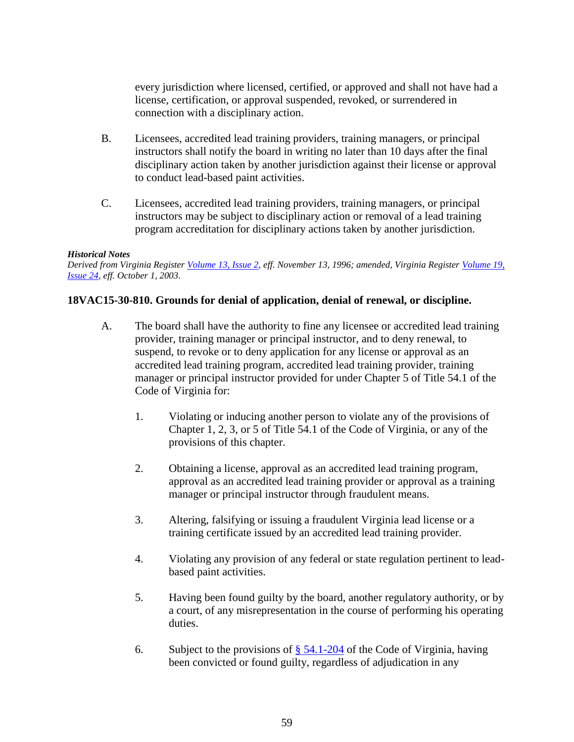every jurisdiction where licensed, certified, or approved and shall not have had a license, certification, or approval suspended, revoked, or surrendered in connection with a disciplinary action.

B. Licensees, accredited lead training providers, training managers, or principal instructors shall notify the board in writing no later than 10 days after the final disciplinary action taken by another jurisdiction against their license or approval to conduct lead-based paint activities.

C. Licensees, accredited lead training providers, training managers, or principal instructors may be subject to disciplinary action or removal of a lead training program accreditation for disciplinary actions taken by another jurisdiction.

***Historical Notes***
*Derived from Virginia Register [Volume 13, Issue 2], eff. November 13, 1996; amended, Virginia Register [Volume 19, Issue 24], eff. October 1, 2003.*

**18VAC15-30-810. Grounds for denial of application, denial of renewal, or discipline.**

A. The board shall have the authority to fine any licensee or accredited lead training provider, training manager or principal instructor, and to deny renewal, to suspend, to revoke or to deny application for any license or approval as an accredited lead training program, accredited lead training provider, training manager or principal instructor provided for under Chapter 5 of Title 54.1 of the Code of Virginia for:

1. Violating or inducing another person to violate any of the provisions of Chapter 1, 2, 3, or 5 of Title 54.1 of the Code of Virginia, or any of the provisions of this chapter.

2. Obtaining a license, approval as an accredited lead training program, approval as an accredited lead training provider or approval as a training manager or principal instructor through fraudulent means.

3. Altering, falsifying or issuing a fraudulent Virginia lead license or a training certificate issued by an accredited lead training provider.

4. Violating any provision of any federal or state regulation pertinent to lead-based paint activities.

5. Having been found guilty by the board, another regulatory authority, or by a court, of any misrepresentation in the course of performing his operating duties.

6. Subject to the provisions of [§ 54.1-204] of the Code of Virginia, having been convicted or found guilty, regardless of adjudication in any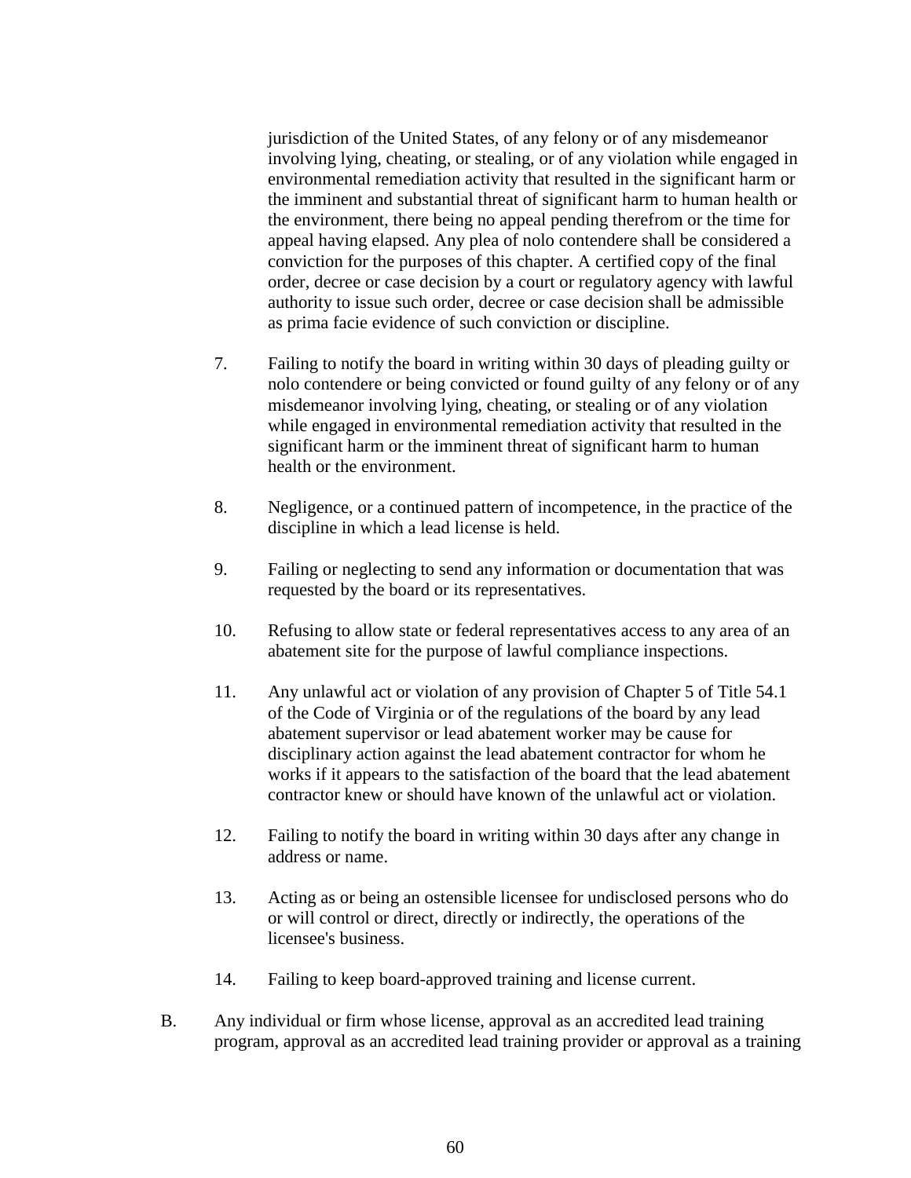jurisdiction of the United States, of any felony or of any misdemeanor involving lying, cheating, or stealing, or of any violation while engaged in environmental remediation activity that resulted in the significant harm or the imminent and substantial threat of significant harm to human health or the environment, there being no appeal pending therefrom or the time for appeal having elapsed. Any plea of nolo contendere shall be considered a conviction for the purposes of this chapter. A certified copy of the final order, decree or case decision by a court or regulatory agency with lawful authority to issue such order, decree or case decision shall be admissible as prima facie evidence of such conviction or discipline.

7. Failing to notify the board in writing within 30 days of pleading guilty or nolo contendere or being convicted or found guilty of any felony or of any misdemeanor involving lying, cheating, or stealing or of any violation while engaged in environmental remediation activity that resulted in the significant harm or the imminent threat of significant harm to human health or the environment.

8. Negligence, or a continued pattern of incompetence, in the practice of the discipline in which a lead license is held.

9. Failing or neglecting to send any information or documentation that was requested by the board or its representatives.

10. Refusing to allow state or federal representatives access to any area of an abatement site for the purpose of lawful compliance inspections.

11. Any unlawful act or violation of any provision of Chapter 5 of Title 54.1 of the Code of Virginia or of the regulations of the board by any lead abatement supervisor or lead abatement worker may be cause for disciplinary action against the lead abatement contractor for whom he works if it appears to the satisfaction of the board that the lead abatement contractor knew or should have known of the unlawful act or violation.

12. Failing to notify the board in writing within 30 days after any change in address or name.

13. Acting as or being an ostensible licensee for undisclosed persons who do or will control or direct, directly or indirectly, the operations of the licensee's business.

14. Failing to keep board-approved training and license current.

B. Any individual or firm whose license, approval as an accredited lead training program, approval as an accredited lead training provider or approval as a training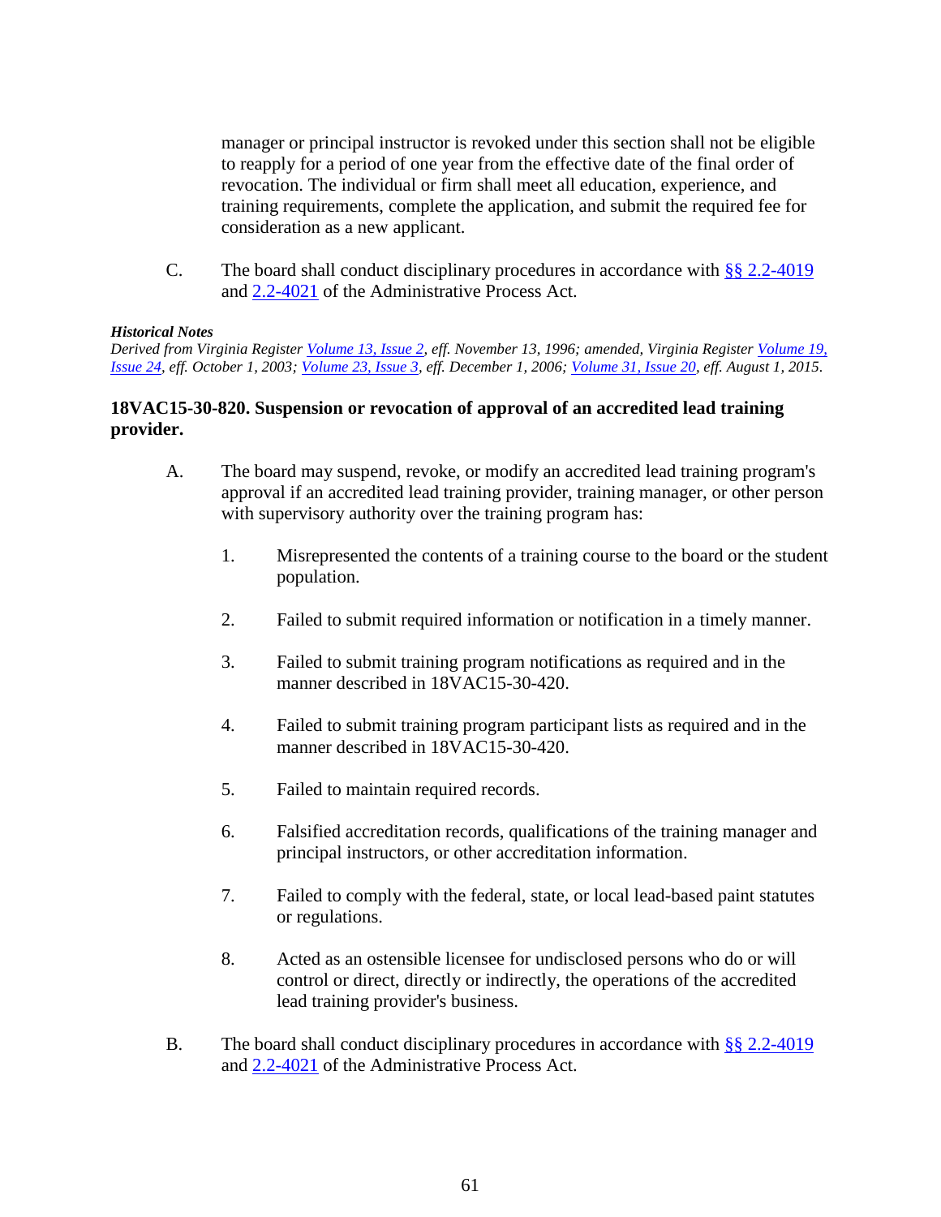manager or principal instructor is revoked under this section shall not be eligible to reapply for a period of one year from the effective date of the final order of revocation. The individual or firm shall meet all education, experience, and training requirements, complete the application, and submit the required fee for consideration as a new applicant.

C. The board shall conduct disciplinary procedures in accordance with §§ 2.2-4019 and 2.2-4021 of the Administrative Process Act.

***Historical Notes***

*Derived from Virginia Register Volume 13, Issue 2, eff. November 13, 1996; amended, Virginia Register Volume 19, Issue 24, eff. October 1, 2003; Volume 23, Issue 3, eff. December 1, 2006; Volume 31, Issue 20, eff. August 1, 2015.*

**18VAC15-30-820. Suspension or revocation of approval of an accredited lead training provider.**

A. The board may suspend, revoke, or modify an accredited lead training program's approval if an accredited lead training provider, training manager, or other person with supervisory authority over the training program has:

1. Misrepresented the contents of a training course to the board or the student population.

2. Failed to submit required information or notification in a timely manner.

3. Failed to submit training program notifications as required and in the manner described in 18VAC15-30-420.

4. Failed to submit training program participant lists as required and in the manner described in 18VAC15-30-420.

5. Failed to maintain required records.

6. Falsified accreditation records, qualifications of the training manager and principal instructors, or other accreditation information.

7. Failed to comply with the federal, state, or local lead-based paint statutes or regulations.

8. Acted as an ostensible licensee for undisclosed persons who do or will control or direct, directly or indirectly, the operations of the accredited lead training provider's business.

B. The board shall conduct disciplinary procedures in accordance with §§ 2.2-4019 and 2.2-4021 of the Administrative Process Act.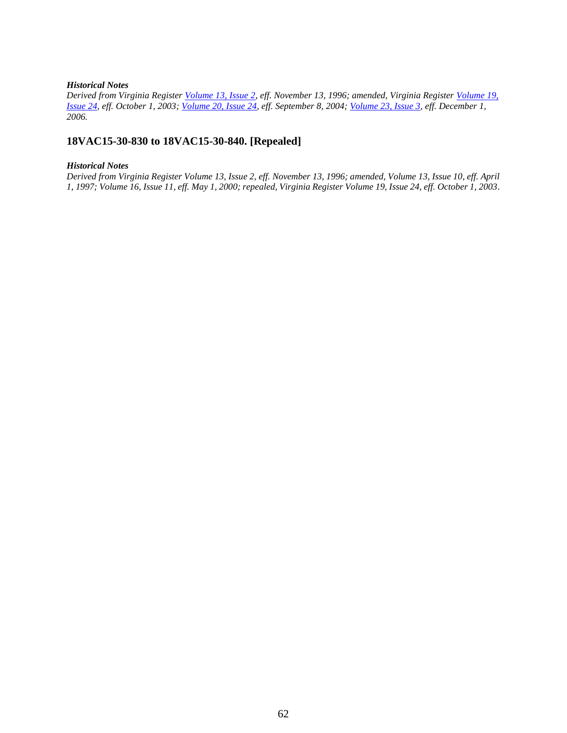***Historical Notes***

*Derived from Virginia Register [Volume 13, Issue 2](), eff. November 13, 1996; amended, Virginia Register [Volume 19, Issue 24](), eff. October 1, 2003; [Volume 20, Issue 24](), eff. September 8, 2004; [Volume 23, Issue 3](), eff. December 1, 2006.*

## 18VAC15-30-830 to 18VAC15-30-840. [Repealed]

***Historical Notes***

*Derived from Virginia Register Volume 13, Issue 2, eff. November 13, 1996; amended, Volume 13, Issue 10, eff. April 1, 1997; Volume 16, Issue 11, eff. May 1, 2000; repealed, Virginia Register Volume 19, Issue 24, eff. October 1, 2003.*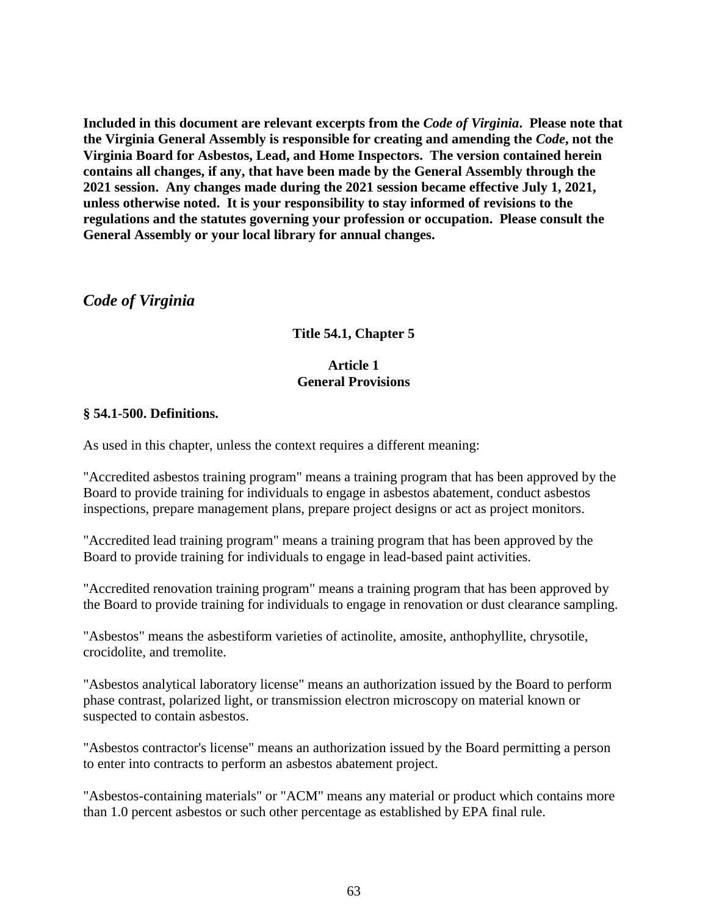**Included in this document are relevant excerpts from the *Code of Virginia*. Please note that the Virginia General Assembly is responsible for creating and amending the *Code*, not the Virginia Board for Asbestos, Lead, and Home Inspectors. The version contained herein contains all changes, if any, that have been made by the General Assembly through the 2021 session. Any changes made during the 2021 session became effective July 1, 2021, unless otherwise noted. It is your responsibility to stay informed of revisions to the regulations and the statutes governing your profession or occupation. Please consult the General Assembly or your local library for annual changes.**

## *Code of Virginia*

### Title 54.1, Chapter 5

### Article 1
### General Provisions

**§ 54.1-500. Definitions.**

As used in this chapter, unless the context requires a different meaning:

"Accredited asbestos training program" means a training program that has been approved by the Board to provide training for individuals to engage in asbestos abatement, conduct asbestos inspections, prepare management plans, prepare project designs or act as project monitors.

"Accredited lead training program" means a training program that has been approved by the Board to provide training for individuals to engage in lead-based paint activities.

"Accredited renovation training program" means a training program that has been approved by the Board to provide training for individuals to engage in renovation or dust clearance sampling.

"Asbestos" means the asbestiform varieties of actinolite, amosite, anthophyllite, chrysotile, crocidolite, and tremolite.

"Asbestos analytical laboratory license" means an authorization issued by the Board to perform phase contrast, polarized light, or transmission electron microscopy on material known or suspected to contain asbestos.

"Asbestos contractor's license" means an authorization issued by the Board permitting a person to enter into contracts to perform an asbestos abatement project.

"Asbestos-containing materials" or "ACM" means any material or product which contains more than 1.0 percent asbestos or such other percentage as established by EPA final rule.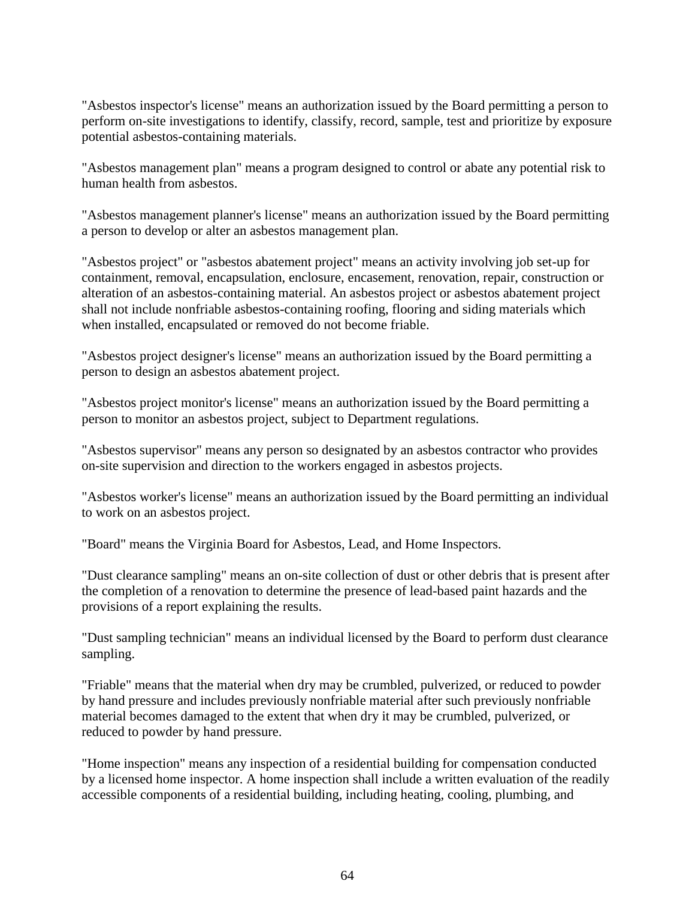"Asbestos inspector's license" means an authorization issued by the Board permitting a person to perform on-site investigations to identify, classify, record, sample, test and prioritize by exposure potential asbestos-containing materials.

"Asbestos management plan" means a program designed to control or abate any potential risk to human health from asbestos.

"Asbestos management planner's license" means an authorization issued by the Board permitting a person to develop or alter an asbestos management plan.

"Asbestos project" or "asbestos abatement project" means an activity involving job set-up for containment, removal, encapsulation, enclosure, encasement, renovation, repair, construction or alteration of an asbestos-containing material. An asbestos project or asbestos abatement project shall not include nonfriable asbestos-containing roofing, flooring and siding materials which when installed, encapsulated or removed do not become friable.

"Asbestos project designer's license" means an authorization issued by the Board permitting a person to design an asbestos abatement project.

"Asbestos project monitor's license" means an authorization issued by the Board permitting a person to monitor an asbestos project, subject to Department regulations.

"Asbestos supervisor" means any person so designated by an asbestos contractor who provides on-site supervision and direction to the workers engaged in asbestos projects.

"Asbestos worker's license" means an authorization issued by the Board permitting an individual to work on an asbestos project.

"Board" means the Virginia Board for Asbestos, Lead, and Home Inspectors.

"Dust clearance sampling" means an on-site collection of dust or other debris that is present after the completion of a renovation to determine the presence of lead-based paint hazards and the provisions of a report explaining the results.

"Dust sampling technician" means an individual licensed by the Board to perform dust clearance sampling.

"Friable" means that the material when dry may be crumbled, pulverized, or reduced to powder by hand pressure and includes previously nonfriable material after such previously nonfriable material becomes damaged to the extent that when dry it may be crumbled, pulverized, or reduced to powder by hand pressure.

"Home inspection" means any inspection of a residential building for compensation conducted by a licensed home inspector. A home inspection shall include a written evaluation of the readily accessible components of a residential building, including heating, cooling, plumbing, and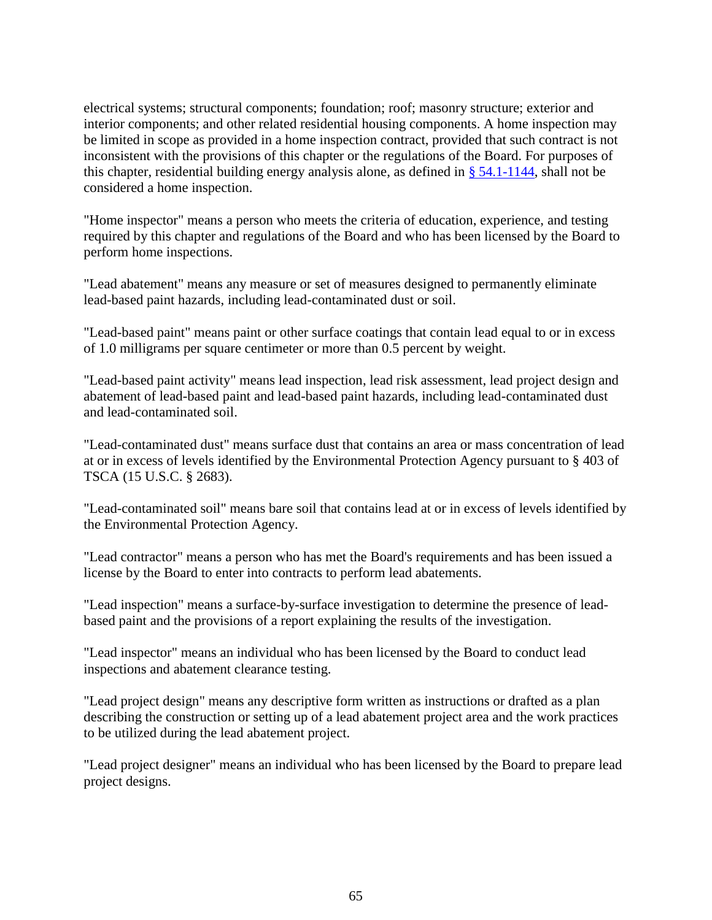electrical systems; structural components; foundation; roof; masonry structure; exterior and interior components; and other related residential housing components. A home inspection may be limited in scope as provided in a home inspection contract, provided that such contract is not inconsistent with the provisions of this chapter or the regulations of the Board. For purposes of this chapter, residential building energy analysis alone, as defined in § 54.1-1144, shall not be considered a home inspection.

"Home inspector" means a person who meets the criteria of education, experience, and testing required by this chapter and regulations of the Board and who has been licensed by the Board to perform home inspections.

"Lead abatement" means any measure or set of measures designed to permanently eliminate lead-based paint hazards, including lead-contaminated dust or soil.

"Lead-based paint" means paint or other surface coatings that contain lead equal to or in excess of 1.0 milligrams per square centimeter or more than 0.5 percent by weight.

"Lead-based paint activity" means lead inspection, lead risk assessment, lead project design and abatement of lead-based paint and lead-based paint hazards, including lead-contaminated dust and lead-contaminated soil.

"Lead-contaminated dust" means surface dust that contains an area or mass concentration of lead at or in excess of levels identified by the Environmental Protection Agency pursuant to § 403 of TSCA (15 U.S.C. § 2683).

"Lead-contaminated soil" means bare soil that contains lead at or in excess of levels identified by the Environmental Protection Agency.

"Lead contractor" means a person who has met the Board's requirements and has been issued a license by the Board to enter into contracts to perform lead abatements.

"Lead inspection" means a surface-by-surface investigation to determine the presence of lead-based paint and the provisions of a report explaining the results of the investigation.

"Lead inspector" means an individual who has been licensed by the Board to conduct lead inspections and abatement clearance testing.

"Lead project design" means any descriptive form written as instructions or drafted as a plan describing the construction or setting up of a lead abatement project area and the work practices to be utilized during the lead abatement project.

"Lead project designer" means an individual who has been licensed by the Board to prepare lead project designs.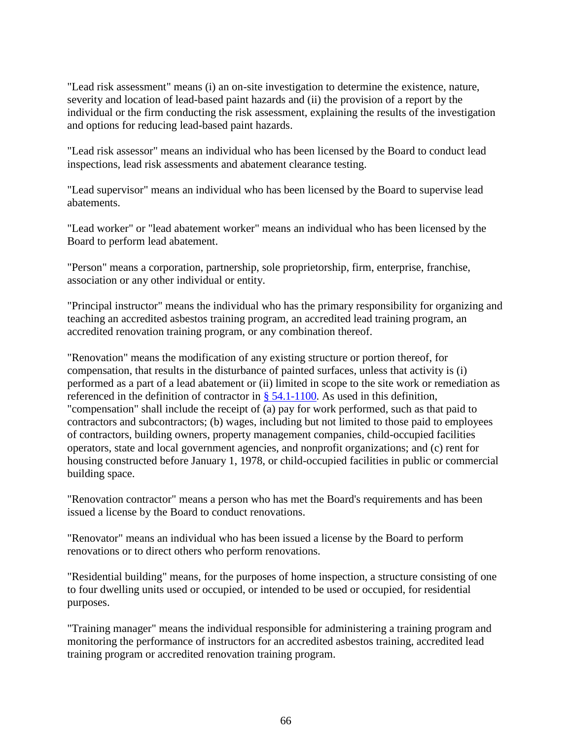"Lead risk assessment" means (i) an on-site investigation to determine the existence, nature, severity and location of lead-based paint hazards and (ii) the provision of a report by the individual or the firm conducting the risk assessment, explaining the results of the investigation and options for reducing lead-based paint hazards.

"Lead risk assessor" means an individual who has been licensed by the Board to conduct lead inspections, lead risk assessments and abatement clearance testing.

"Lead supervisor" means an individual who has been licensed by the Board to supervise lead abatements.

"Lead worker" or "lead abatement worker" means an individual who has been licensed by the Board to perform lead abatement.

"Person" means a corporation, partnership, sole proprietorship, firm, enterprise, franchise, association or any other individual or entity.

"Principal instructor" means the individual who has the primary responsibility for organizing and teaching an accredited asbestos training program, an accredited lead training program, an accredited renovation training program, or any combination thereof.

"Renovation" means the modification of any existing structure or portion thereof, for compensation, that results in the disturbance of painted surfaces, unless that activity is (i) performed as a part of a lead abatement or (ii) limited in scope to the site work or remediation as referenced in the definition of contractor in § 54.1-1100. As used in this definition, "compensation" shall include the receipt of (a) pay for work performed, such as that paid to contractors and subcontractors; (b) wages, including but not limited to those paid to employees of contractors, building owners, property management companies, child-occupied facilities operators, state and local government agencies, and nonprofit organizations; and (c) rent for housing constructed before January 1, 1978, or child-occupied facilities in public or commercial building space.

"Renovation contractor" means a person who has met the Board's requirements and has been issued a license by the Board to conduct renovations.

"Renovator" means an individual who has been issued a license by the Board to perform renovations or to direct others who perform renovations.

"Residential building" means, for the purposes of home inspection, a structure consisting of one to four dwelling units used or occupied, or intended to be used or occupied, for residential purposes.

"Training manager" means the individual responsible for administering a training program and monitoring the performance of instructors for an accredited asbestos training, accredited lead training program or accredited renovation training program.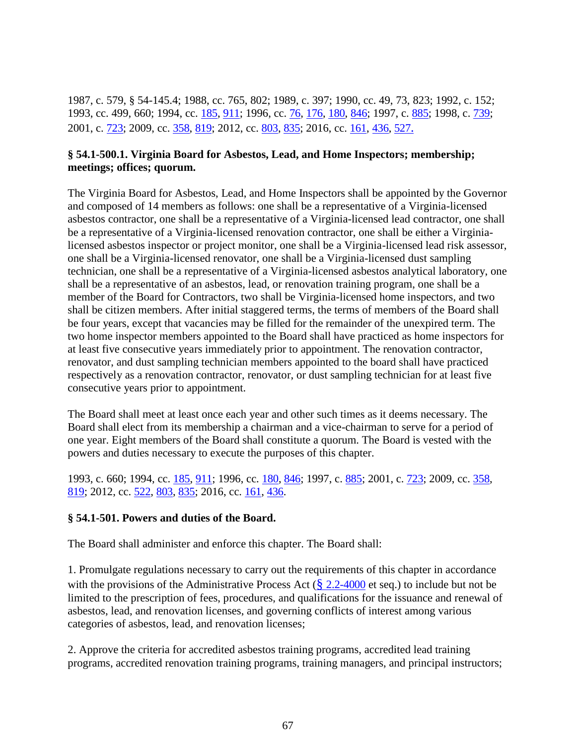1987, c. 579, § 54-145.4; 1988, cc. 765, 802; 1989, c. 397; 1990, cc. 49, 73, 823; 1992, c. 152; 1993, cc. 499, 660; 1994, cc. 185, 911; 1996, cc. 76, 176, 180, 846; 1997, c. 885; 1998, c. 739; 2001, c. 723; 2009, cc. 358, 819; 2012, cc. 803, 835; 2016, cc. 161, 436, 527.

### § 54.1-500.1. Virginia Board for Asbestos, Lead, and Home Inspectors; membership; meetings; offices; quorum.

The Virginia Board for Asbestos, Lead, and Home Inspectors shall be appointed by the Governor and composed of 14 members as follows: one shall be a representative of a Virginia-licensed asbestos contractor, one shall be a representative of a Virginia-licensed lead contractor, one shall be a representative of a Virginia-licensed renovation contractor, one shall be either a Virginia-licensed asbestos inspector or project monitor, one shall be a Virginia-licensed lead risk assessor, one shall be a Virginia-licensed renovator, one shall be a Virginia-licensed dust sampling technician, one shall be a representative of a Virginia-licensed asbestos analytical laboratory, one shall be a representative of an asbestos, lead, or renovation training program, one shall be a member of the Board for Contractors, two shall be Virginia-licensed home inspectors, and two shall be citizen members. After initial staggered terms, the terms of members of the Board shall be four years, except that vacancies may be filled for the remainder of the unexpired term. The two home inspector members appointed to the Board shall have practiced as home inspectors for at least five consecutive years immediately prior to appointment. The renovation contractor, renovator, and dust sampling technician members appointed to the board shall have practiced respectively as a renovation contractor, renovator, or dust sampling technician for at least five consecutive years prior to appointment.

The Board shall meet at least once each year and other such times as it deems necessary. The Board shall elect from its membership a chairman and a vice-chairman to serve for a period of one year. Eight members of the Board shall constitute a quorum. The Board is vested with the powers and duties necessary to execute the purposes of this chapter.

1993, c. 660; 1994, cc. 185, 911; 1996, cc. 180, 846; 1997, c. 885; 2001, c. 723; 2009, cc. 358, 819; 2012, cc. 522, 803, 835; 2016, cc. 161, 436.

### § 54.1-501. Powers and duties of the Board.

The Board shall administer and enforce this chapter. The Board shall:

1. Promulgate regulations necessary to carry out the requirements of this chapter in accordance with the provisions of the Administrative Process Act (§ 2.2-4000 et seq.) to include but not be limited to the prescription of fees, procedures, and qualifications for the issuance and renewal of asbestos, lead, and renovation licenses, and governing conflicts of interest among various categories of asbestos, lead, and renovation licenses;

2. Approve the criteria for accredited asbestos training programs, accredited lead training programs, accredited renovation training programs, training managers, and principal instructors;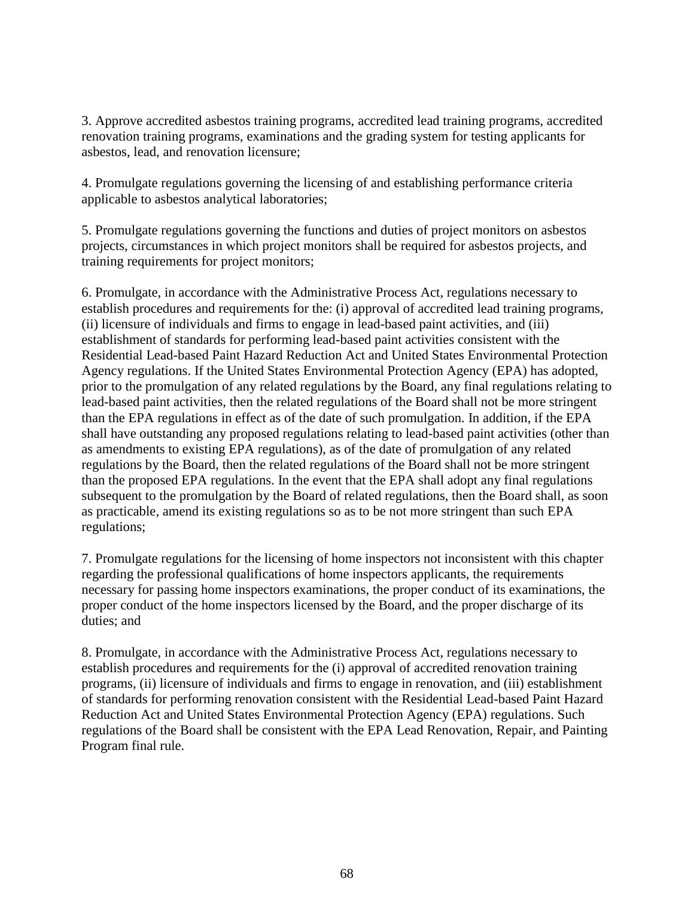3. Approve accredited asbestos training programs, accredited lead training programs, accredited renovation training programs, examinations and the grading system for testing applicants for asbestos, lead, and renovation licensure;

4. Promulgate regulations governing the licensing of and establishing performance criteria applicable to asbestos analytical laboratories;

5. Promulgate regulations governing the functions and duties of project monitors on asbestos projects, circumstances in which project monitors shall be required for asbestos projects, and training requirements for project monitors;

6. Promulgate, in accordance with the Administrative Process Act, regulations necessary to establish procedures and requirements for the: (i) approval of accredited lead training programs, (ii) licensure of individuals and firms to engage in lead-based paint activities, and (iii) establishment of standards for performing lead-based paint activities consistent with the Residential Lead-based Paint Hazard Reduction Act and United States Environmental Protection Agency regulations. If the United States Environmental Protection Agency (EPA) has adopted, prior to the promulgation of any related regulations by the Board, any final regulations relating to lead-based paint activities, then the related regulations of the Board shall not be more stringent than the EPA regulations in effect as of the date of such promulgation. In addition, if the EPA shall have outstanding any proposed regulations relating to lead-based paint activities (other than as amendments to existing EPA regulations), as of the date of promulgation of any related regulations by the Board, then the related regulations of the Board shall not be more stringent than the proposed EPA regulations. In the event that the EPA shall adopt any final regulations subsequent to the promulgation by the Board of related regulations, then the Board shall, as soon as practicable, amend its existing regulations so as to be not more stringent than such EPA regulations;

7. Promulgate regulations for the licensing of home inspectors not inconsistent with this chapter regarding the professional qualifications of home inspectors applicants, the requirements necessary for passing home inspectors examinations, the proper conduct of its examinations, the proper conduct of the home inspectors licensed by the Board, and the proper discharge of its duties; and

8. Promulgate, in accordance with the Administrative Process Act, regulations necessary to establish procedures and requirements for the (i) approval of accredited renovation training programs, (ii) licensure of individuals and firms to engage in renovation, and (iii) establishment of standards for performing renovation consistent with the Residential Lead-based Paint Hazard Reduction Act and United States Environmental Protection Agency (EPA) regulations. Such regulations of the Board shall be consistent with the EPA Lead Renovation, Repair, and Painting Program final rule.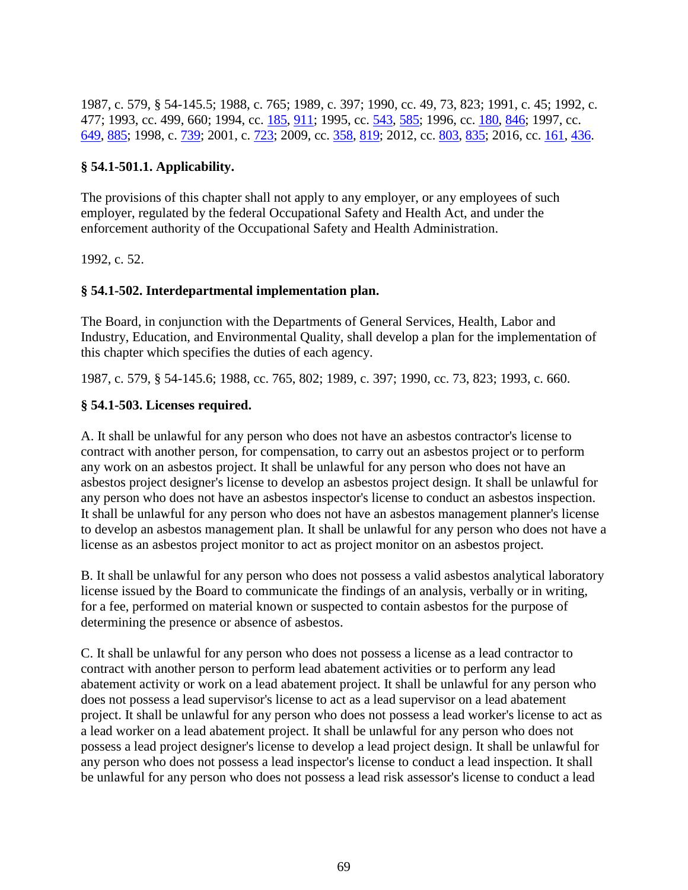1987, c. 579, § 54-145.5; 1988, c. 765; 1989, c. 397; 1990, cc. 49, 73, 823; 1991, c. 45; 1992, c. 477; 1993, cc. 499, 660; 1994, cc. 185, 911; 1995, cc. 543, 585; 1996, cc. 180, 846; 1997, cc. 649, 885; 1998, c. 739; 2001, c. 723; 2009, cc. 358, 819; 2012, cc. 803, 835; 2016, cc. 161, 436.

### § 54.1-501.1. Applicability.

The provisions of this chapter shall not apply to any employer, or any employees of such employer, regulated by the federal Occupational Safety and Health Act, and under the enforcement authority of the Occupational Safety and Health Administration.

1992, c. 52.

### § 54.1-502. Interdepartmental implementation plan.

The Board, in conjunction with the Departments of General Services, Health, Labor and Industry, Education, and Environmental Quality, shall develop a plan for the implementation of this chapter which specifies the duties of each agency.

1987, c. 579, § 54-145.6; 1988, cc. 765, 802; 1989, c. 397; 1990, cc. 73, 823; 1993, c. 660.

### § 54.1-503. Licenses required.

A. It shall be unlawful for any person who does not have an asbestos contractor's license to contract with another person, for compensation, to carry out an asbestos project or to perform any work on an asbestos project. It shall be unlawful for any person who does not have an asbestos project designer's license to develop an asbestos project design. It shall be unlawful for any person who does not have an asbestos inspector's license to conduct an asbestos inspection. It shall be unlawful for any person who does not have an asbestos management planner's license to develop an asbestos management plan. It shall be unlawful for any person who does not have a license as an asbestos project monitor to act as project monitor on an asbestos project.

B. It shall be unlawful for any person who does not possess a valid asbestos analytical laboratory license issued by the Board to communicate the findings of an analysis, verbally or in writing, for a fee, performed on material known or suspected to contain asbestos for the purpose of determining the presence or absence of asbestos.

C. It shall be unlawful for any person who does not possess a license as a lead contractor to contract with another person to perform lead abatement activities or to perform any lead abatement activity or work on a lead abatement project. It shall be unlawful for any person who does not possess a lead supervisor's license to act as a lead supervisor on a lead abatement project. It shall be unlawful for any person who does not possess a lead worker's license to act as a lead worker on a lead abatement project. It shall be unlawful for any person who does not possess a lead project designer's license to develop a lead project design. It shall be unlawful for any person who does not possess a lead inspector's license to conduct a lead inspection. It shall be unlawful for any person who does not possess a lead risk assessor's license to conduct a lead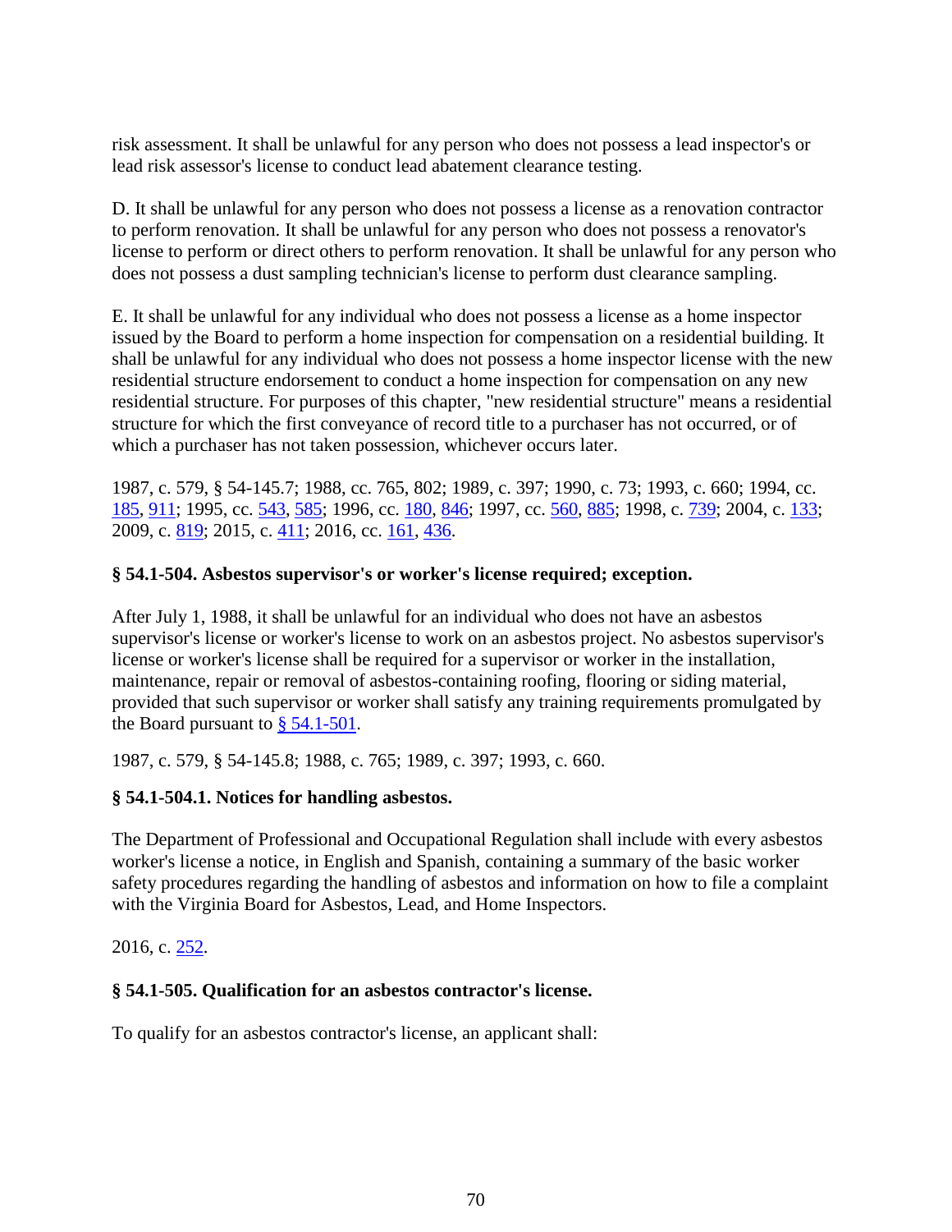risk assessment. It shall be unlawful for any person who does not possess a lead inspector's or lead risk assessor's license to conduct lead abatement clearance testing.

D. It shall be unlawful for any person who does not possess a license as a renovation contractor to perform renovation. It shall be unlawful for any person who does not possess a renovator's license to perform or direct others to perform renovation. It shall be unlawful for any person who does not possess a dust sampling technician's license to perform dust clearance sampling.

E. It shall be unlawful for any individual who does not possess a license as a home inspector issued by the Board to perform a home inspection for compensation on a residential building. It shall be unlawful for any individual who does not possess a home inspector license with the new residential structure endorsement to conduct a home inspection for compensation on any new residential structure. For purposes of this chapter, "new residential structure" means a residential structure for which the first conveyance of record title to a purchaser has not occurred, or of which a purchaser has not taken possession, whichever occurs later.

1987, c. 579, § 54-145.7; 1988, cc. 765, 802; 1989, c. 397; 1990, c. 73; 1993, c. 660; 1994, cc. 185, 911; 1995, cc. 543, 585; 1996, cc. 180, 846; 1997, cc. 560, 885; 1998, c. 739; 2004, c. 133; 2009, c. 819; 2015, c. 411; 2016, cc. 161, 436.

**§ 54.1-504. Asbestos supervisor's or worker's license required; exception.**

After July 1, 1988, it shall be unlawful for an individual who does not have an asbestos supervisor's license or worker's license to work on an asbestos project. No asbestos supervisor's license or worker's license shall be required for a supervisor or worker in the installation, maintenance, repair or removal of asbestos-containing roofing, flooring or siding material, provided that such supervisor or worker shall satisfy any training requirements promulgated by the Board pursuant to § 54.1-501.

1987, c. 579, § 54-145.8; 1988, c. 765; 1989, c. 397; 1993, c. 660.

**§ 54.1-504.1. Notices for handling asbestos.**

The Department of Professional and Occupational Regulation shall include with every asbestos worker's license a notice, in English and Spanish, containing a summary of the basic worker safety procedures regarding the handling of asbestos and information on how to file a complaint with the Virginia Board for Asbestos, Lead, and Home Inspectors.

2016, c. 252.

**§ 54.1-505. Qualification for an asbestos contractor's license.**

To qualify for an asbestos contractor's license, an applicant shall: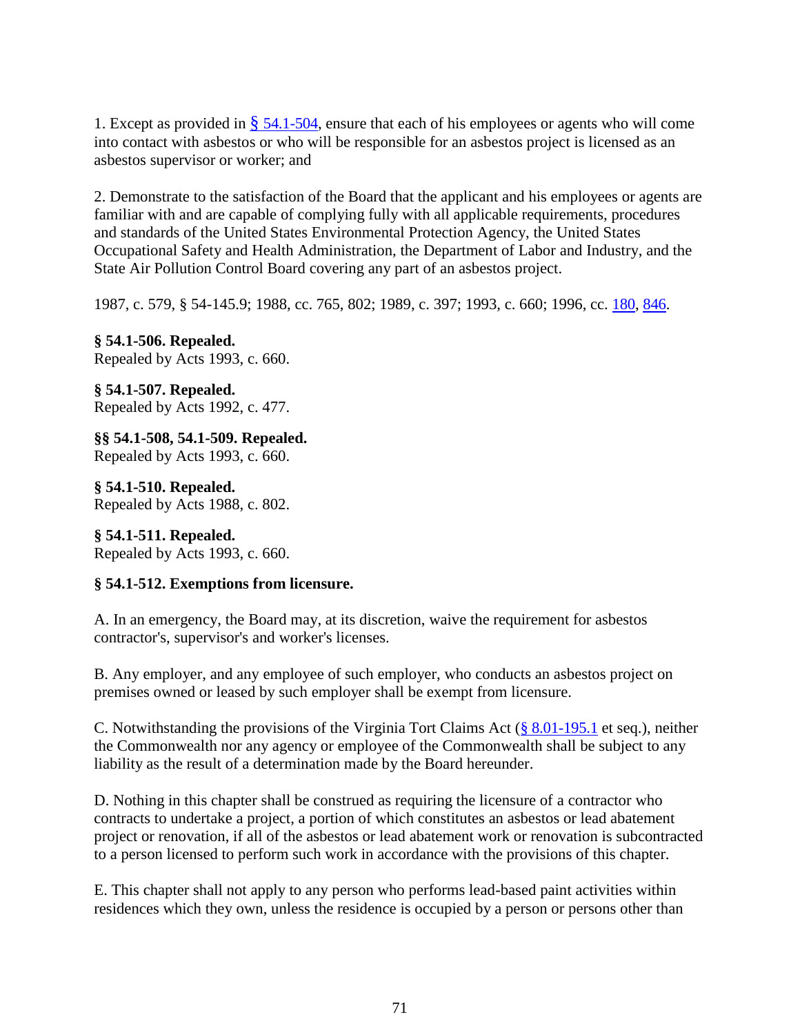1. Except as provided in § 54.1-504, ensure that each of his employees or agents who will come into contact with asbestos or who will be responsible for an asbestos project is licensed as an asbestos supervisor or worker; and

2. Demonstrate to the satisfaction of the Board that the applicant and his employees or agents are familiar with and are capable of complying fully with all applicable requirements, procedures and standards of the United States Environmental Protection Agency, the United States Occupational Safety and Health Administration, the Department of Labor and Industry, and the State Air Pollution Control Board covering any part of an asbestos project.

1987, c. 579, § 54-145.9; 1988, cc. 765, 802; 1989, c. 397; 1993, c. 660; 1996, cc. 180, 846.

**§ 54.1-506. Repealed.**
Repealed by Acts 1993, c. 660.

**§ 54.1-507. Repealed.**
Repealed by Acts 1992, c. 477.

**§§ 54.1-508, 54.1-509. Repealed.**
Repealed by Acts 1993, c. 660.

**§ 54.1-510. Repealed.**
Repealed by Acts 1988, c. 802.

**§ 54.1-511. Repealed.**
Repealed by Acts 1993, c. 660.

**§ 54.1-512. Exemptions from licensure.**

A. In an emergency, the Board may, at its discretion, waive the requirement for asbestos contractor's, supervisor's and worker's licenses.

B. Any employer, and any employee of such employer, who conducts an asbestos project on premises owned or leased by such employer shall be exempt from licensure.

C. Notwithstanding the provisions of the Virginia Tort Claims Act (§ 8.01-195.1 et seq.), neither the Commonwealth nor any agency or employee of the Commonwealth shall be subject to any liability as the result of a determination made by the Board hereunder.

D. Nothing in this chapter shall be construed as requiring the licensure of a contractor who contracts to undertake a project, a portion of which constitutes an asbestos or lead abatement project or renovation, if all of the asbestos or lead abatement work or renovation is subcontracted to a person licensed to perform such work in accordance with the provisions of this chapter.

E. This chapter shall not apply to any person who performs lead-based paint activities within residences which they own, unless the residence is occupied by a person or persons other than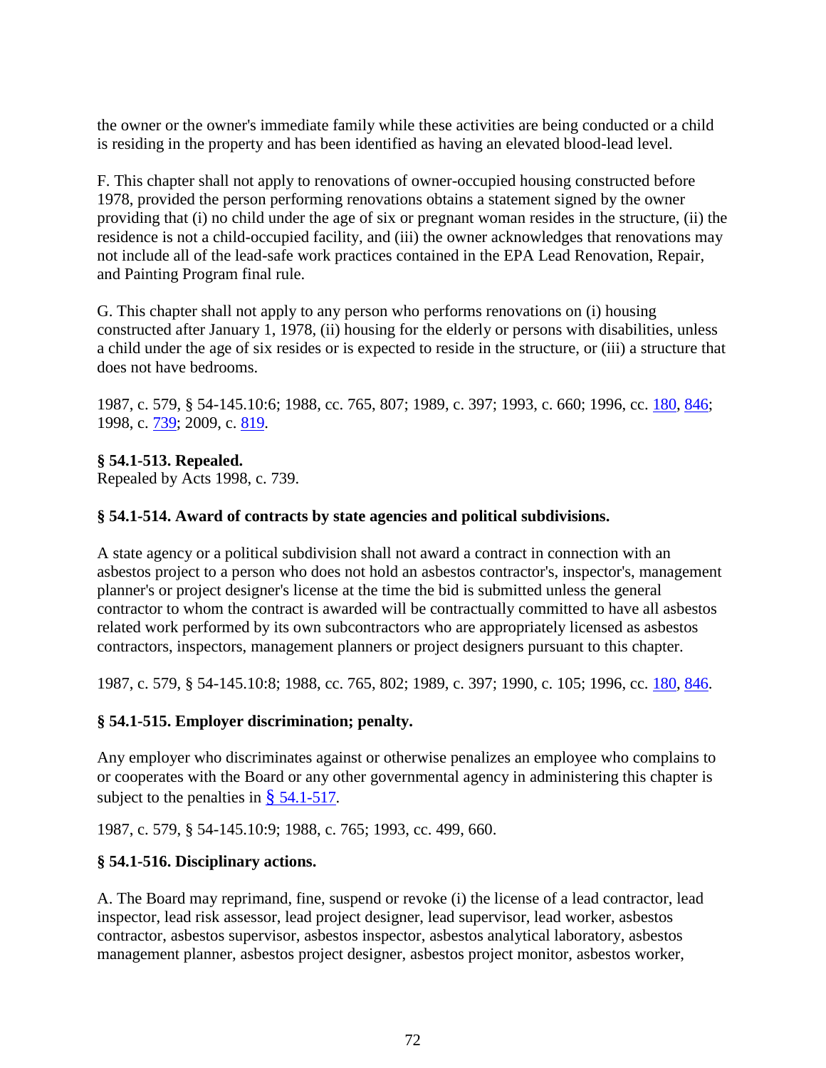the owner or the owner's immediate family while these activities are being conducted or a child is residing in the property and has been identified as having an elevated blood-lead level.

F. This chapter shall not apply to renovations of owner-occupied housing constructed before 1978, provided the person performing renovations obtains a statement signed by the owner providing that (i) no child under the age of six or pregnant woman resides in the structure, (ii) the residence is not a child-occupied facility, and (iii) the owner acknowledges that renovations may not include all of the lead-safe work practices contained in the EPA Lead Renovation, Repair, and Painting Program final rule.

G. This chapter shall not apply to any person who performs renovations on (i) housing constructed after January 1, 1978, (ii) housing for the elderly or persons with disabilities, unless a child under the age of six resides or is expected to reside in the structure, or (iii) a structure that does not have bedrooms.

1987, c. 579, § 54-145.10:6; 1988, cc. 765, 807; 1989, c. 397; 1993, c. 660; 1996, cc. 180, 846; 1998, c. 739; 2009, c. 819.

**§ 54.1-513. Repealed.**
Repealed by Acts 1998, c. 739.

**§ 54.1-514. Award of contracts by state agencies and political subdivisions.**

A state agency or a political subdivision shall not award a contract in connection with an asbestos project to a person who does not hold an asbestos contractor's, inspector's, management planner's or project designer's license at the time the bid is submitted unless the general contractor to whom the contract is awarded will be contractually committed to have all asbestos related work performed by its own subcontractors who are appropriately licensed as asbestos contractors, inspectors, management planners or project designers pursuant to this chapter.

1987, c. 579, § 54-145.10:8; 1988, cc. 765, 802; 1989, c. 397; 1990, c. 105; 1996, cc. 180, 846.

**§ 54.1-515. Employer discrimination; penalty.**

Any employer who discriminates against or otherwise penalizes an employee who complains to or cooperates with the Board or any other governmental agency in administering this chapter is subject to the penalties in § 54.1-517.

1987, c. 579, § 54-145.10:9; 1988, c. 765; 1993, cc. 499, 660.

**§ 54.1-516. Disciplinary actions.**

A. The Board may reprimand, fine, suspend or revoke (i) the license of a lead contractor, lead inspector, lead risk assessor, lead project designer, lead supervisor, lead worker, asbestos contractor, asbestos supervisor, asbestos inspector, asbestos analytical laboratory, asbestos management planner, asbestos project designer, asbestos project monitor, asbestos worker,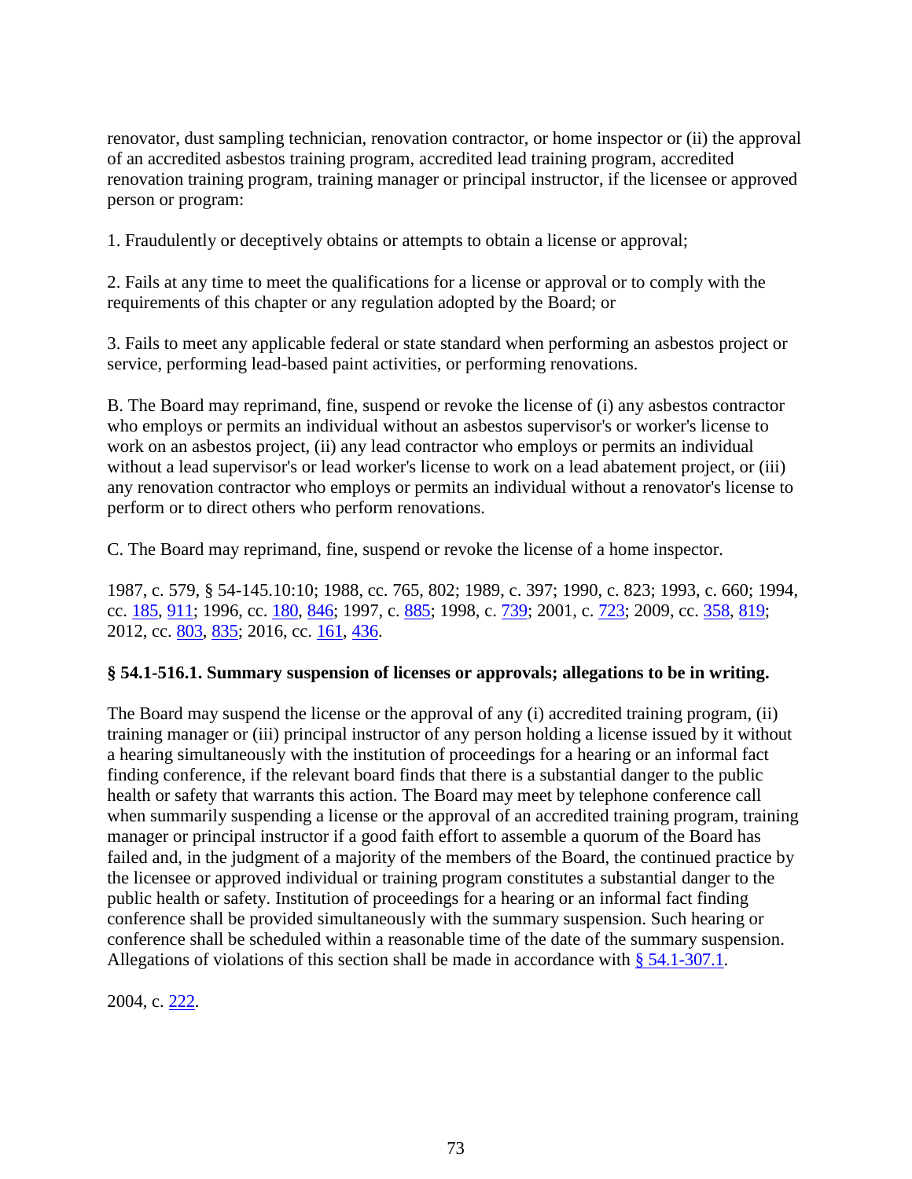renovator, dust sampling technician, renovation contractor, or home inspector or (ii) the approval of an accredited asbestos training program, accredited lead training program, accredited renovation training program, training manager or principal instructor, if the licensee or approved person or program:

1. Fraudulently or deceptively obtains or attempts to obtain a license or approval;

2. Fails at any time to meet the qualifications for a license or approval or to comply with the requirements of this chapter or any regulation adopted by the Board; or

3. Fails to meet any applicable federal or state standard when performing an asbestos project or service, performing lead-based paint activities, or performing renovations.

B. The Board may reprimand, fine, suspend or revoke the license of (i) any asbestos contractor who employs or permits an individual without an asbestos supervisor's or worker's license to work on an asbestos project, (ii) any lead contractor who employs or permits an individual without a lead supervisor's or lead worker's license to work on a lead abatement project, or (iii) any renovation contractor who employs or permits an individual without a renovator's license to perform or to direct others who perform renovations.

C. The Board may reprimand, fine, suspend or revoke the license of a home inspector.

1987, c. 579, § 54-145.10:10; 1988, cc. 765, 802; 1989, c. 397; 1990, c. 823; 1993, c. 660; 1994, cc. 185, 911; 1996, cc. 180, 846; 1997, c. 885; 1998, c. 739; 2001, c. 723; 2009, cc. 358, 819; 2012, cc. 803, 835; 2016, cc. 161, 436.

**§ 54.1-516.1. Summary suspension of licenses or approvals; allegations to be in writing.**

The Board may suspend the license or the approval of any (i) accredited training program, (ii) training manager or (iii) principal instructor of any person holding a license issued by it without a hearing simultaneously with the institution of proceedings for a hearing or an informal fact finding conference, if the relevant board finds that there is a substantial danger to the public health or safety that warrants this action. The Board may meet by telephone conference call when summarily suspending a license or the approval of an accredited training program, training manager or principal instructor if a good faith effort to assemble a quorum of the Board has failed and, in the judgment of a majority of the members of the Board, the continued practice by the licensee or approved individual or training program constitutes a substantial danger to the public health or safety. Institution of proceedings for a hearing or an informal fact finding conference shall be provided simultaneously with the summary suspension. Such hearing or conference shall be scheduled within a reasonable time of the date of the summary suspension. Allegations of violations of this section shall be made in accordance with § 54.1-307.1.

2004, c. 222.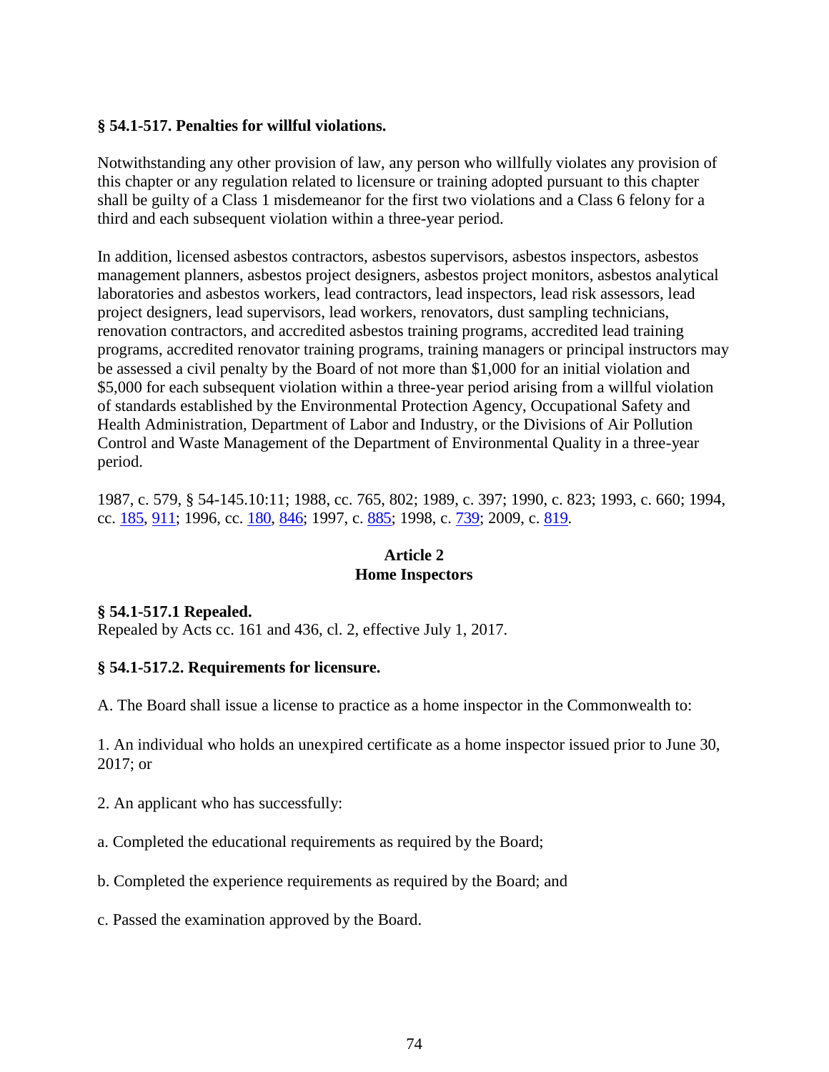**§ 54.1-517. Penalties for willful violations.**

Notwithstanding any other provision of law, any person who willfully violates any provision of this chapter or any regulation related to licensure or training adopted pursuant to this chapter shall be guilty of a Class 1 misdemeanor for the first two violations and a Class 6 felony for a third and each subsequent violation within a three-year period.

In addition, licensed asbestos contractors, asbestos supervisors, asbestos inspectors, asbestos management planners, asbestos project designers, asbestos project monitors, asbestos analytical laboratories and asbestos workers, lead contractors, lead inspectors, lead risk assessors, lead project designers, lead supervisors, lead workers, renovators, dust sampling technicians, renovation contractors, and accredited asbestos training programs, accredited lead training programs, accredited renovator training programs, training managers or principal instructors may be assessed a civil penalty by the Board of not more than $1,000 for an initial violation and $5,000 for each subsequent violation within a three-year period arising from a willful violation of standards established by the Environmental Protection Agency, Occupational Safety and Health Administration, Department of Labor and Industry, or the Divisions of Air Pollution Control and Waste Management of the Department of Environmental Quality in a three-year period.

1987, c. 579, § 54-145.10:11; 1988, cc. 765, 802; 1989, c. 397; 1990, c. 823; 1993, c. 660; 1994, cc. 185, 911; 1996, cc. 180, 846; 1997, c. 885; 1998, c. 739; 2009, c. 819.

**Article 2**
**Home Inspectors**

**§ 54.1-517.1 Repealed.**
Repealed by Acts cc. 161 and 436, cl. 2, effective July 1, 2017.

**§ 54.1-517.2. Requirements for licensure.**

A. The Board shall issue a license to practice as a home inspector in the Commonwealth to:

1. An individual who holds an unexpired certificate as a home inspector issued prior to June 30, 2017; or

2. An applicant who has successfully:

a. Completed the educational requirements as required by the Board;

b. Completed the experience requirements as required by the Board; and

c. Passed the examination approved by the Board.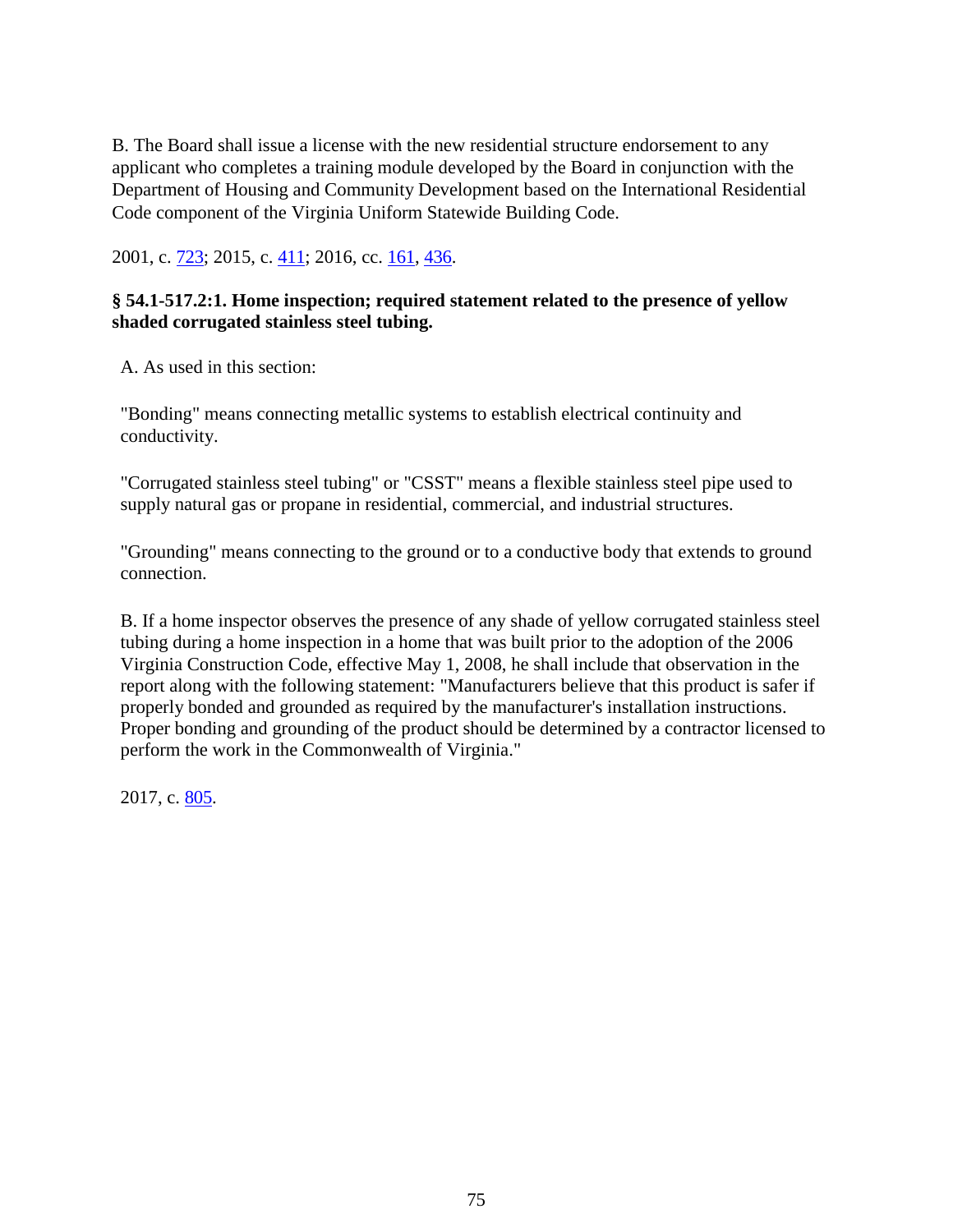B. The Board shall issue a license with the new residential structure endorsement to any applicant who completes a training module developed by the Board in conjunction with the Department of Housing and Community Development based on the International Residential Code component of the Virginia Uniform Statewide Building Code.

2001, c. 723; 2015, c. 411; 2016, cc. 161, 436.

**§ 54.1-517.2:1. Home inspection; required statement related to the presence of yellow shaded corrugated stainless steel tubing.**

A. As used in this section:

"Bonding" means connecting metallic systems to establish electrical continuity and conductivity.

"Corrugated stainless steel tubing" or "CSST" means a flexible stainless steel pipe used to supply natural gas or propane in residential, commercial, and industrial structures.

"Grounding" means connecting to the ground or to a conductive body that extends to ground connection.

B. If a home inspector observes the presence of any shade of yellow corrugated stainless steel tubing during a home inspection in a home that was built prior to the adoption of the 2006 Virginia Construction Code, effective May 1, 2008, he shall include that observation in the report along with the following statement: "Manufacturers believe that this product is safer if properly bonded and grounded as required by the manufacturer's installation instructions. Proper bonding and grounding of the product should be determined by a contractor licensed to perform the work in the Commonwealth of Virginia."

2017, c. 805.